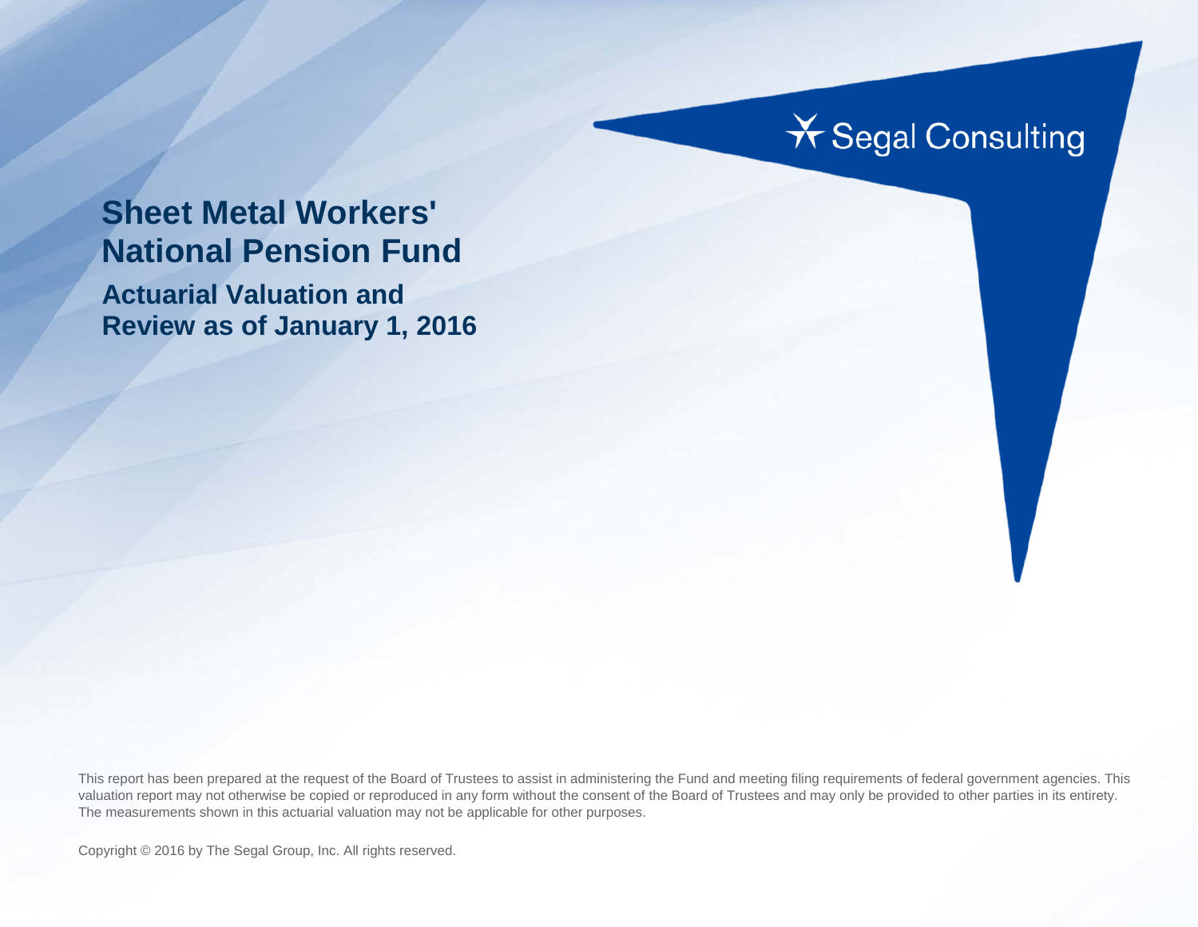Segal Consulting

# Sheet Metal Workers' National Pension Fund

## Actuarial Valuation and Review as of January 1, 2016

This report has been prepared at the request of the Board of Trustees to assist in administering the Fund and meeting filing requirements of federal government agencies. This valuation report may not otherwise be copied or reproduced in any form without the consent of the Board of Trustees and may only be provided to other parties in its entirety. The measurements shown in this actuarial valuation may not be applicable for other purposes.

Copyright © 2016 by The Segal Group, Inc. All rights reserved.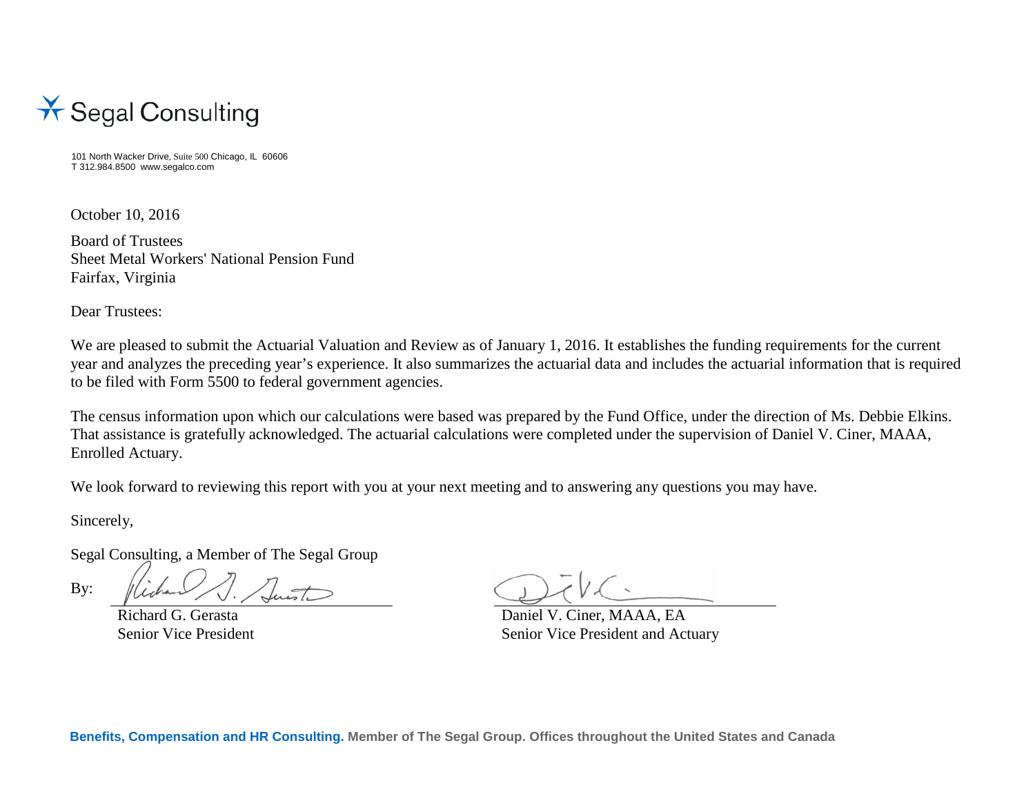Segal Consulting

101 North Wacker Drive, Suite 500 Chicago, IL 60606
T 312.984.8500 www.segalco.com

October 10, 2016

Board of Trustees
Sheet Metal Workers' National Pension Fund
Fairfax, Virginia

Dear Trustees:

We are pleased to submit the Actuarial Valuation and Review as of January 1, 2016. It establishes the funding requirements for the current year and analyzes the preceding year's experience. It also summarizes the actuarial data and includes the actuarial information that is required to be filed with Form 5500 to federal government agencies.

The census information upon which our calculations were based was prepared by the Fund Office, under the direction of Ms. Debbie Elkins. That assistance is gratefully acknowledged. The actuarial calculations were completed under the supervision of Daniel V. Ciner, MAAA, Enrolled Actuary.

We look forward to reviewing this report with you at your next meeting and to answering any questions you may have.

Sincerely,

Segal Consulting, a Member of The Segal Group

By:

Richard G. Gerasta
Senior Vice President

Daniel V. Ciner, MAAA, EA
Senior Vice President and Actuary

**Benefits, Compensation and HR Consulting.** Member of The Segal Group. Offices throughout the United States and Canada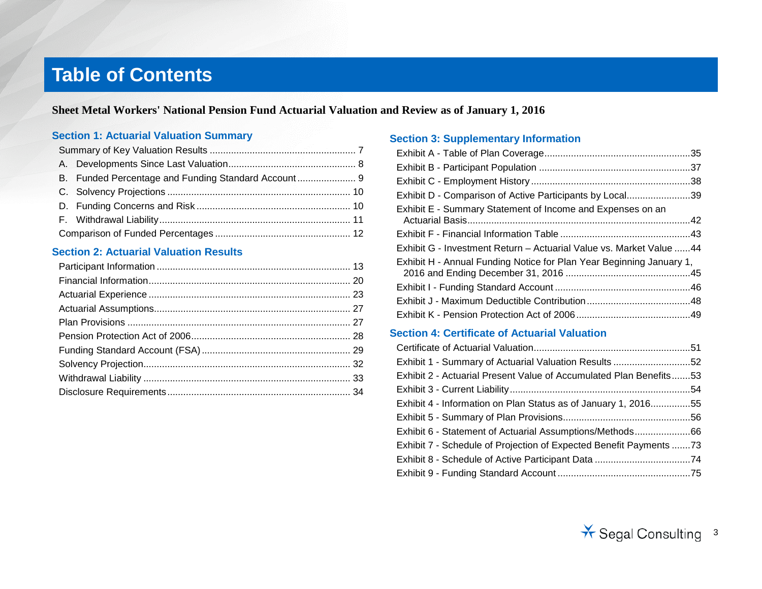# Table of Contents

**Sheet Metal Workers' National Pension Fund Actuarial Valuation and Review as of January 1, 2016**

## Section 1: Actuarial Valuation Summary

- Summary of Key Valuation Results ... 7
- A. Developments Since Last Valuation ... 8
- B. Funded Percentage and Funding Standard Account ... 9
- C. Solvency Projections ... 10
- D. Funding Concerns and Risk ... 10
- F. Withdrawal Liability ... 11
- Comparison of Funded Percentages ... 12

## Section 2: Actuarial Valuation Results

- Participant Information ... 13
- Financial Information ... 20
- Actuarial Experience ... 23
- Actuarial Assumptions ... 27
- Plan Provisions ... 27
- Pension Protection Act of 2006 ... 28
- Funding Standard Account (FSA) ... 29
- Solvency Projection ... 32
- Withdrawal Liability ... 33
- Disclosure Requirements ... 34

## Section 3: Supplementary Information

- Exhibit A - Table of Plan Coverage ... 35
- Exhibit B - Participant Population ... 37
- Exhibit C - Employment History ... 38
- Exhibit D - Comparison of Active Participants by Local ... 39
- Exhibit E - Summary Statement of Income and Expenses on an Actuarial Basis ... 42
- Exhibit F - Financial Information Table ... 43
- Exhibit G - Investment Return – Actuarial Value vs. Market Value ... 44
- Exhibit H - Annual Funding Notice for Plan Year Beginning January 1, 2016 and Ending December 31, 2016 ... 45
- Exhibit I - Funding Standard Account ... 46
- Exhibit J - Maximum Deductible Contribution ... 48
- Exhibit K - Pension Protection Act of 2006 ... 49

## Section 4: Certificate of Actuarial Valuation

- Certificate of Actuarial Valuation ... 51
- Exhibit 1 - Summary of Actuarial Valuation Results ... 52
- Exhibit 2 - Actuarial Present Value of Accumulated Plan Benefits ... 53
- Exhibit 3 - Current Liability ... 54
- Exhibit 4 - Information on Plan Status as of January 1, 2016 ... 55
- Exhibit 5 - Summary of Plan Provisions ... 56
- Exhibit 6 - Statement of Actuarial Assumptions/Methods ... 66
- Exhibit 7 - Schedule of Projection of Expected Benefit Payments ... 73
- Exhibit 8 - Schedule of Active Participant Data ... 74
- Exhibit 9 - Funding Standard Account ... 75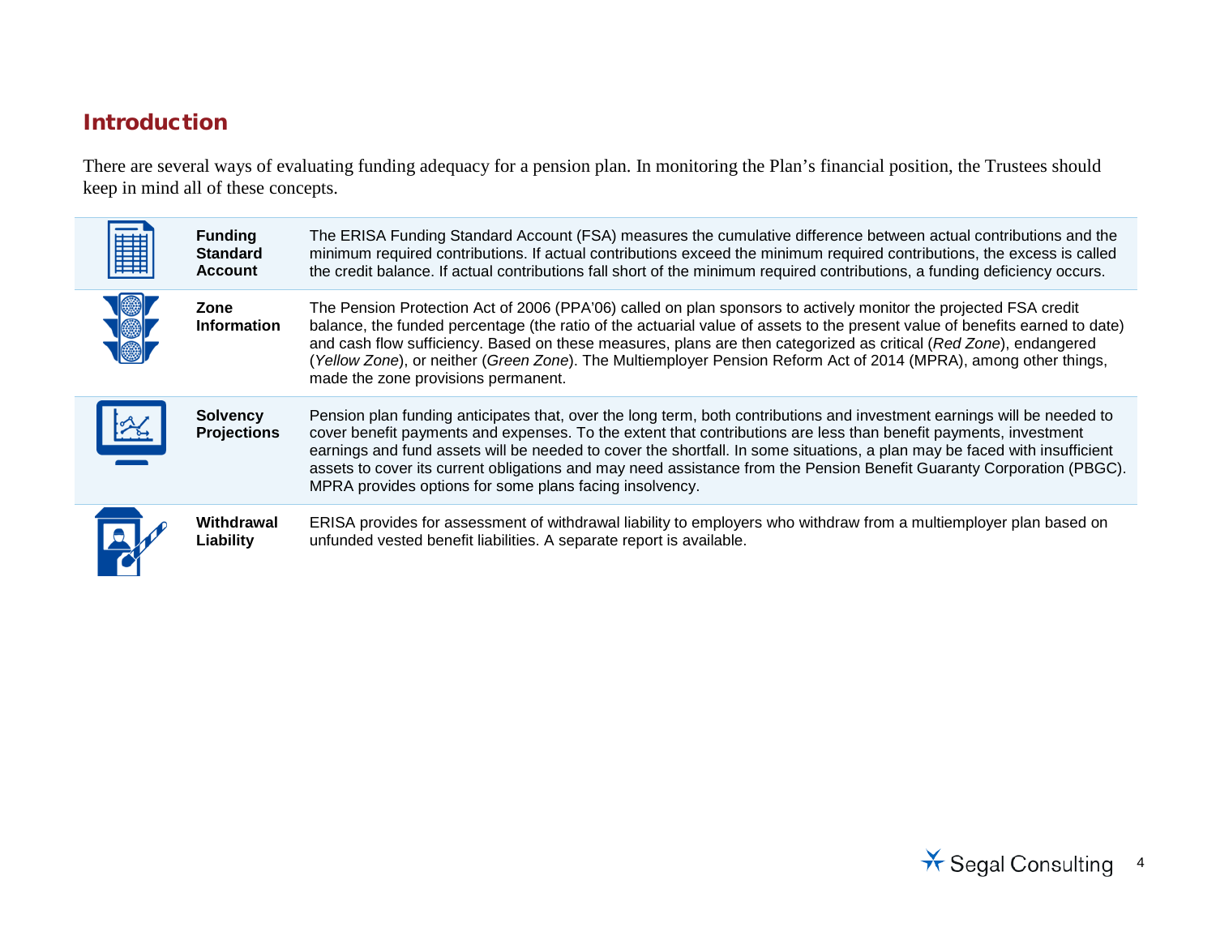## Introduction

There are several ways of evaluating funding adequacy for a pension plan. In monitoring the Plan's financial position, the Trustees should keep in mind all of these concepts.

| | | |
|---|---|---|
| | **Funding Standard Account** | The ERISA Funding Standard Account (FSA) measures the cumulative difference between actual contributions and the minimum required contributions. If actual contributions exceed the minimum required contributions, the excess is called the credit balance. If actual contributions fall short of the minimum required contributions, a funding deficiency occurs. |
| | **Zone Information** | The Pension Protection Act of 2006 (PPA'06) called on plan sponsors to actively monitor the projected FSA credit balance, the funded percentage (the ratio of the actuarial value of assets to the present value of benefits earned to date) and cash flow sufficiency. Based on these measures, plans are then categorized as critical (*Red Zone*), endangered (*Yellow Zone*), or neither (*Green Zone*). The Multiemployer Pension Reform Act of 2014 (MPRA), among other things, made the zone provisions permanent. |
| | **Solvency Projections** | Pension plan funding anticipates that, over the long term, both contributions and investment earnings will be needed to cover benefit payments and expenses. To the extent that contributions are less than benefit payments, investment earnings and fund assets will be needed to cover the shortfall. In some situations, a plan may be faced with insufficient assets to cover its current obligations and may need assistance from the Pension Benefit Guaranty Corporation (PBGC). MPRA provides options for some plans facing insolvency. |
| | **Withdrawal Liability** | ERISA provides for assessment of withdrawal liability to employers who withdraw from a multiemployer plan based on unfunded vested benefit liabilities. A separate report is available. |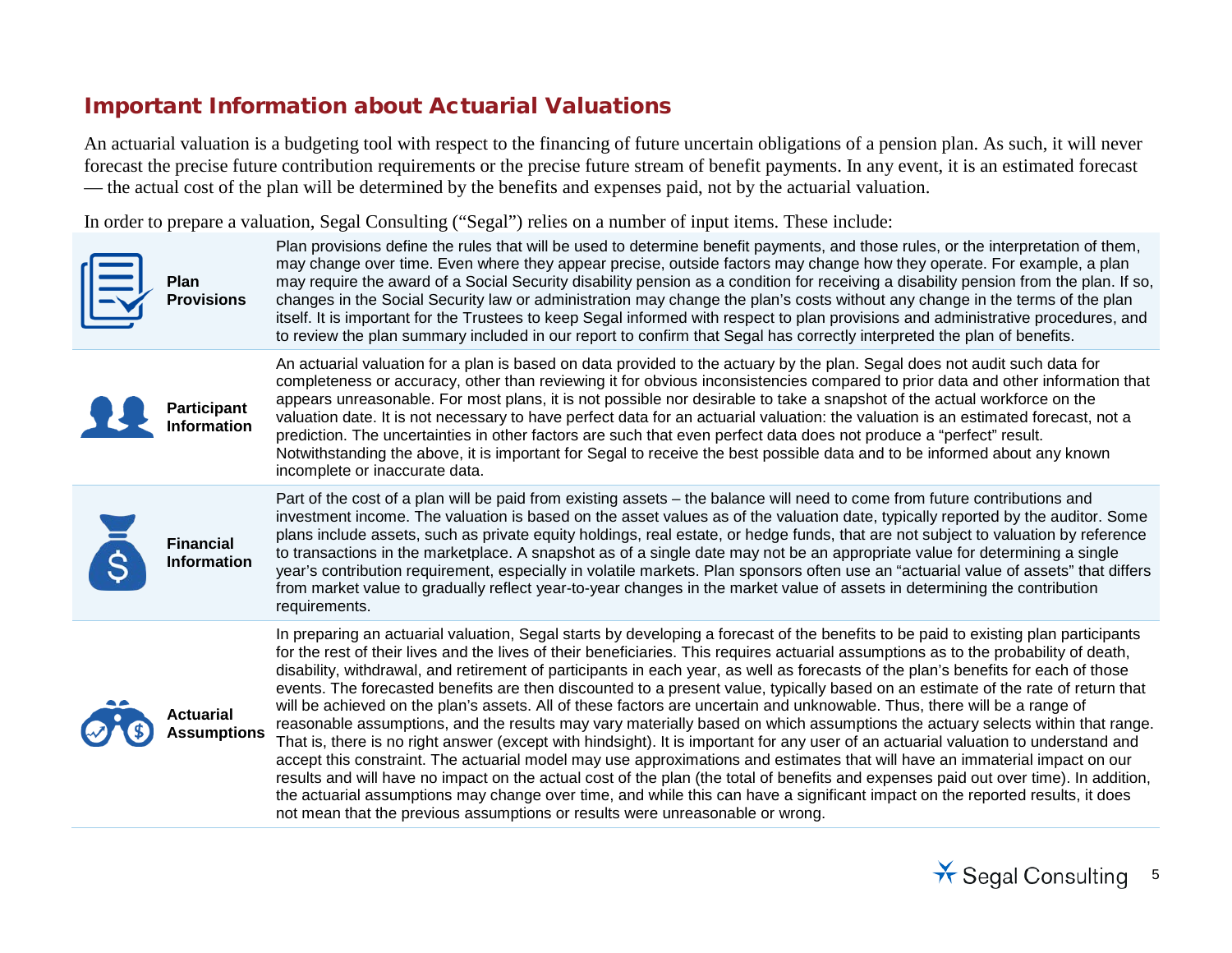## Important Information about Actuarial Valuations

An actuarial valuation is a budgeting tool with respect to the financing of future uncertain obligations of a pension plan. As such, it will never forecast the precise future contribution requirements or the precise future stream of benefit payments. In any event, it is an estimated forecast — the actual cost of the plan will be determined by the benefits and expenses paid, not by the actuarial valuation.

In order to prepare a valuation, Segal Consulting ("Segal") relies on a number of input items. These include:

| | |
|---|---|
| **Plan Provisions** | Plan provisions define the rules that will be used to determine benefit payments, and those rules, or the interpretation of them, may change over time. Even where they appear precise, outside factors may change how they operate. For example, a plan may require the award of a Social Security disability pension as a condition for receiving a disability pension from the plan. If so, changes in the Social Security law or administration may change the plan's costs without any change in the terms of the plan itself. It is important for the Trustees to keep Segal informed with respect to plan provisions and administrative procedures, and to review the plan summary included in our report to confirm that Segal has correctly interpreted the plan of benefits. |
| **Participant Information** | An actuarial valuation for a plan is based on data provided to the actuary by the plan. Segal does not audit such data for completeness or accuracy, other than reviewing it for obvious inconsistencies compared to prior data and other information that appears unreasonable. For most plans, it is not possible nor desirable to take a snapshot of the actual workforce on the valuation date. It is not necessary to have perfect data for an actuarial valuation: the valuation is an estimated forecast, not a prediction. The uncertainties in other factors are such that even perfect data does not produce a "perfect" result. Notwithstanding the above, it is important for Segal to receive the best possible data and to be informed about any known incomplete or inaccurate data. |
| **Financial Information** | Part of the cost of a plan will be paid from existing assets – the balance will need to come from future contributions and investment income. The valuation is based on the asset values as of the valuation date, typically reported by the auditor. Some plans include assets, such as private equity holdings, real estate, or hedge funds, that are not subject to valuation by reference to transactions in the marketplace. A snapshot as of a single date may not be an appropriate value for determining a single year's contribution requirement, especially in volatile markets. Plan sponsors often use an "actuarial value of assets" that differs from market value to gradually reflect year-to-year changes in the market value of assets in determining the contribution requirements. |
| **Actuarial Assumptions** | In preparing an actuarial valuation, Segal starts by developing a forecast of the benefits to be paid to existing plan participants for the rest of their lives and the lives of their beneficiaries. This requires actuarial assumptions as to the probability of death, disability, withdrawal, and retirement of participants in each year, as well as forecasts of the plan's benefits for each of those events. The forecasted benefits are then discounted to a present value, typically based on an estimate of the rate of return that will be achieved on the plan's assets. All of these factors are uncertain and unknowable. Thus, there will be a range of reasonable assumptions, and the results may vary materially based on which assumptions the actuary selects within that range. That is, there is no right answer (except with hindsight). It is important for any user of an actuarial valuation to understand and accept this constraint. The actuarial model may use approximations and estimates that will have an immaterial impact on our results and will have no impact on the actual cost of the plan (the total of benefits and expenses paid out over time). In addition, the actuarial assumptions may change over time, and while this can have a significant impact on the reported results, it does not mean that the previous assumptions or results were unreasonable or wrong. |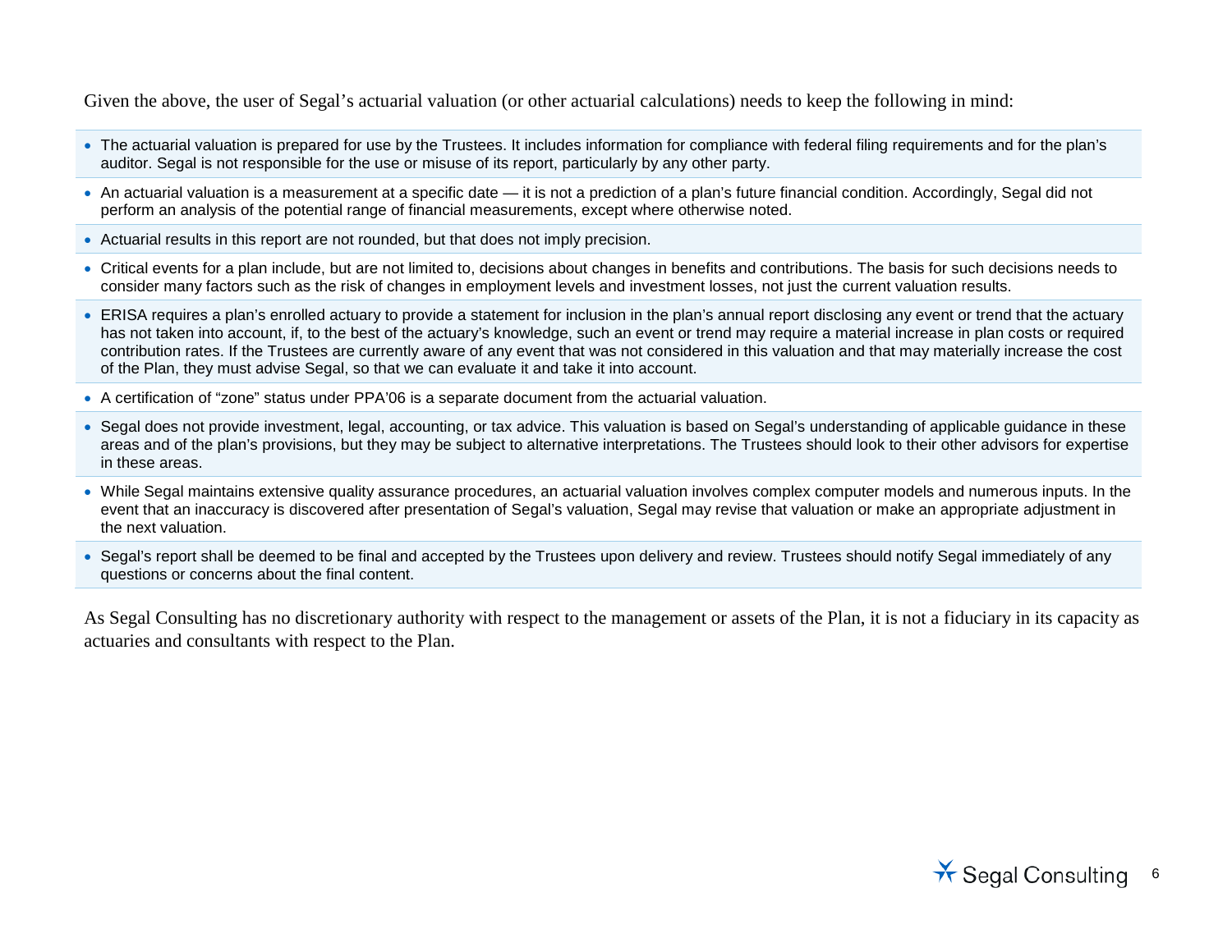Given the above, the user of Segal's actuarial valuation (or other actuarial calculations) needs to keep the following in mind:

- The actuarial valuation is prepared for use by the Trustees. It includes information for compliance with federal filing requirements and for the plan's auditor. Segal is not responsible for the use or misuse of its report, particularly by any other party.
- An actuarial valuation is a measurement at a specific date — it is not a prediction of a plan's future financial condition. Accordingly, Segal did not perform an analysis of the potential range of financial measurements, except where otherwise noted.
- Actuarial results in this report are not rounded, but that does not imply precision.
- Critical events for a plan include, but are not limited to, decisions about changes in benefits and contributions. The basis for such decisions needs to consider many factors such as the risk of changes in employment levels and investment losses, not just the current valuation results.
- ERISA requires a plan's enrolled actuary to provide a statement for inclusion in the plan's annual report disclosing any event or trend that the actuary has not taken into account, if, to the best of the actuary's knowledge, such an event or trend may require a material increase in plan costs or required contribution rates. If the Trustees are currently aware of any event that was not considered in this valuation and that may materially increase the cost of the Plan, they must advise Segal, so that we can evaluate it and take it into account.
- A certification of "zone" status under PPA'06 is a separate document from the actuarial valuation.
- Segal does not provide investment, legal, accounting, or tax advice. This valuation is based on Segal's understanding of applicable guidance in these areas and of the plan's provisions, but they may be subject to alternative interpretations. The Trustees should look to their other advisors for expertise in these areas.
- While Segal maintains extensive quality assurance procedures, an actuarial valuation involves complex computer models and numerous inputs. In the event that an inaccuracy is discovered after presentation of Segal's valuation, Segal may revise that valuation or make an appropriate adjustment in the next valuation.
- Segal's report shall be deemed to be final and accepted by the Trustees upon delivery and review. Trustees should notify Segal immediately of any questions or concerns about the final content.

As Segal Consulting has no discretionary authority with respect to the management or assets of the Plan, it is not a fiduciary in its capacity as actuaries and consultants with respect to the Plan.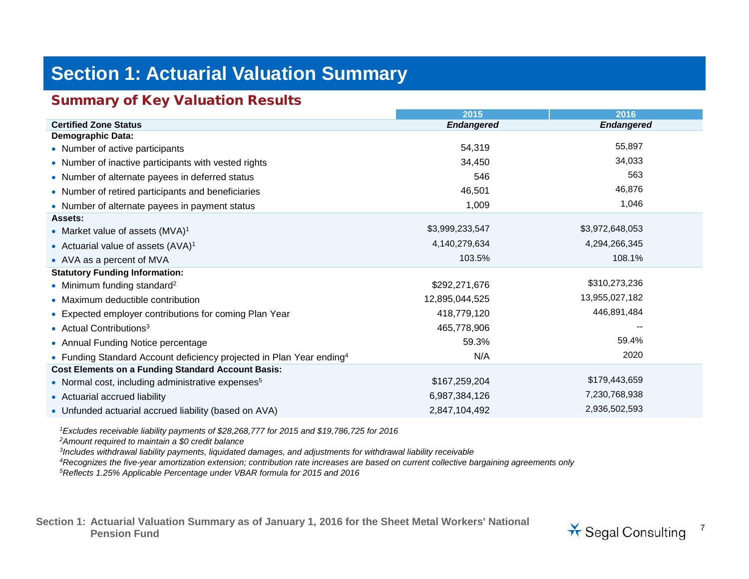# Section 1: Actuarial Valuation Summary

## Summary of Key Valuation Results

| | 2015 | 2016 |
|---|---|---|
| **Certified Zone Status** | ***Endangered*** | ***Endangered*** |
| **Demographic Data:** | | |
| • Number of active participants | 54,319 | 55,897 |
| • Number of inactive participants with vested rights | 34,450 | 34,033 |
| • Number of alternate payees in deferred status | 546 | 563 |
| • Number of retired participants and beneficiaries | 46,501 | 46,876 |
| • Number of alternate payees in payment status | 1,009 | 1,046 |
| **Assets:** | | |
| • Market value of assets (MVA)[1] | $3,999,233,547 | $3,972,648,053 |
| • Actuarial value of assets (AVA)[1] | 4,140,279,634 | 4,294,266,345 |
| • AVA as a percent of MVA | 103.5% | 108.1% |
| **Statutory Funding Information:** | | |
| • Minimum funding standard[2] | $292,271,676 | $310,273,236 |
| • Maximum deductible contribution | 12,895,044,525 | 13,955,027,182 |
| • Expected employer contributions for coming Plan Year | 418,779,120 | 446,891,484 |
| • Actual Contributions[3] | 465,778,906 | -- |
| • Annual Funding Notice percentage | 59.3% | 59.4% |
| • Funding Standard Account deficiency projected in Plan Year ending[4] | N/A | 2020 |
| **Cost Elements on a Funding Standard Account Basis:** | | |
| • Normal cost, including administrative expenses[5] | $167,259,204 | $179,443,659 |
| • Actuarial accrued liability | 6,987,384,126 | 7,230,768,938 |
| • Unfunded actuarial accrued liability (based on AVA) | 2,847,104,492 | 2,936,502,593 |

[1] *Excludes receivable liability payments of $28,268,777 for 2015 and $19,786,725 for 2016*

[2] *Amount required to maintain a $0 credit balance*

[3] *Includes withdrawal liability payments, liquidated damages, and adjustments for withdrawal liability receivable*

[4] *Recognizes the five-year amortization extension; contribution rate increases are based on current collective bargaining agreements only*

[5] *Reflects 1.25% Applicable Percentage under VBAR formula for 2015 and 2016*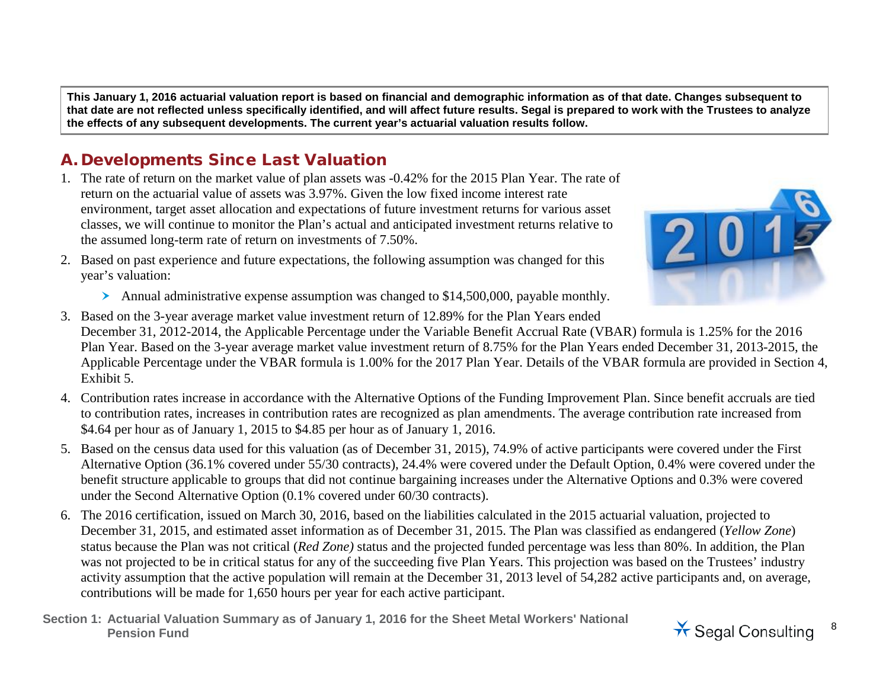**This January 1, 2016 actuarial valuation report is based on financial and demographic information as of that date. Changes subsequent to that date are not reflected unless specifically identified, and will affect future results. Segal is prepared to work with the Trustees to analyze the effects of any subsequent developments. The current year's actuarial valuation results follow.**

## A. Developments Since Last Valuation

1. The rate of return on the market value of plan assets was -0.42% for the 2015 Plan Year. The rate of return on the actuarial value of assets was 3.97%. Given the low fixed income interest rate environment, target asset allocation and expectations of future investment returns for various asset classes, we will continue to monitor the Plan's actual and anticipated investment returns relative to the assumed long-term rate of return on investments of 7.50%.
2. Based on past experience and future expectations, the following assumption was changed for this year's valuation:
   - Annual administrative expense assumption was changed to $14,500,000, payable monthly.
3. Based on the 3-year average market value investment return of 12.89% for the Plan Years ended December 31, 2012-2014, the Applicable Percentage under the Variable Benefit Accrual Rate (VBAR) formula is 1.25% for the 2016 Plan Year. Based on the 3-year average market value investment return of 8.75% for the Plan Years ended December 31, 2013-2015, the Applicable Percentage under the VBAR formula is 1.00% for the 2017 Plan Year. Details of the VBAR formula are provided in Section 4, Exhibit 5.
4. Contribution rates increase in accordance with the Alternative Options of the Funding Improvement Plan. Since benefit accruals are tied to contribution rates, increases in contribution rates are recognized as plan amendments. The average contribution rate increased from $4.64 per hour as of January 1, 2015 to $4.85 per hour as of January 1, 2016.
5. Based on the census data used for this valuation (as of December 31, 2015), 74.9% of active participants were covered under the First Alternative Option (36.1% covered under 55/30 contracts), 24.4% were covered under the Default Option, 0.4% were covered under the benefit structure applicable to groups that did not continue bargaining increases under the Alternative Options and 0.3% were covered under the Second Alternative Option (0.1% covered under 60/30 contracts).
6. The 2016 certification, issued on March 30, 2016, based on the liabilities calculated in the 2015 actuarial valuation, projected to December 31, 2015, and estimated asset information as of December 31, 2015. The Plan was classified as endangered (*Yellow Zone*) status because the Plan was not critical (*Red Zone)* status and the projected funded percentage was less than 80%. In addition, the Plan was not projected to be in critical status for any of the succeeding five Plan Years. This projection was based on the Trustees' industry activity assumption that the active population will remain at the December 31, 2013 level of 54,282 active participants and, on average, contributions will be made for 1,650 hours per year for each active participant.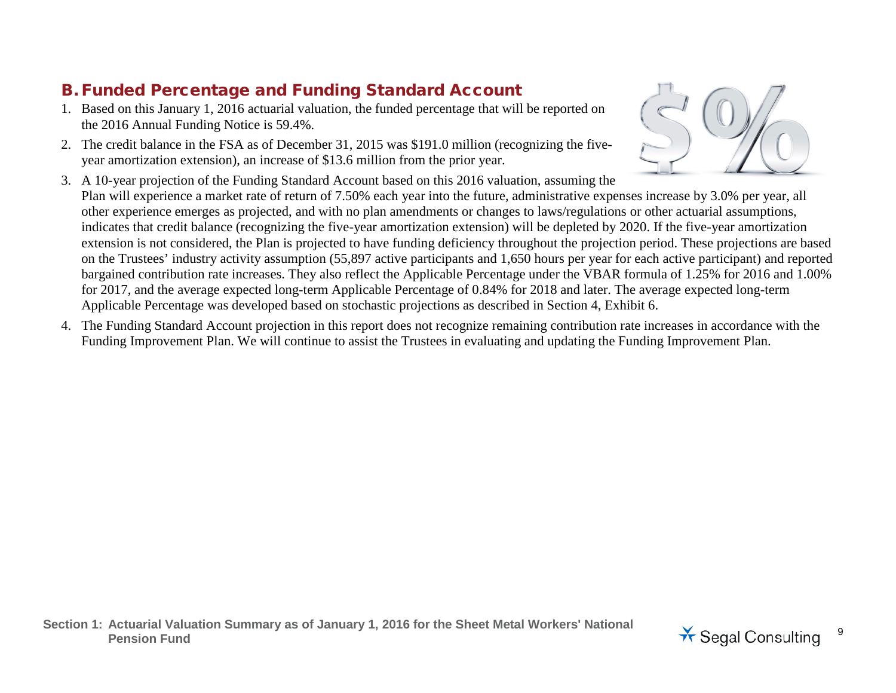## B. Funded Percentage and Funding Standard Account

1. Based on this January 1, 2016 actuarial valuation, the funded percentage that will be reported on the 2016 Annual Funding Notice is 59.4%.
2. The credit balance in the FSA as of December 31, 2015 was $191.0 million (recognizing the five-year amortization extension), an increase of $13.6 million from the prior year.
3. A 10-year projection of the Funding Standard Account based on this 2016 valuation, assuming the Plan will experience a market rate of return of 7.50% each year into the future, administrative expenses increase by 3.0% per year, all other experience emerges as projected, and with no plan amendments or changes to laws/regulations or other actuarial assumptions, indicates that credit balance (recognizing the five-year amortization extension) will be depleted by 2020. If the five-year amortization extension is not considered, the Plan is projected to have funding deficiency throughout the projection period. These projections are based on the Trustees' industry activity assumption (55,897 active participants and 1,650 hours per year for each active participant) and reported bargained contribution rate increases. They also reflect the Applicable Percentage under the VBAR formula of 1.25% for 2016 and 1.00% for 2017, and the average expected long-term Applicable Percentage of 0.84% for 2018 and later. The average expected long-term Applicable Percentage was developed based on stochastic projections as described in Section 4, Exhibit 6.
4. The Funding Standard Account projection in this report does not recognize remaining contribution rate increases in accordance with the Funding Improvement Plan. We will continue to assist the Trustees in evaluating and updating the Funding Improvement Plan.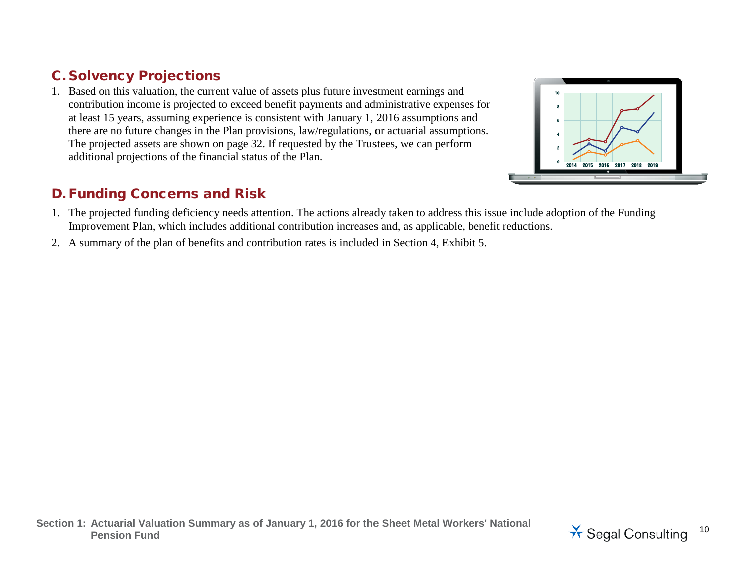## C. Solvency Projections

1. Based on this valuation, the current value of assets plus future investment earnings and contribution income is projected to exceed benefit payments and administrative expenses for at least 15 years, assuming experience is consistent with January 1, 2016 assumptions and there are no future changes in the Plan provisions, law/regulations, or actuarial assumptions. The projected assets are shown on page 32. If requested by the Trustees, we can perform additional projections of the financial status of the Plan.

## D. Funding Concerns and Risk

1. The projected funding deficiency needs attention. The actions already taken to address this issue include adoption of the Funding Improvement Plan, which includes additional contribution increases and, as applicable, benefit reductions.
2. A summary of the plan of benefits and contribution rates is included in Section 4, Exhibit 5.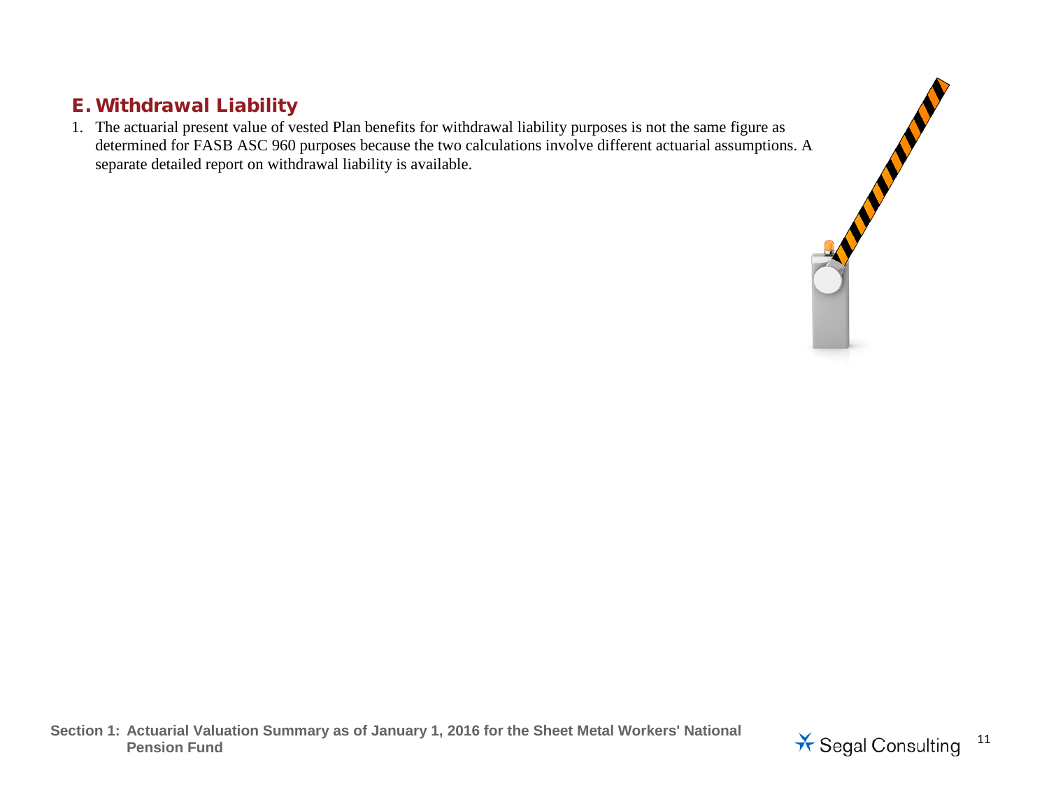## E. Withdrawal Liability

1. The actuarial present value of vested Plan benefits for withdrawal liability purposes is not the same figure as determined for FASB ASC 960 purposes because the two calculations involve different actuarial assumptions. A separate detailed report on withdrawal liability is available.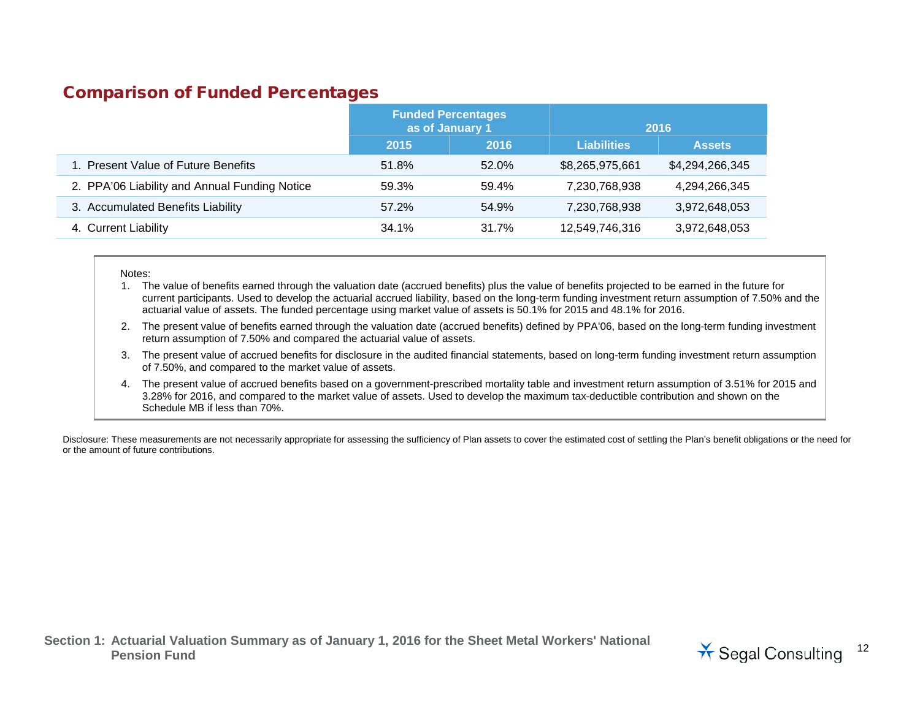## Comparison of Funded Percentages

| | Funded Percentages as of January 1 | | 2016 | |
|---|---|---|---|---|
| | 2015 | 2016 | Liabilities | Assets |
| 1. Present Value of Future Benefits | 51.8% | 52.0% | $8,265,975,661 | $4,294,266,345 |
| 2. PPA'06 Liability and Annual Funding Notice | 59.3% | 59.4% | 7,230,768,938 | 4,294,266,345 |
| 3. Accumulated Benefits Liability | 57.2% | 54.9% | 7,230,768,938 | 3,972,648,053 |
| 4. Current Liability | 34.1% | 31.7% | 12,549,746,316 | 3,972,648,053 |

Notes:

1. The value of benefits earned through the valuation date (accrued benefits) plus the value of benefits projected to be earned in the future for current participants. Used to develop the actuarial accrued liability, based on the long-term funding investment return assumption of 7.50% and the actuarial value of assets. The funded percentage using market value of assets is 50.1% for 2015 and 48.1% for 2016.
2. The present value of benefits earned through the valuation date (accrued benefits) defined by PPA'06, based on the long-term funding investment return assumption of 7.50% and compared the actuarial value of assets.
3. The present value of accrued benefits for disclosure in the audited financial statements, based on long-term funding investment return assumption of 7.50%, and compared to the market value of assets.
4. The present value of accrued benefits based on a government-prescribed mortality table and investment return assumption of 3.51% for 2015 and 3.28% for 2016, and compared to the market value of assets. Used to develop the maximum tax-deductible contribution and shown on the Schedule MB if less than 70%.

Disclosure: These measurements are not necessarily appropriate for assessing the sufficiency of Plan assets to cover the estimated cost of settling the Plan's benefit obligations or the need for or the amount of future contributions.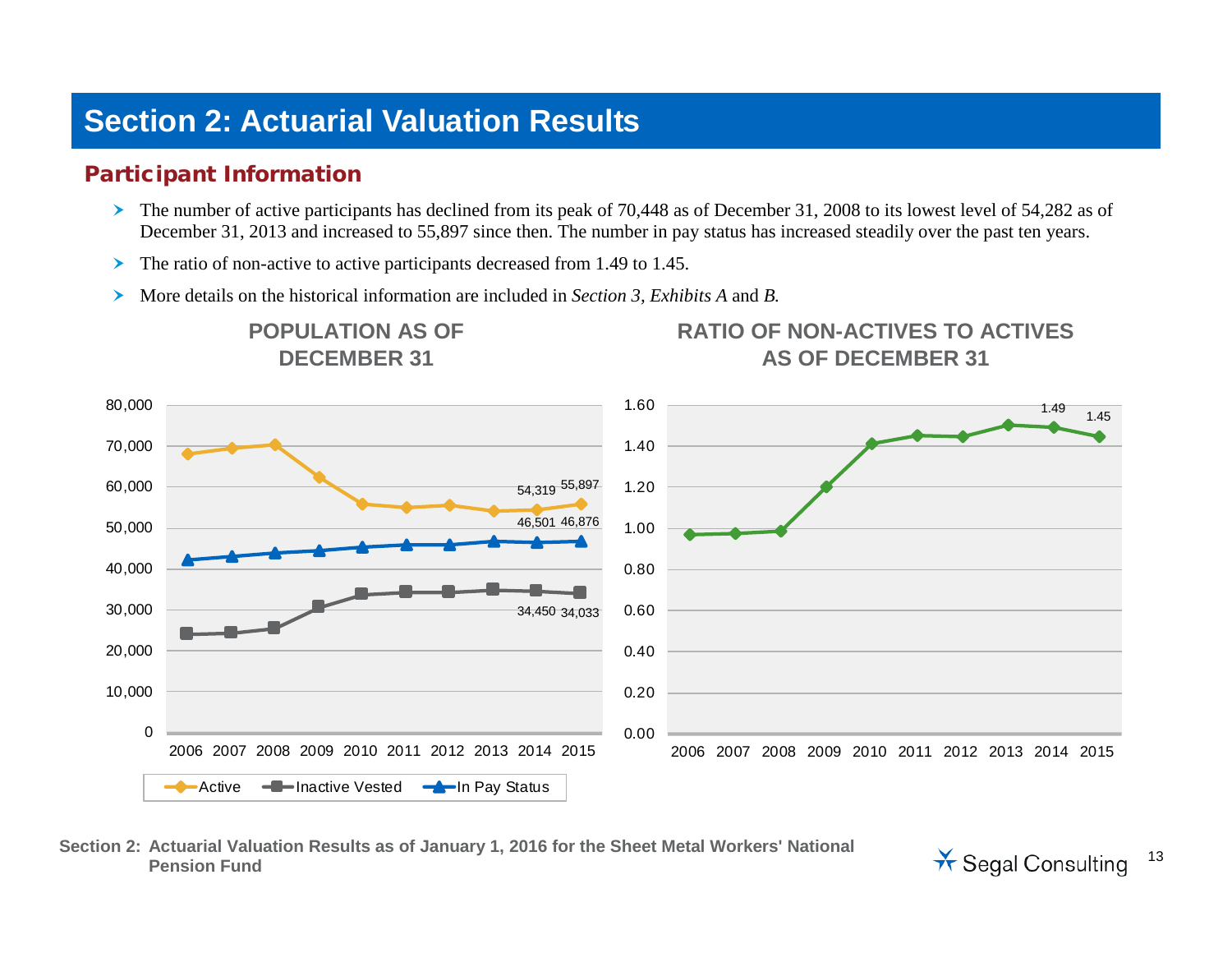# Section 2: Actuarial Valuation Results

## Participant Information

- The number of active participants has declined from its peak of 70,448 as of December 31, 2008 to its lowest level of 54,282 as of December 31, 2013 and increased to 55,897 since then. The number in pay status has increased steadily over the past ten years.
- The ratio of non-active to active participants decreased from 1.49 to 1.45.
- More details on the historical information are included in *Section 3, Exhibits A* and *B.*

**POPULATION AS OF DECEMBER 31**

| Year | Active | Inactive Vested | In Pay Status |
|---|---|---|---|
| 2014 | 54,319 | 34,450 | 46,501 |
| 2015 | 55,897 | 34,033 | 46,876 |

**RATIO OF NON-ACTIVES TO ACTIVES AS OF DECEMBER 31**

| Year | Ratio |
|---|---|
| 2014 | 1.49 |
| 2015 | 1.45 |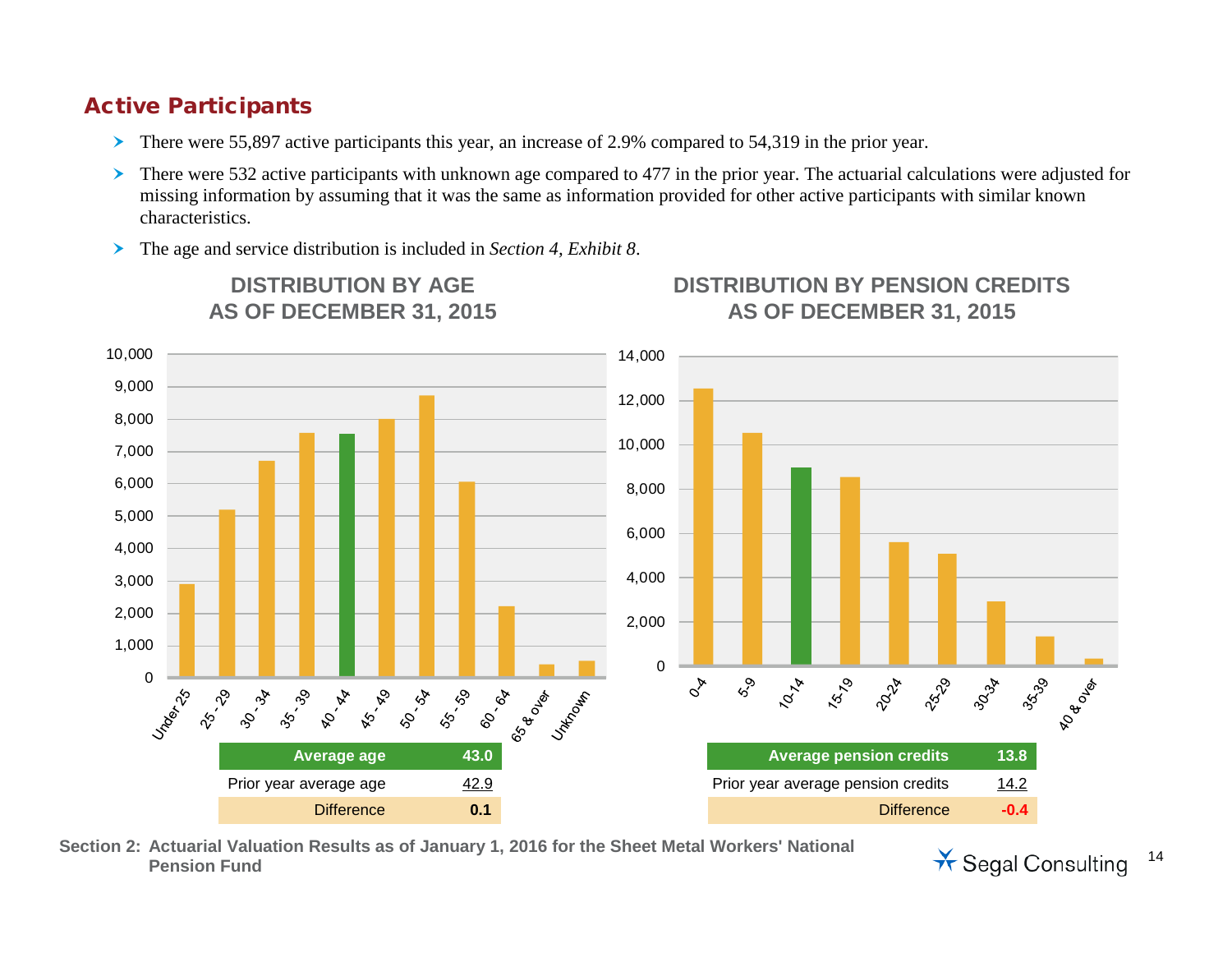## Active Participants

- There were 55,897 active participants this year, an increase of 2.9% compared to 54,319 in the prior year.
- There were 532 active participants with unknown age compared to 477 in the prior year. The actuarial calculations were adjusted for missing information by assuming that it was the same as information provided for other active participants with similar known characteristics.
- The age and service distribution is included in *Section 4, Exhibit 8*.

### DISTRIBUTION BY AGE AS OF DECEMBER 31, 2015

| Average age | 43.0 |
| --- | --- |
| Prior year average age | 42.9 |
| Difference | 0.1 |

### DISTRIBUTION BY PENSION CREDITS AS OF DECEMBER 31, 2015

| Average pension credits | 13.8 |
| --- | --- |
| Prior year average pension credits | 14.2 |
| Difference | -0.4 |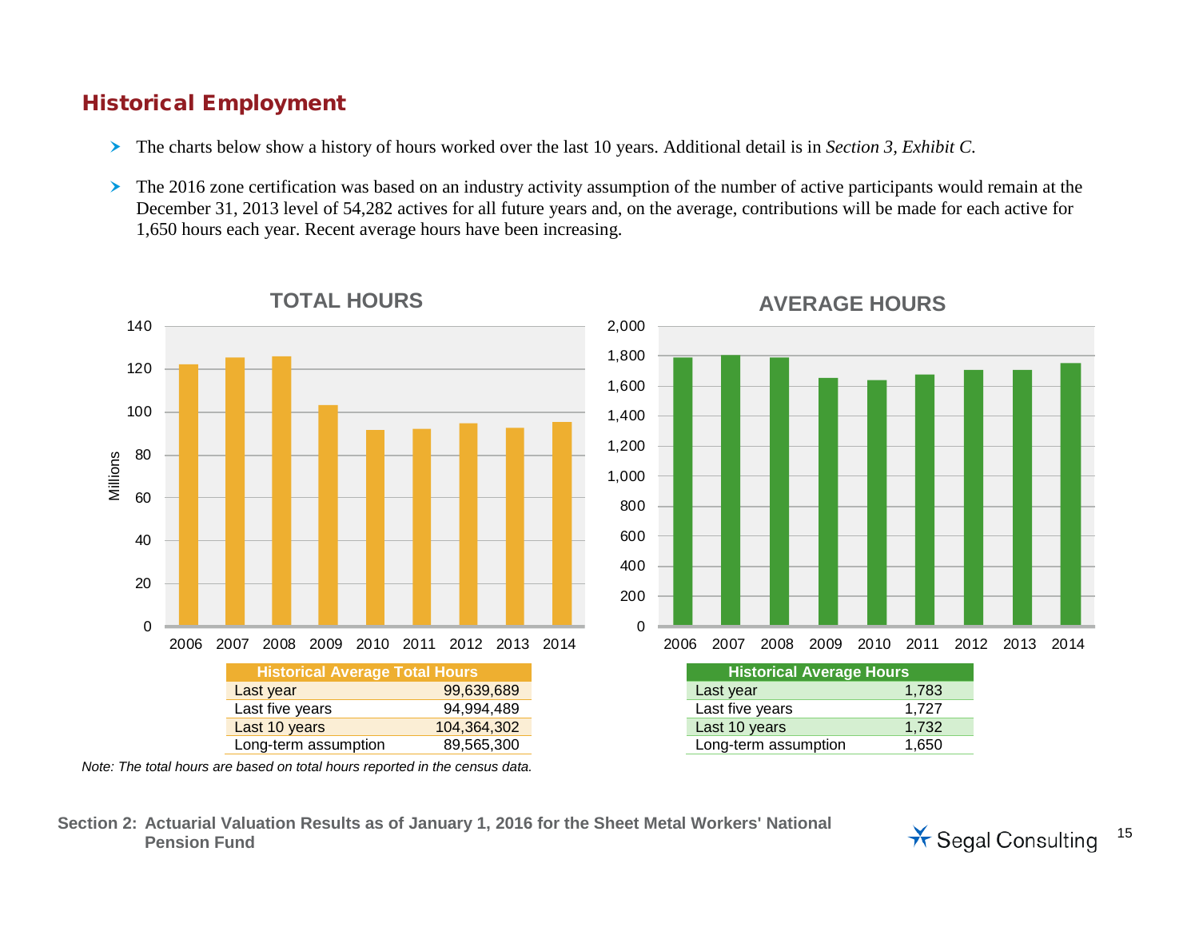## Historical Employment

- The charts below show a history of hours worked over the last 10 years. Additional detail is in *Section 3, Exhibit C*.
- The 2016 zone certification was based on an industry activity assumption of the number of active participants would remain at the December 31, 2013 level of 54,282 actives for all future years and, on the average, contributions will be made for each active for 1,650 hours each year. Recent average hours have been increasing.

**TOTAL HOURS**

| Historical Average Total Hours | |
|---|---|
| Last year | 99,639,689 |
| Last five years | 94,994,489 |
| Last 10 years | 104,364,302 |
| Long-term assumption | 89,565,300 |

*Note: The total hours are based on total hours reported in the census data.*

**AVERAGE HOURS**

| Historical Average Hours | |
|---|---|
| Last year | 1,783 |
| Last five years | 1,727 |
| Last 10 years | 1,732 |
| Long-term assumption | 1,650 |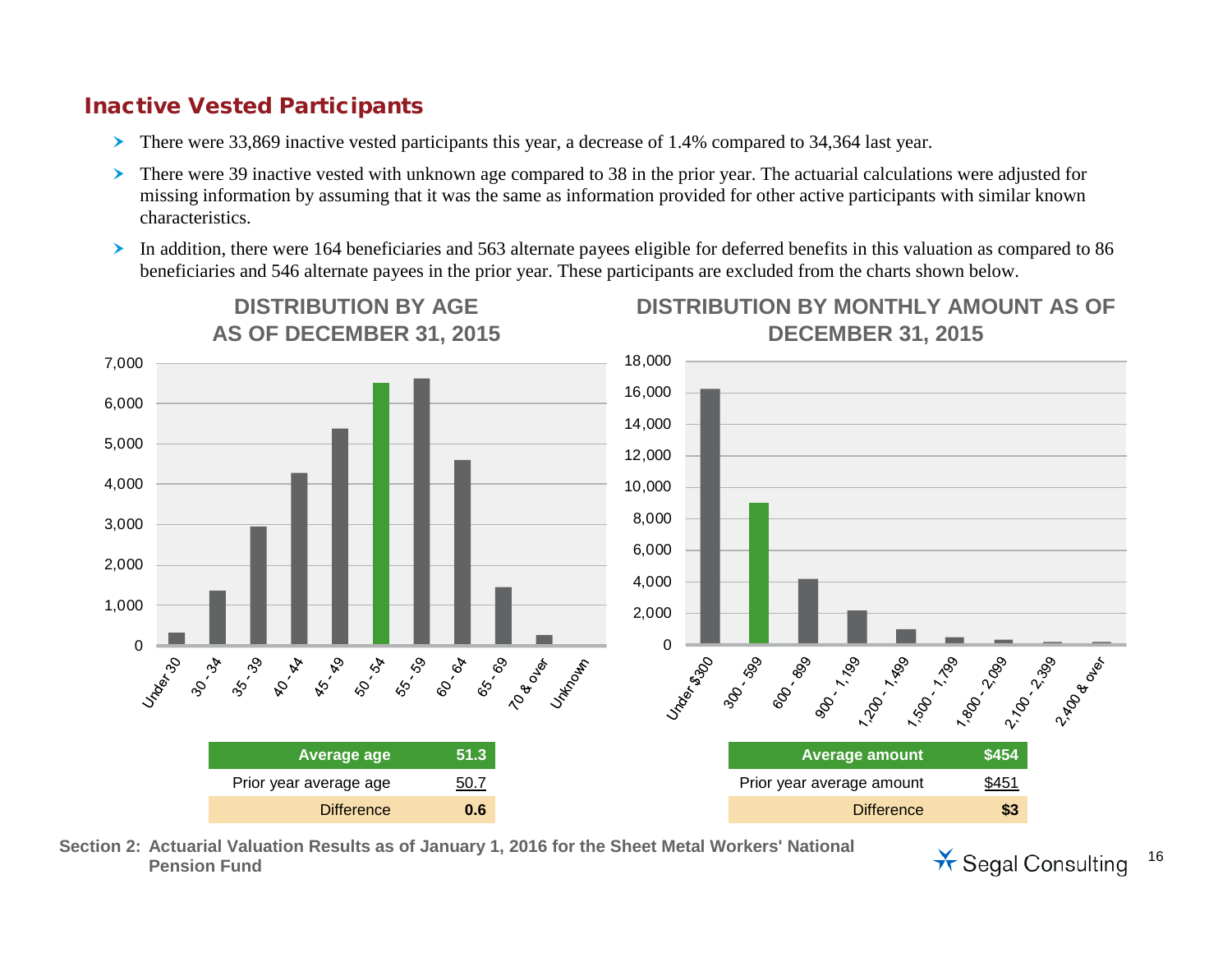## Inactive Vested Participants

- There were 33,869 inactive vested participants this year, a decrease of 1.4% compared to 34,364 last year.
- There were 39 inactive vested with unknown age compared to 38 in the prior year. The actuarial calculations were adjusted for missing information by assuming that it was the same as information provided for other active participants with similar known characteristics.
- In addition, there were 164 beneficiaries and 563 alternate payees eligible for deferred benefits in this valuation as compared to 86 beneficiaries and 546 alternate payees in the prior year. These participants are excluded from the charts shown below.

**DISTRIBUTION BY AGE AS OF DECEMBER 31, 2015**

| Average age | 51.3 |
|---|---|
| Prior year average age | 50.7 |
| Difference | 0.6 |

**DISTRIBUTION BY MONTHLY AMOUNT AS OF DECEMBER 31, 2015**

| Average amount | $454 |
|---|---|
| Prior year average amount | $451 |
| Difference | $3 |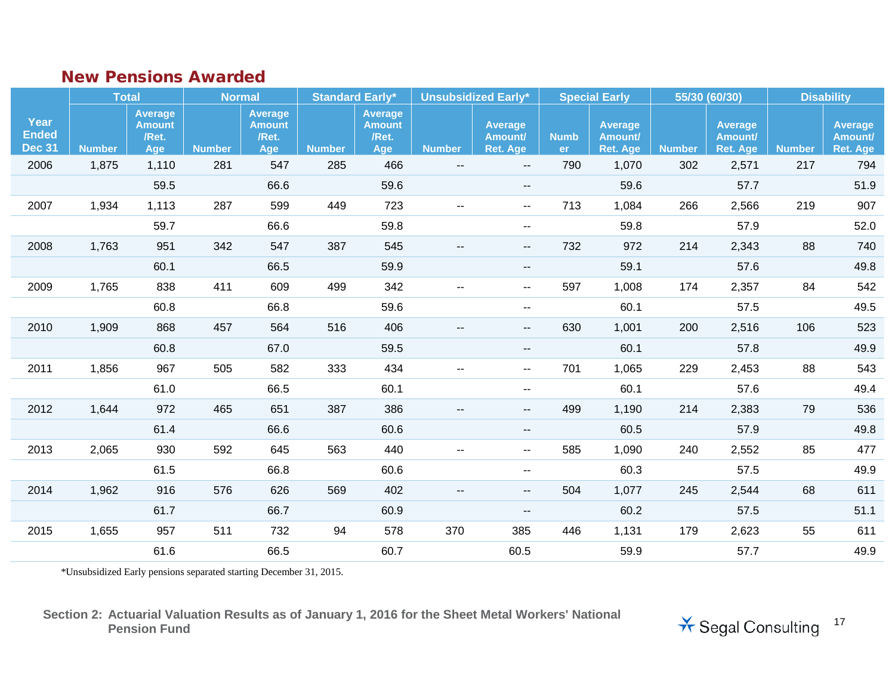## New Pensions Awarded

| Year Ended Dec 31 | Total | | Normal | | Standard Early* | | Unsubsidized Early* | | Special Early | | 55/30 (60/30) | | Disability | |
|---|---|---|---|---|---|---|---|---|---|---|---|---|---|---|
| | Number | Average Amount /Ret. Age | Number | Average Amount /Ret. Age | Number | Average Amount /Ret. Age | Number | Average Amount/ Ret. Age | Number | Average Amount/ Ret. Age | Number | Average Amount/ Ret. Age | Number | Average Amount/ Ret. Age |
| 2006 | 1,875 | 1,110 | 281 | 547 | 285 | 466 | -- | -- | 790 | 1,070 | 302 | 2,571 | 217 | 794 |
| | | 59.5 | | 66.6 | | 59.6 | | -- | | 59.6 | | 57.7 | | 51.9 |
| 2007 | 1,934 | 1,113 | 287 | 599 | 449 | 723 | -- | -- | 713 | 1,084 | 266 | 2,566 | 219 | 907 |
| | | 59.7 | | 66.6 | | 59.8 | | -- | | 59.8 | | 57.9 | | 52.0 |
| 2008 | 1,763 | 951 | 342 | 547 | 387 | 545 | -- | -- | 732 | 972 | 214 | 2,343 | 88 | 740 |
| | | 60.1 | | 66.5 | | 59.9 | | -- | | 59.1 | | 57.6 | | 49.8 |
| 2009 | 1,765 | 838 | 411 | 609 | 499 | 342 | -- | -- | 597 | 1,008 | 174 | 2,357 | 84 | 542 |
| | | 60.8 | | 66.8 | | 59.6 | | -- | | 60.1 | | 57.5 | | 49.5 |
| 2010 | 1,909 | 868 | 457 | 564 | 516 | 406 | -- | -- | 630 | 1,001 | 200 | 2,516 | 106 | 523 |
| | | 60.8 | | 67.0 | | 59.5 | | -- | | 60.1 | | 57.8 | | 49.9 |
| 2011 | 1,856 | 967 | 505 | 582 | 333 | 434 | -- | -- | 701 | 1,065 | 229 | 2,453 | 88 | 543 |
| | | 61.0 | | 66.5 | | 60.1 | | -- | | 60.1 | | 57.6 | | 49.4 |
| 2012 | 1,644 | 972 | 465 | 651 | 387 | 386 | -- | -- | 499 | 1,190 | 214 | 2,383 | 79 | 536 |
| | | 61.4 | | 66.6 | | 60.6 | | -- | | 60.5 | | 57.9 | | 49.8 |
| 2013 | 2,065 | 930 | 592 | 645 | 563 | 440 | -- | -- | 585 | 1,090 | 240 | 2,552 | 85 | 477 |
| | | 61.5 | | 66.8 | | 60.6 | | -- | | 60.3 | | 57.5 | | 49.9 |
| 2014 | 1,962 | 916 | 576 | 626 | 569 | 402 | -- | -- | 504 | 1,077 | 245 | 2,544 | 68 | 611 |
| | | 61.7 | | 66.7 | | 60.9 | | -- | | 60.2 | | 57.5 | | 51.1 |
| 2015 | 1,655 | 957 | 511 | 732 | 94 | 578 | 370 | 385 | 446 | 1,131 | 179 | 2,623 | 55 | 611 |
| | | 61.6 | | 66.5 | | 60.7 | | 60.5 | | 59.9 | | 57.7 | | 49.9 |

*Unsubsidized Early pensions separated starting December 31, 2015.

Section 2: Actuarial Valuation Results as of January 1, 2016 for the Sheet Metal Workers' National Pension Fund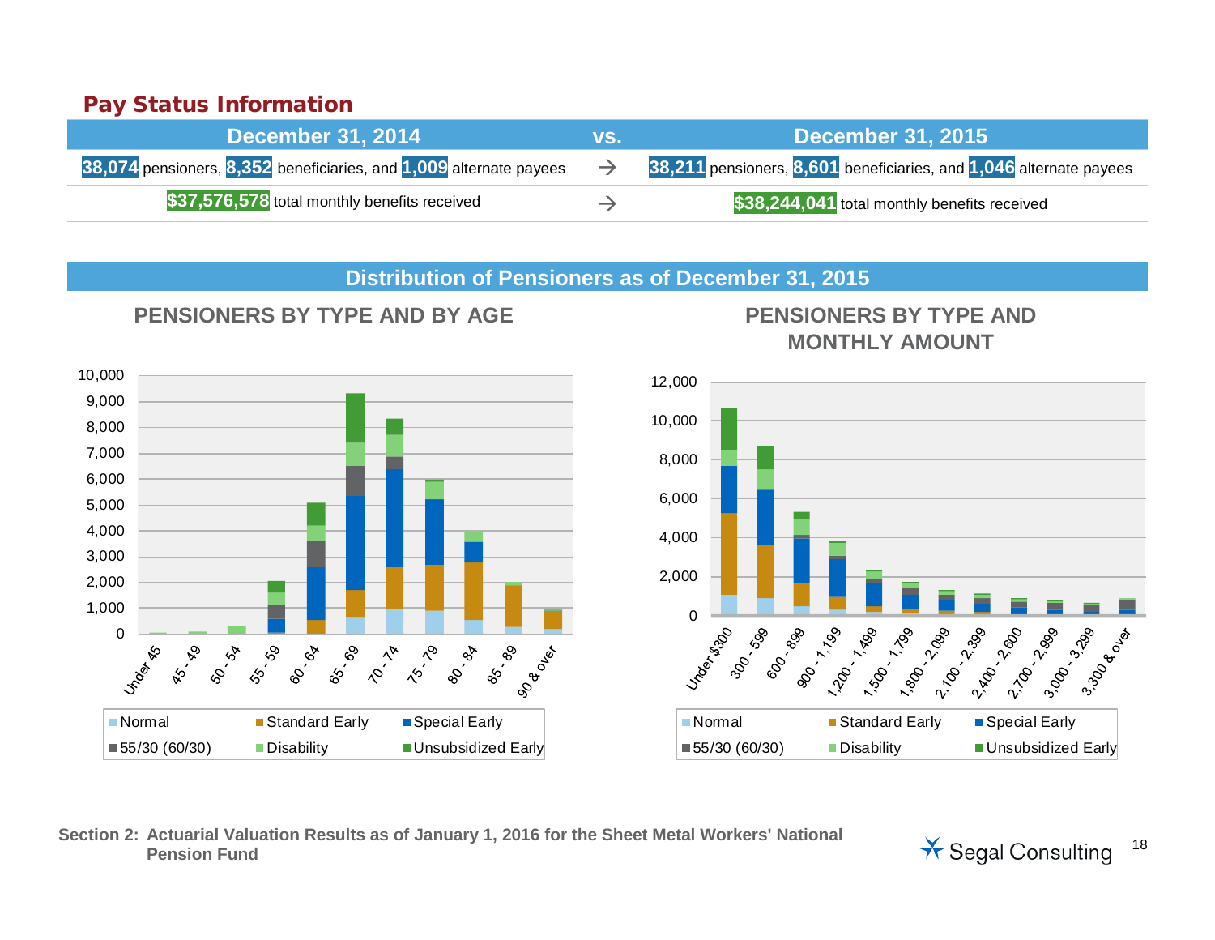## Pay Status Information

| December 31, 2014 | vs. | December 31, 2015 |
|---|---|---|
| 38,074 pensioners, 8,352 beneficiaries, and 1,009 alternate payees | → | 38,211 pensioners, 8,601 beneficiaries, and 1,046 alternate payees |
| $37,576,578 total monthly benefits received | → | $38,244,041 total monthly benefits received |

## Distribution of Pensioners as of December 31, 2015

### PENSIONERS BY TYPE AND BY AGE

Age groups: Under 45, 45 - 49, 50 - 54, 55 - 59, 60 - 64, 65 - 69, 70 - 74, 75 - 79, 80 - 84, 85 - 89, 90 & over

Legend: Normal, Standard Early, Special Early, 55/30 (60/30), Disability, Unsubsidized Early

### PENSIONERS BY TYPE AND MONTHLY AMOUNT

Monthly amounts: Under $300, 300 - 599, 600 - 899, 900 - 1,199, 1,200 - 1,499, 1,500 - 1,799, 1,800 - 2,099, 2,100 - 2,399, 2,400 - 2,600, 2,700 - 2,999, 3,000 - 3,299, 3,300 & over

Legend: Normal, Standard Early, Special Early, 55/30 (60/30), Disability, Unsubsidized Early

Section 2: Actuarial Valuation Results as of January 1, 2016 for the Sheet Metal Workers' National Pension Fund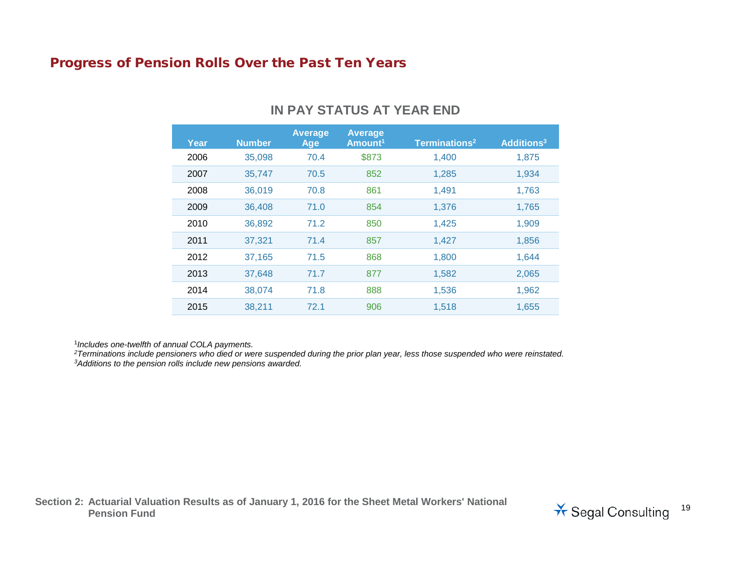## Progress of Pension Rolls Over the Past Ten Years

### IN PAY STATUS AT YEAR END

| Year | Number | Average Age | Average Amount[1] | Terminations[2] | Additions[3] |
|---|---|---|---|---|---|
| 2006 | 35,098 | 70.4 | $873 | 1,400 | 1,875 |
| 2007 | 35,747 | 70.5 | 852 | 1,285 | 1,934 |
| 2008 | 36,019 | 70.8 | 861 | 1,491 | 1,763 |
| 2009 | 36,408 | 71.0 | 854 | 1,376 | 1,765 |
| 2010 | 36,892 | 71.2 | 850 | 1,425 | 1,909 |
| 2011 | 37,321 | 71.4 | 857 | 1,427 | 1,856 |
| 2012 | 37,165 | 71.5 | 868 | 1,800 | 1,644 |
| 2013 | 37,648 | 71.7 | 877 | 1,582 | 2,065 |
| 2014 | 38,074 | 71.8 | 888 | 1,536 | 1,962 |
| 2015 | 38,211 | 72.1 | 906 | 1,518 | 1,655 |

[1]*Includes one-twelfth of annual COLA payments.*
[2]*Terminations include pensioners who died or were suspended during the prior plan year, less those suspended who were reinstated.*
[3]*Additions to the pension rolls include new pensions awarded.*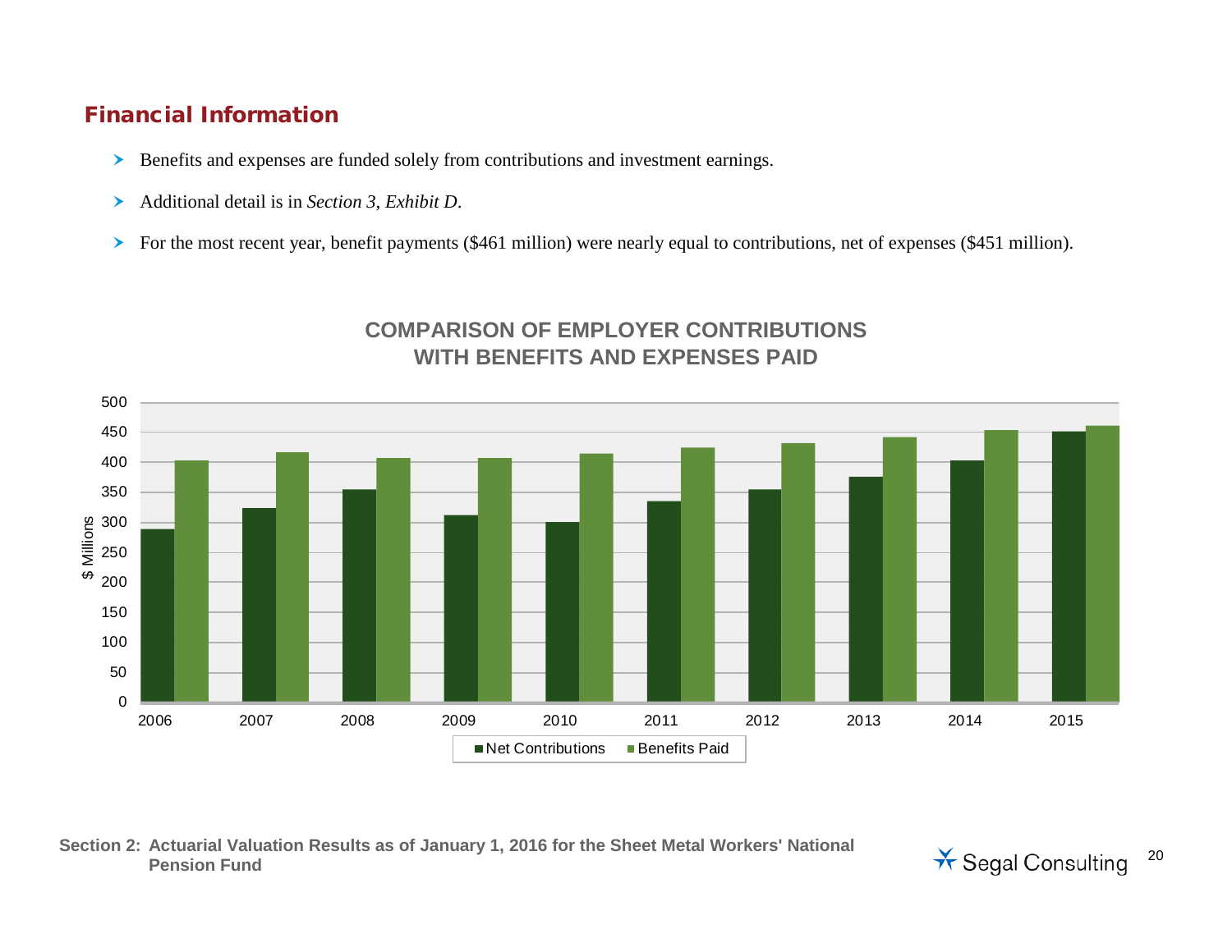## Financial Information

- Benefits and expenses are funded solely from contributions and investment earnings.
- Additional detail is in *Section 3, Exhibit D*.
- For the most recent year, benefit payments ($461 million) were nearly equal to contributions, net of expenses ($451 million).

**COMPARISON OF EMPLOYER CONTRIBUTIONS WITH BENEFITS AND EXPENSES PAID**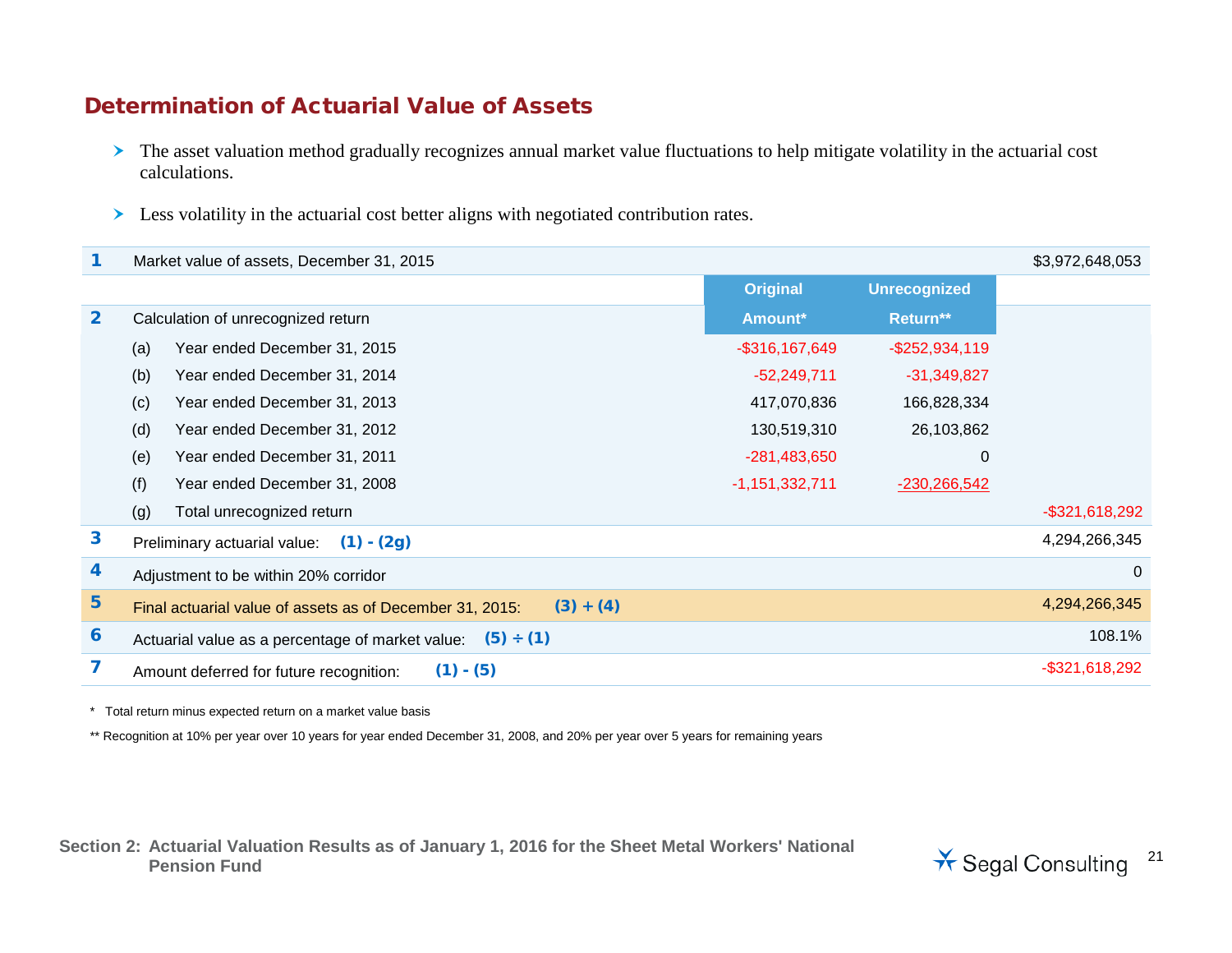## Determination of Actuarial Value of Assets

- The asset valuation method gradually recognizes annual market value fluctuations to help mitigate volatility in the actuarial cost calculations.
- Less volatility in the actuarial cost better aligns with negotiated contribution rates.

| | | | Original Amount* | Unrecognized Return** | |
|---|---|---|---|---|---|
| **1** | Market value of assets, December 31, 2015 | | | | $3,972,648,053 |
| **2** | Calculation of unrecognized return | | | | |
| | (a) | Year ended December 31, 2015 | -$316,167,649 | -$252,934,119 | |
| | (b) | Year ended December 31, 2014 | -52,249,711 | -31,349,827 | |
| | (c) | Year ended December 31, 2013 | 417,070,836 | 166,828,334 | |
| | (d) | Year ended December 31, 2012 | 130,519,310 | 26,103,862 | |
| | (e) | Year ended December 31, 2011 | -281,483,650 | 0 | |
| | (f) | Year ended December 31, 2008 | -1,151,332,711 | -230,266,542 | |
| | (g) | Total unrecognized return | | | -$321,618,292 |
| **3** | Preliminary actuarial value: **(1) - (2g)** | | | | 4,294,266,345 |
| **4** | Adjustment to be within 20% corridor | | | | 0 |
| **5** | Final actuarial value of assets as of December 31, 2015: **(3) + (4)** | | | | 4,294,266,345 |
| **6** | Actuarial value as a percentage of market value: **(5) ÷ (1)** | | | | 108.1% |
| **7** | Amount deferred for future recognition: **(1) - (5)** | | | | -$321,618,292 |

\* Total return minus expected return on a market value basis

\*\* Recognition at 10% per year over 10 years for year ended December 31, 2008, and 20% per year over 5 years for remaining years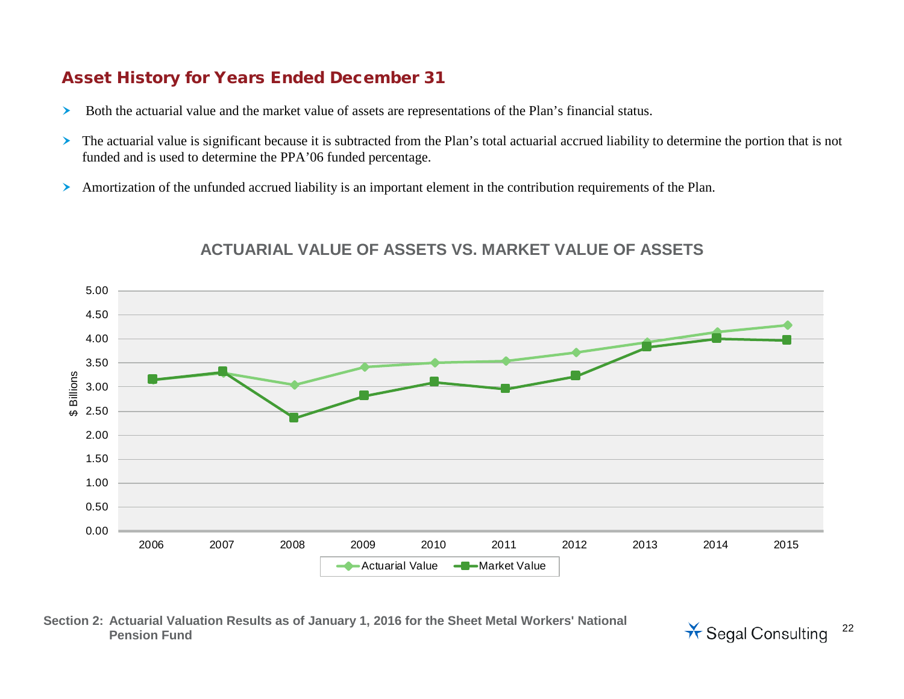## Asset History for Years Ended December 31

- Both the actuarial value and the market value of assets are representations of the Plan's financial status.
- The actuarial value is significant because it is subtracted from the Plan's total actuarial accrued liability to determine the portion that is not funded and is used to determine the PPA'06 funded percentage.
- Amortization of the unfunded accrued liability is an important element in the contribution requirements of the Plan.

**ACTUARIAL VALUE OF ASSETS VS. MARKET VALUE OF ASSETS**

$ Billions

5.00
4.50
4.00
3.50
3.00
2.50
2.00
1.50
1.00
0.50
0.00

2006 2007 2008 2009 2010 2011 2012 2013 2014 2015

Actuarial Value  Market Value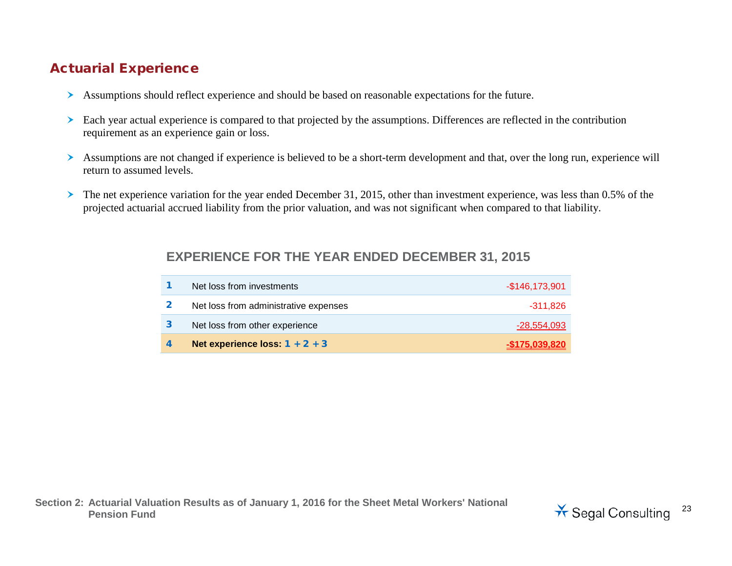## Actuarial Experience

- Assumptions should reflect experience and should be based on reasonable expectations for the future.
- Each year actual experience is compared to that projected by the assumptions. Differences are reflected in the contribution requirement as an experience gain or loss.
- Assumptions are not changed if experience is believed to be a short-term development and that, over the long run, experience will return to assumed levels.
- The net experience variation for the year ended December 31, 2015, other than investment experience, was less than 0.5% of the projected actuarial accrued liability from the prior valuation, and was not significant when compared to that liability.

### EXPERIENCE FOR THE YEAR ENDED DECEMBER 31, 2015

| | | |
|---|---|---|
| 1 | Net loss from investments | -$146,173,901 |
| 2 | Net loss from administrative expenses | -311,826 |
| 3 | Net loss from other experience | -28,554,093 |
| 4 | **Net experience loss: 1 + 2 + 3** | **-$175,039,820** |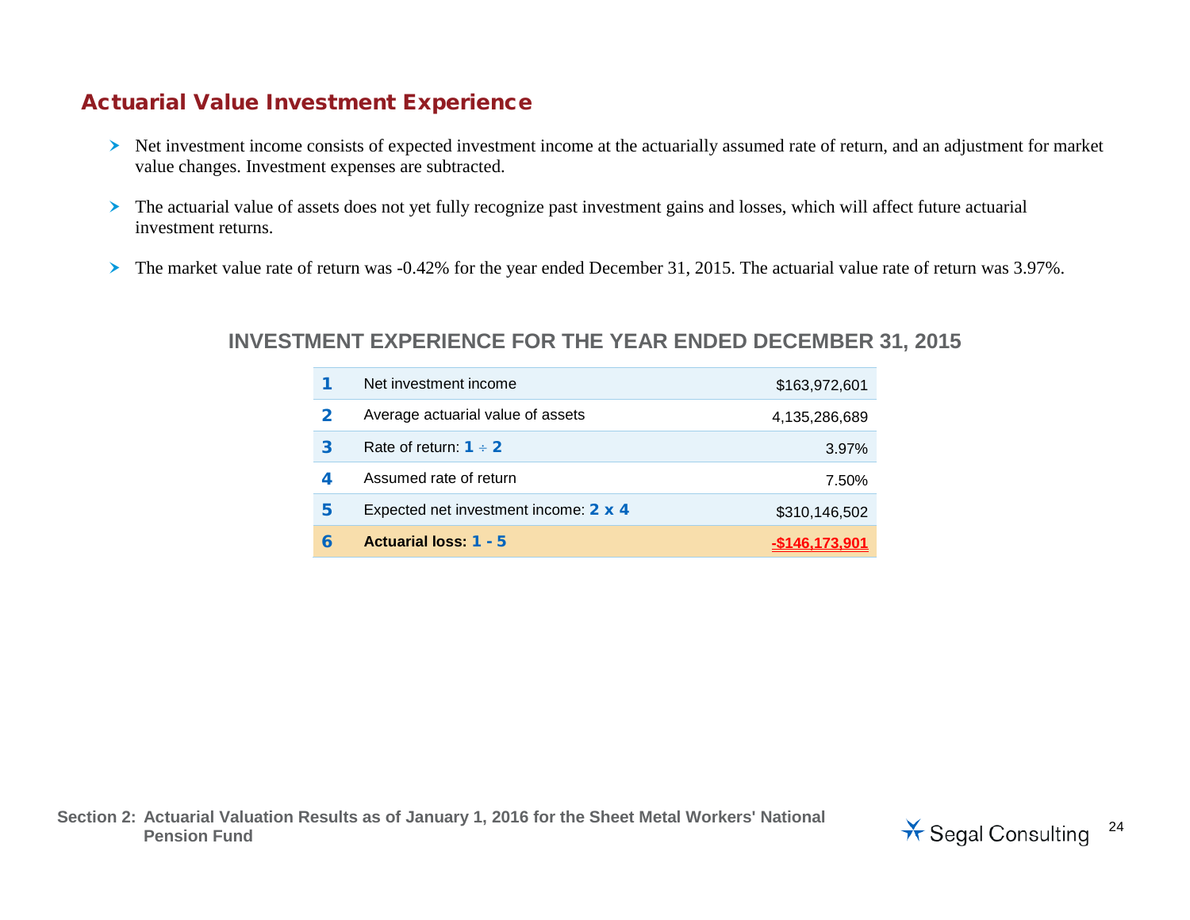## Actual Value Investment Experience

- Net investment income consists of expected investment income at the actuarially assumed rate of return, and an adjustment for market value changes. Investment expenses are subtracted.
- The actuarial value of assets does not yet fully recognize past investment gains and losses, which will affect future actuarial investment returns.
- The market value rate of return was -0.42% for the year ended December 31, 2015. The actuarial value rate of return was 3.97%.

### INVESTMENT EXPERIENCE FOR THE YEAR ENDED DECEMBER 31, 2015

| | | |
|---|---|---|
| 1 | Net investment income | $163,972,601 |
| 2 | Average actuarial value of assets | 4,135,286,689 |
| 3 | Rate of return: 1 ÷ 2 | 3.97% |
| 4 | Assumed rate of return | 7.50% |
| 5 | Expected net investment income: 2 x 4 | $310,146,502 |
| 6 | **Actuarial loss: 1 - 5** | **-$146,173,901** |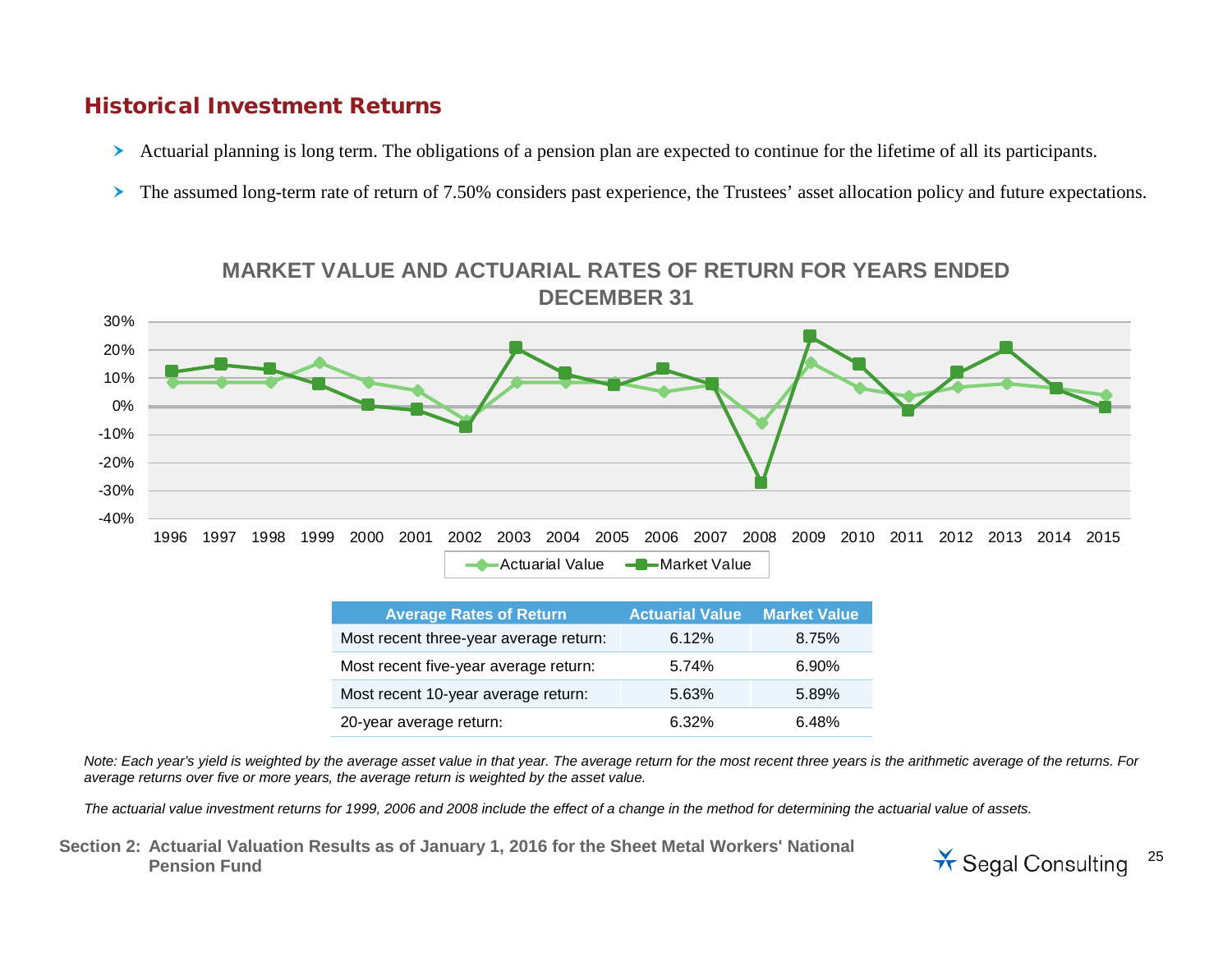## Historical Investment Returns

- Actuarial planning is long term. The obligations of a pension plan are expected to continue for the lifetime of all its participants.
- The assumed long-term rate of return of 7.50% considers past experience, the Trustees' asset allocation policy and future expectations.

**MARKET VALUE AND ACTUARIAL RATES OF RETURN FOR YEARS ENDED DECEMBER 31**

| Average Rates of Return | Actuarial Value | Market Value |
|---|---|---|
| Most recent three-year average return: | 6.12% | 8.75% |
| Most recent five-year average return: | 5.74% | 6.90% |
| Most recent 10-year average return: | 5.63% | 5.89% |
| 20-year average return: | 6.32% | 6.48% |

*Note: Each year's yield is weighted by the average asset value in that year. The average return for the most recent three years is the arithmetic average of the returns. For average returns over five or more years, the average return is weighted by the asset value.*

*The actuarial value investment returns for 1999, 2006 and 2008 include the effect of a change in the method for determining the actuarial value of assets.*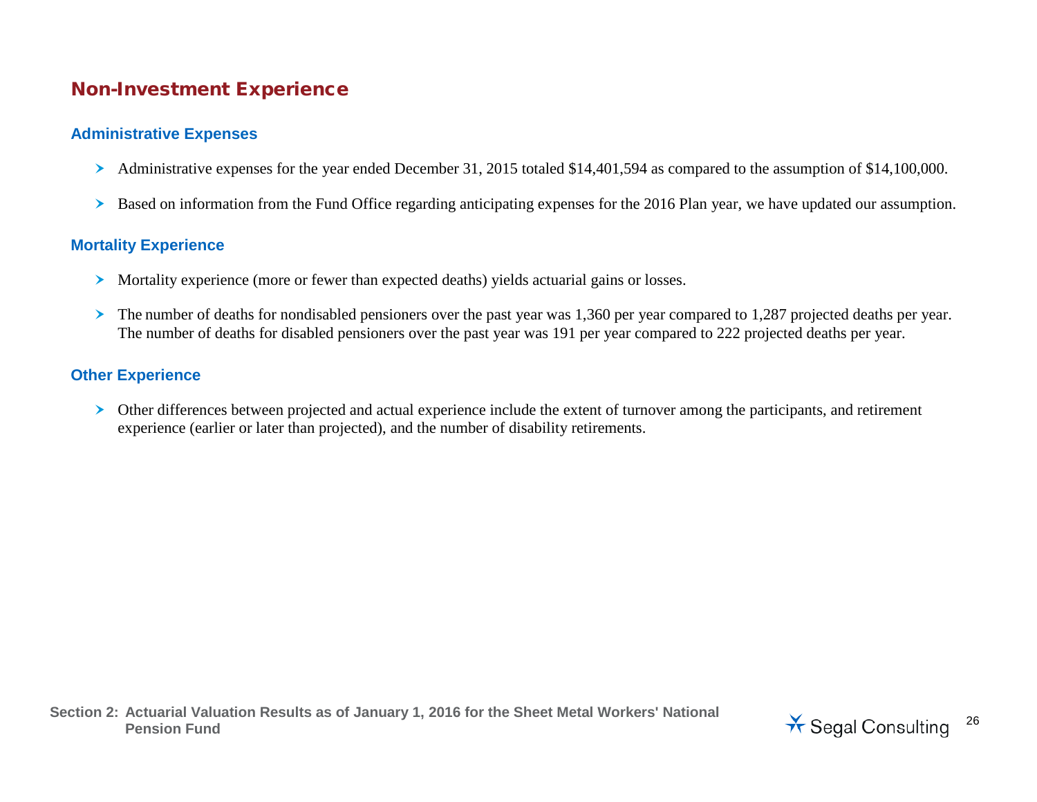# Non-Investment Experience

## Administrative Expenses

- Administrative expenses for the year ended December 31, 2015 totaled $14,401,594 as compared to the assumption of $14,100,000.
- Based on information from the Fund Office regarding anticipating expenses for the 2016 Plan year, we have updated our assumption.

## Mortality Experience

- Mortality experience (more or fewer than expected deaths) yields actuarial gains or losses.
- The number of deaths for nondisabled pensioners over the past year was 1,360 per year compared to 1,287 projected deaths per year. The number of deaths for disabled pensioners over the past year was 191 per year compared to 222 projected deaths per year.

## Other Experience

- Other differences between projected and actual experience include the extent of turnover among the participants, and retirement experience (earlier or later than projected), and the number of disability retirements.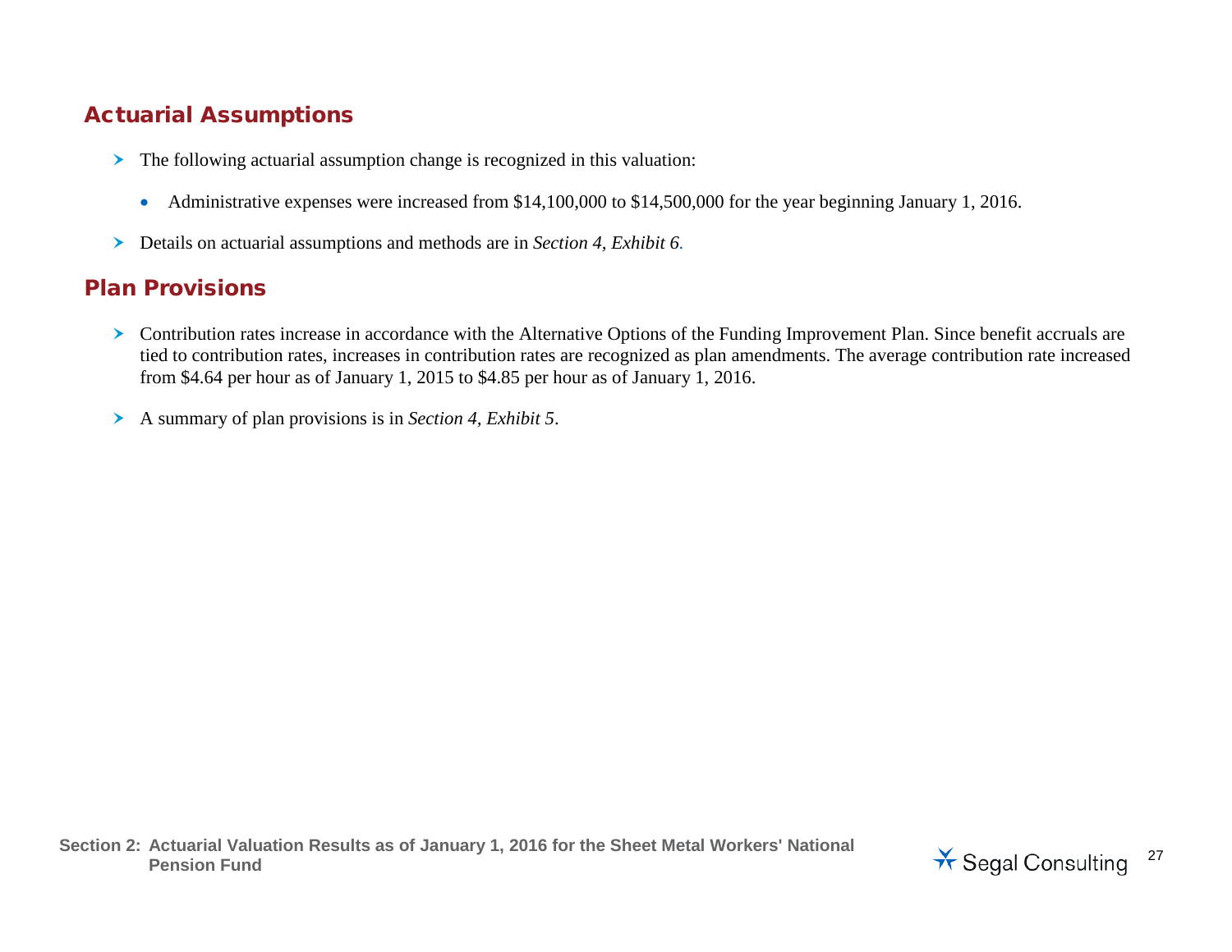## Actuarial Assumptions

- The following actuarial assumption change is recognized in this valuation:
  - Administrative expenses were increased from $14,100,000 to $14,500,000 for the year beginning January 1, 2016.
- Details on actuarial assumptions and methods are in *Section 4, Exhibit 6.*

## Plan Provisions

- Contribution rates increase in accordance with the Alternative Options of the Funding Improvement Plan. Since benefit accruals are tied to contribution rates, increases in contribution rates are recognized as plan amendments. The average contribution rate increased from $4.64 per hour as of January 1, 2015 to $4.85 per hour as of January 1, 2016.
- A summary of plan provisions is in *Section 4, Exhibit 5*.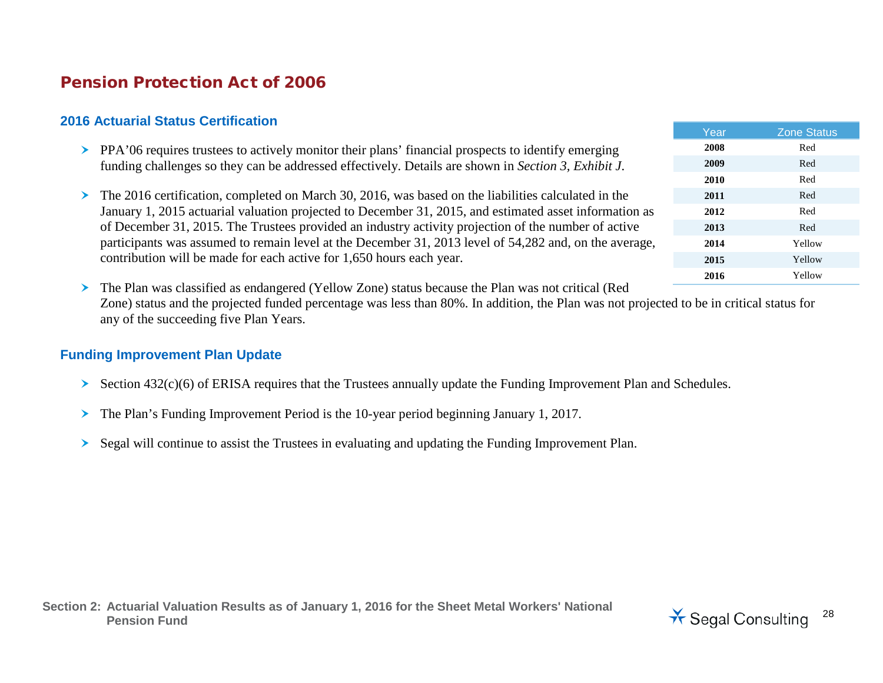# Pension Protection Act of 2006

## 2016 Actuarial Status Certification

| Year | Zone Status |
|---|---|
| 2008 | Red |
| 2009 | Red |
| 2010 | Red |
| 2011 | Red |
| 2012 | Red |
| 2013 | Red |
| 2014 | Yellow |
| 2015 | Yellow |
| 2016 | Yellow |

- PPA'06 requires trustees to actively monitor their plans' financial prospects to identify emerging funding challenges so they can be addressed effectively. Details are shown in *Section 3, Exhibit J*.
- The 2016 certification, completed on March 30, 2016, was based on the liabilities calculated in the January 1, 2015 actuarial valuation projected to December 31, 2015, and estimated asset information as of December 31, 2015. The Trustees provided an industry activity projection of the number of active participants was assumed to remain level at the December 31, 2013 level of 54,282 and, on the average, contribution will be made for each active for 1,650 hours each year.
- The Plan was classified as endangered (Yellow Zone) status because the Plan was not critical (Red Zone) status and the projected funded percentage was less than 80%. In addition, the Plan was not projected to be in critical status for any of the succeeding five Plan Years.

## Funding Improvement Plan Update

- Section 432(c)(6) of ERISA requires that the Trustees annually update the Funding Improvement Plan and Schedules.
- The Plan's Funding Improvement Period is the 10-year period beginning January 1, 2017.
- Segal will continue to assist the Trustees in evaluating and updating the Funding Improvement Plan.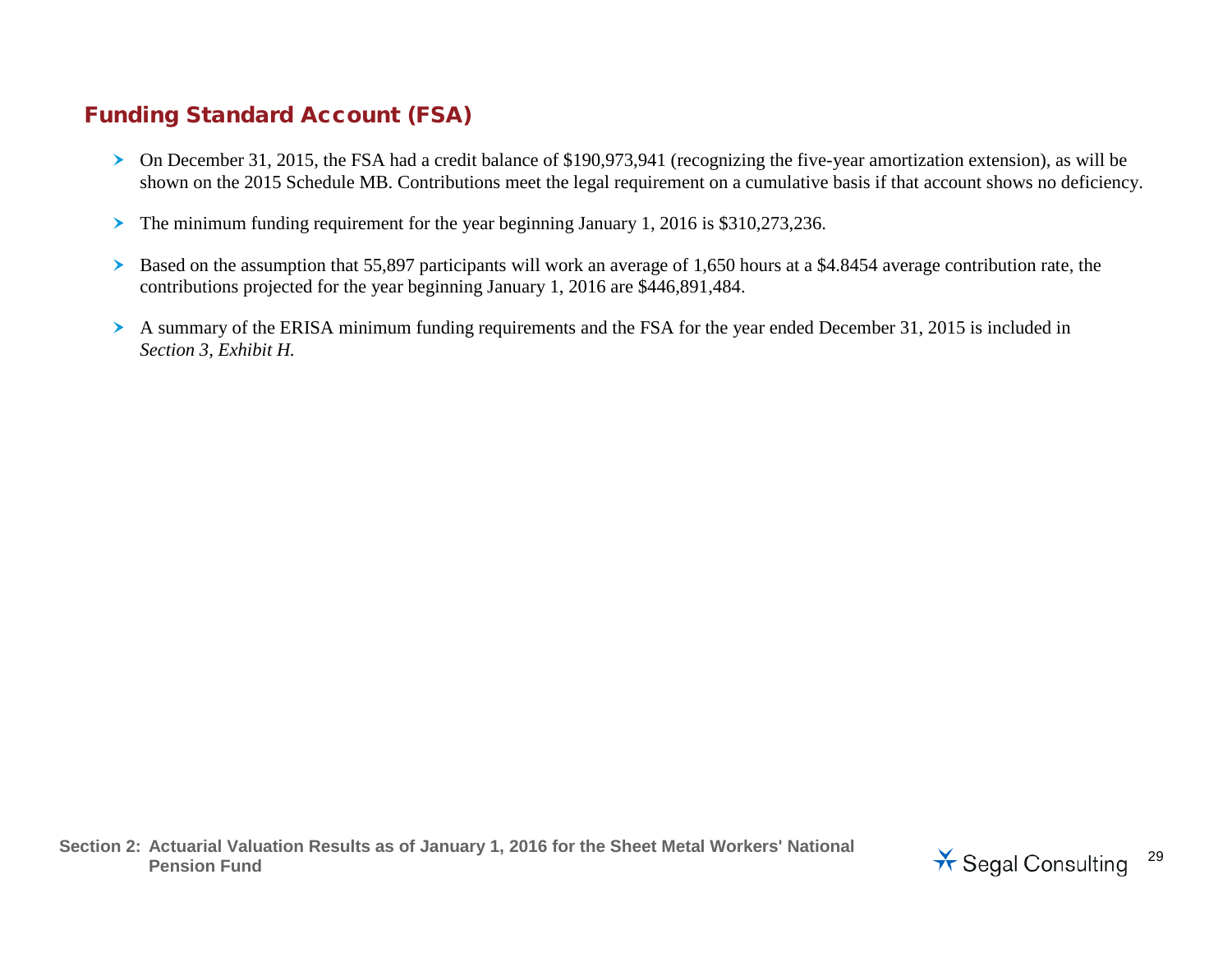## Funding Standard Account (FSA)

- On December 31, 2015, the FSA had a credit balance of $190,973,941 (recognizing the five-year amortization extension), as will be shown on the 2015 Schedule MB. Contributions meet the legal requirement on a cumulative basis if that account shows no deficiency.
- The minimum funding requirement for the year beginning January 1, 2016 is $310,273,236.
- Based on the assumption that 55,897 participants will work an average of 1,650 hours at a $4.8454 average contribution rate, the contributions projected for the year beginning January 1, 2016 are $446,891,484.
- A summary of the ERISA minimum funding requirements and the FSA for the year ended December 31, 2015 is included in *Section 3, Exhibit H.*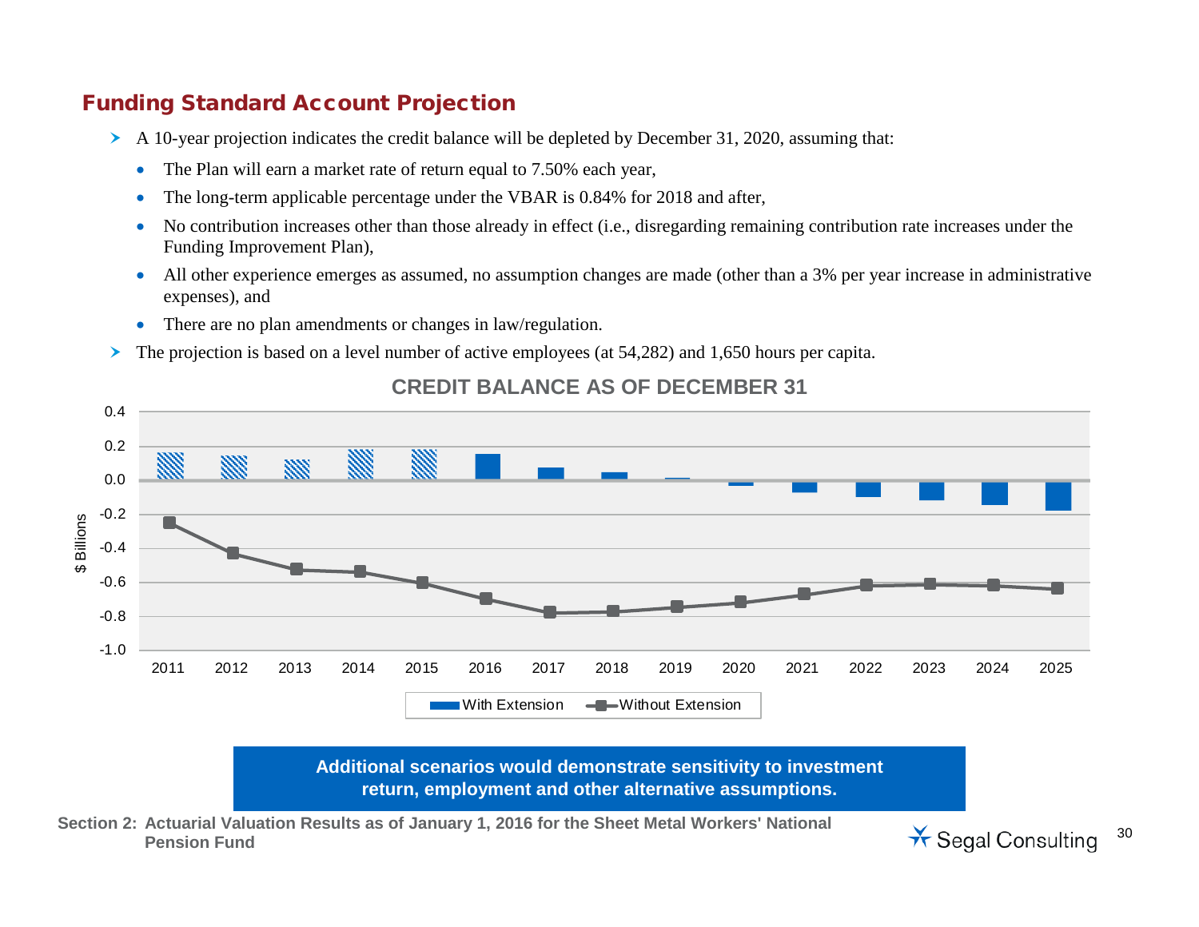## Funding Standard Account Projection

- A 10-year projection indicates the credit balance will be depleted by December 31, 2020, assuming that:
  - The Plan will earn a market rate of return equal to 7.50% each year,
  - The long-term applicable percentage under the VBAR is 0.84% for 2018 and after,
  - No contribution increases other than those already in effect (i.e., disregarding remaining contribution rate increases under the Funding Improvement Plan),
  - All other experience emerges as assumed, no assumption changes are made (other than a 3% per year increase in administrative expenses), and
  - There are no plan amendments or changes in law/regulation.
- The projection is based on a level number of active employees (at 54,282) and 1,650 hours per capita.

**CREDIT BALANCE AS OF DECEMBER 31**

$ Billions

Legend: With Extension; Without Extension

Years: 2011, 2012, 2013, 2014, 2015, 2016, 2017, 2018, 2019, 2020, 2021, 2022, 2023, 2024, 2025

**Additional scenarios would demonstrate sensitivity to investment return, employment and other alternative assumptions.**

Section 2: Actuarial Valuation Results as of January 1, 2016 for the Sheet Metal Workers' National Pension Fund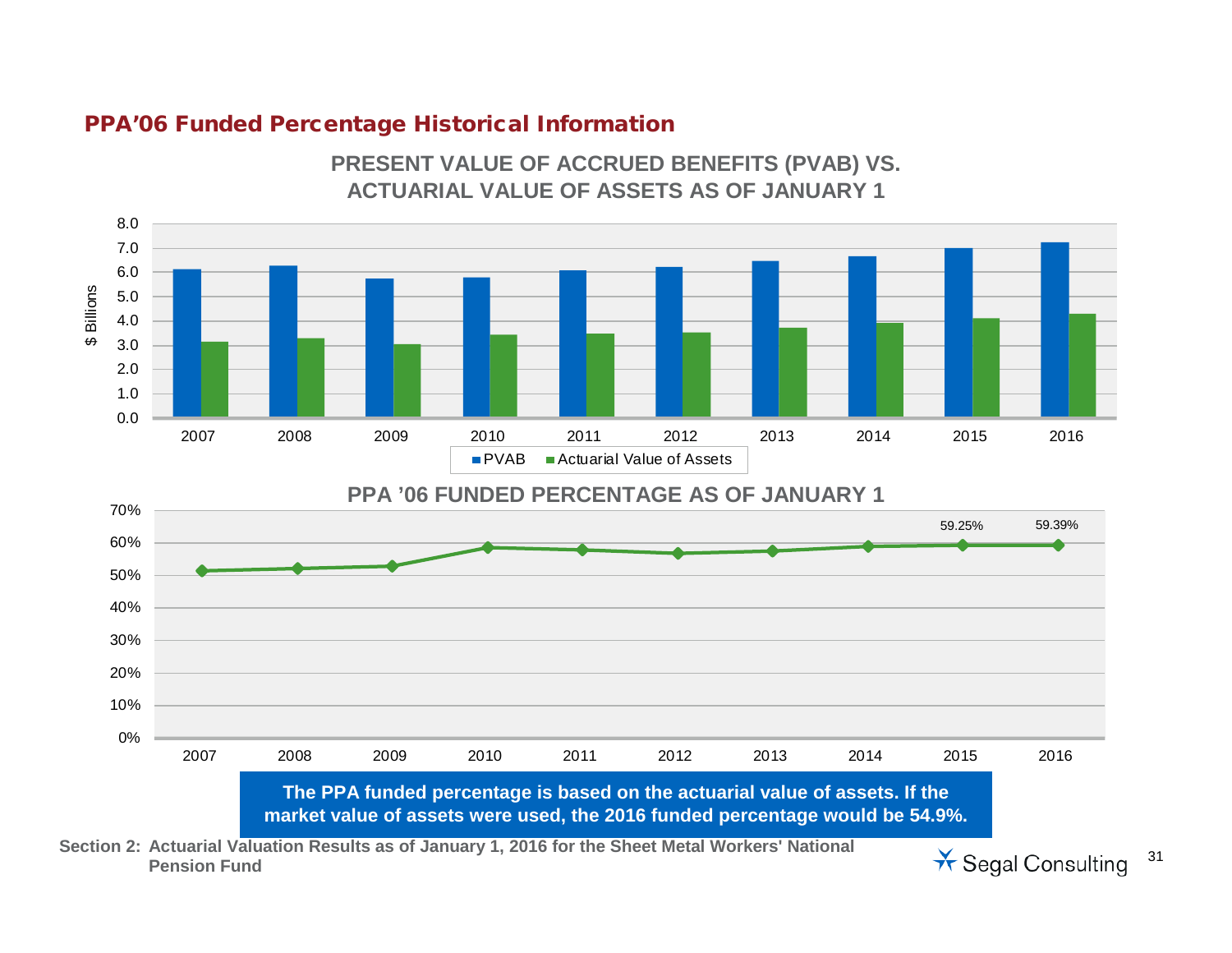## PPA'06 Funded Percentage Historical Information

**PRESENT VALUE OF ACCRUED BENEFITS (PVAB) VS. ACTUARIAL VALUE OF ASSETS AS OF JANUARY 1**

**PPA '06 FUNDED PERCENTAGE AS OF JANUARY 1**

59.25% (2015) 59.39% (2016)

**The PPA funded percentage is based on the actuarial value of assets. If the market value of assets were used, the 2016 funded percentage would be 54.9%.**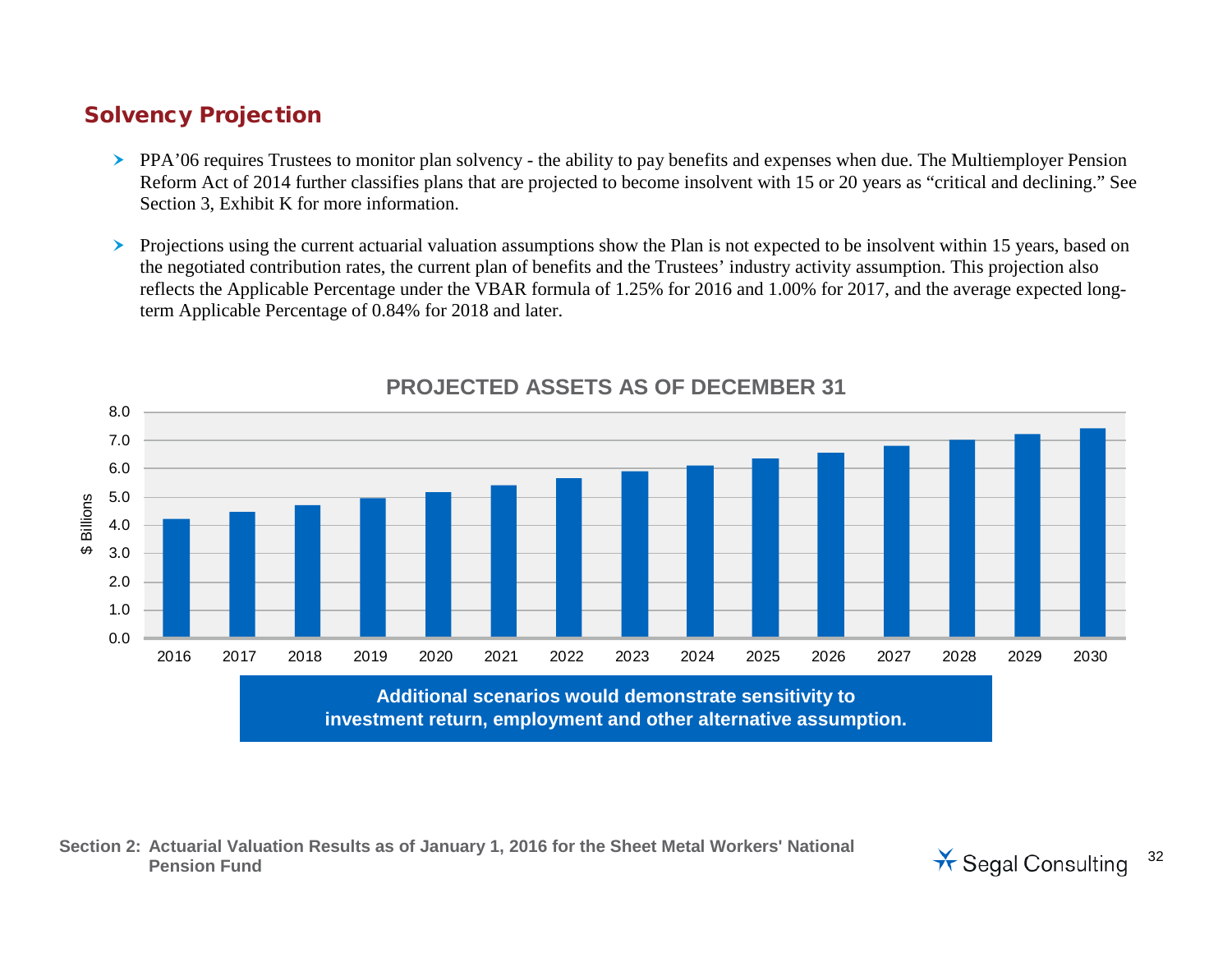## Solvency Projection

- PPA'06 requires Trustees to monitor plan solvency - the ability to pay benefits and expenses when due. The Multiemployer Pension Reform Act of 2014 further classifies plans that are projected to become insolvent with 15 or 20 years as "critical and declining." See Section 3, Exhibit K for more information.
- Projections using the current actuarial valuation assumptions show the Plan is not expected to be insolvent within 15 years, based on the negotiated contribution rates, the current plan of benefits and the Trustees' industry activity assumption. This projection also reflects the Applicable Percentage under the VBAR formula of 1.25% for 2016 and 1.00% for 2017, and the average expected long-term Applicable Percentage of 0.84% for 2018 and later.

**PROJECTED ASSETS AS OF DECEMBER 31**

| Year | $ Billions |
|---|---|
| 2016 | 4.2 |
| 2017 | 4.5 |
| 2018 | 4.7 |
| 2019 | 5.0 |
| 2020 | 5.2 |
| 2021 | 5.4 |
| 2022 | 5.7 |
| 2023 | 5.9 |
| 2024 | 6.1 |
| 2025 | 6.4 |
| 2026 | 6.6 |
| 2027 | 6.8 |
| 2028 | 7.0 |
| 2029 | 7.2 |
| 2030 | 7.4 |

**Additional scenarios would demonstrate sensitivity to investment return, employment and other alternative assumption.**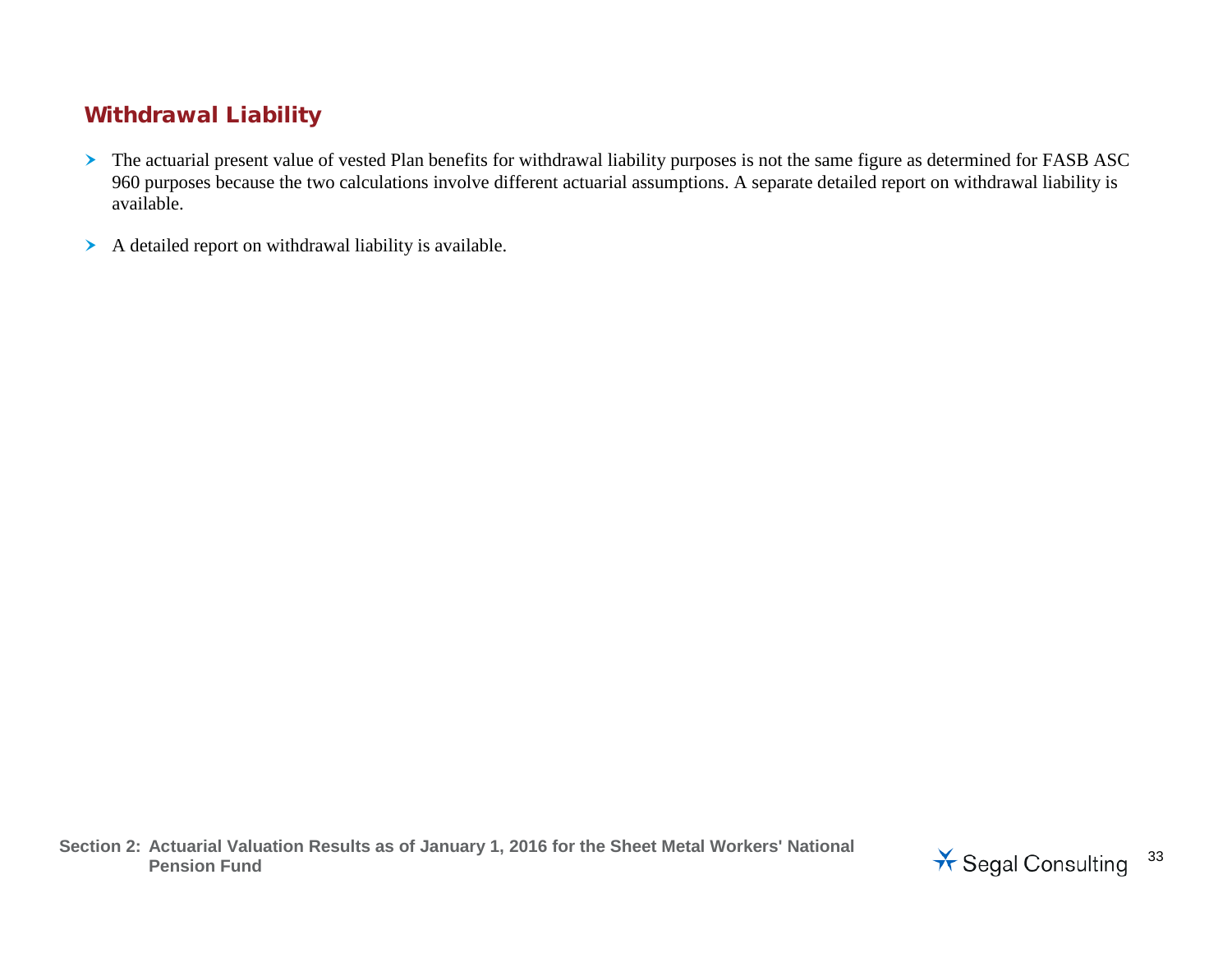## Withdrawal Liability

- The actuarial present value of vested Plan benefits for withdrawal liability purposes is not the same figure as determined for FASB ASC 960 purposes because the two calculations involve different actuarial assumptions. A separate detailed report on withdrawal liability is available.
- A detailed report on withdrawal liability is available.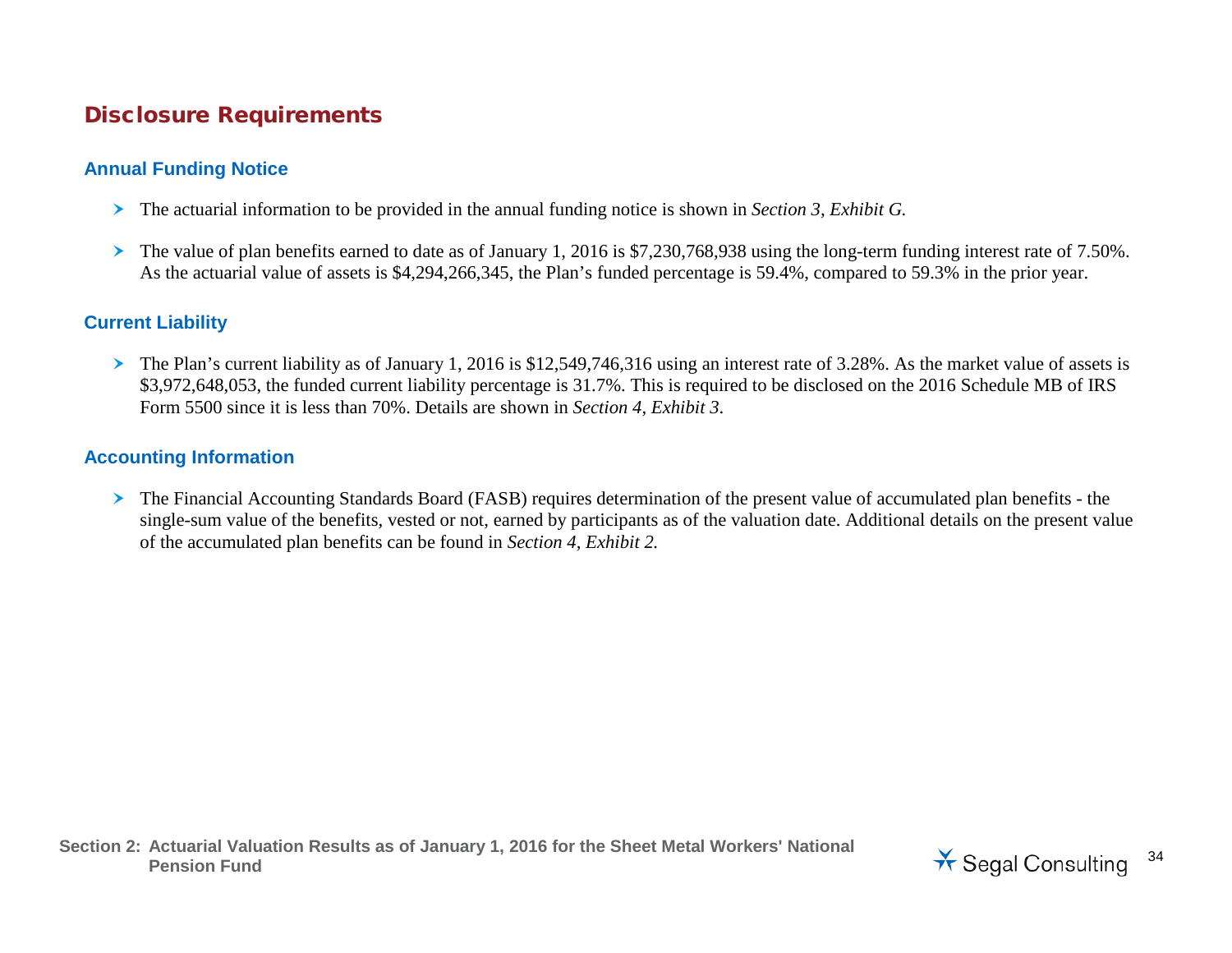## Disclosure Requirements

### Annual Funding Notice

- The actuarial information to be provided in the annual funding notice is shown in *Section 3, Exhibit G.*
- The value of plan benefits earned to date as of January 1, 2016 is $7,230,768,938 using the long-term funding interest rate of 7.50%. As the actuarial value of assets is $4,294,266,345, the Plan's funded percentage is 59.4%, compared to 59.3% in the prior year.

### Current Liability

- The Plan's current liability as of January 1, 2016 is $12,549,746,316 using an interest rate of 3.28%. As the market value of assets is $3,972,648,053, the funded current liability percentage is 31.7%. This is required to be disclosed on the 2016 Schedule MB of IRS Form 5500 since it is less than 70%. Details are shown in *Section 4, Exhibit 3*.

### Accounting Information

- The Financial Accounting Standards Board (FASB) requires determination of the present value of accumulated plan benefits - the single-sum value of the benefits, vested or not, earned by participants as of the valuation date. Additional details on the present value of the accumulated plan benefits can be found in *Section 4, Exhibit 2.*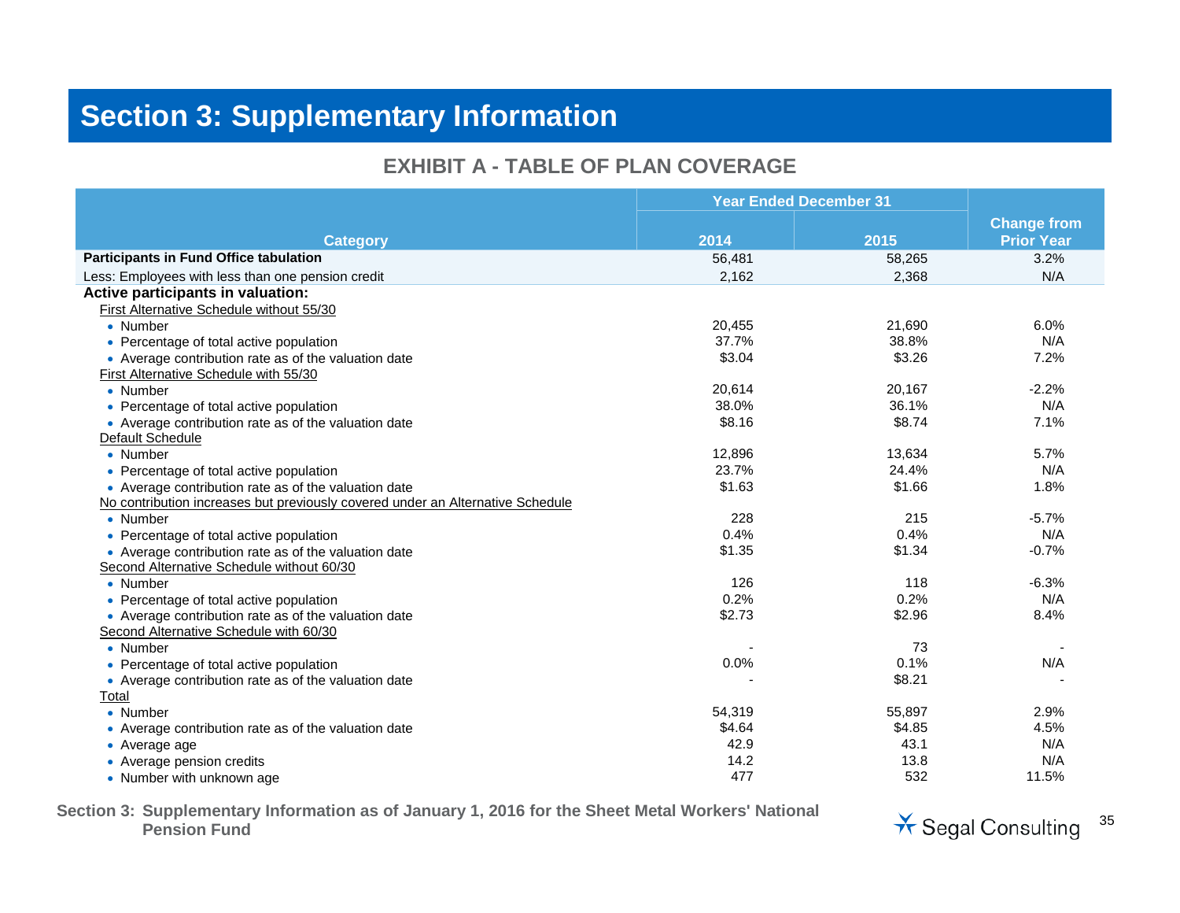# Section 3: Supplementary Information

## EXHIBIT A - TABLE OF PLAN COVERAGE

| Category | Year Ended December 31 | | Change from Prior Year |
|---|---|---|---|
| | 2014 | 2015 | |
| **Participants in Fund Office tabulation** | 56,481 | 58,265 | 3.2% |
| Less: Employees with less than one pension credit | 2,162 | 2,368 | N/A |
| **Active participants in valuation:** | | | |
| First Alternative Schedule without 55/30 | | | |
| • Number | 20,455 | 21,690 | 6.0% |
| • Percentage of total active population | 37.7% | 38.8% | N/A |
| • Average contribution rate as of the valuation date | $3.04 | $3.26 | 7.2% |
| First Alternative Schedule with 55/30 | | | |
| • Number | 20,614 | 20,167 | -2.2% |
| • Percentage of total active population | 38.0% | 36.1% | N/A |
| • Average contribution rate as of the valuation date | $8.16 | $8.74 | 7.1% |
| Default Schedule | | | |
| • Number | 12,896 | 13,634 | 5.7% |
| • Percentage of total active population | 23.7% | 24.4% | N/A |
| • Average contribution rate as of the valuation date | $1.63 | $1.66 | 1.8% |
| No contribution increases but previously covered under an Alternative Schedule | | | |
| • Number | 228 | 215 | -5.7% |
| • Percentage of total active population | 0.4% | 0.4% | N/A |
| • Average contribution rate as of the valuation date | $1.35 | $1.34 | -0.7% |
| Second Alternative Schedule without 60/30 | | | |
| • Number | 126 | 118 | -6.3% |
| • Percentage of total active population | 0.2% | 0.2% | N/A |
| • Average contribution rate as of the valuation date | $2.73 | $2.96 | 8.4% |
| Second Alternative Schedule with 60/30 | | | |
| • Number | - | 73 | - |
| • Percentage of total active population | 0.0% | 0.1% | N/A |
| • Average contribution rate as of the valuation date | - | $8.21 | - |
| Total | | | |
| • Number | 54,319 | 55,897 | 2.9% |
| • Average contribution rate as of the valuation date | $4.64 | $4.85 | 4.5% |
| • Average age | 42.9 | 43.1 | N/A |
| • Average pension credits | 14.2 | 13.8 | N/A |
| • Number with unknown age | 477 | 532 | 11.5% |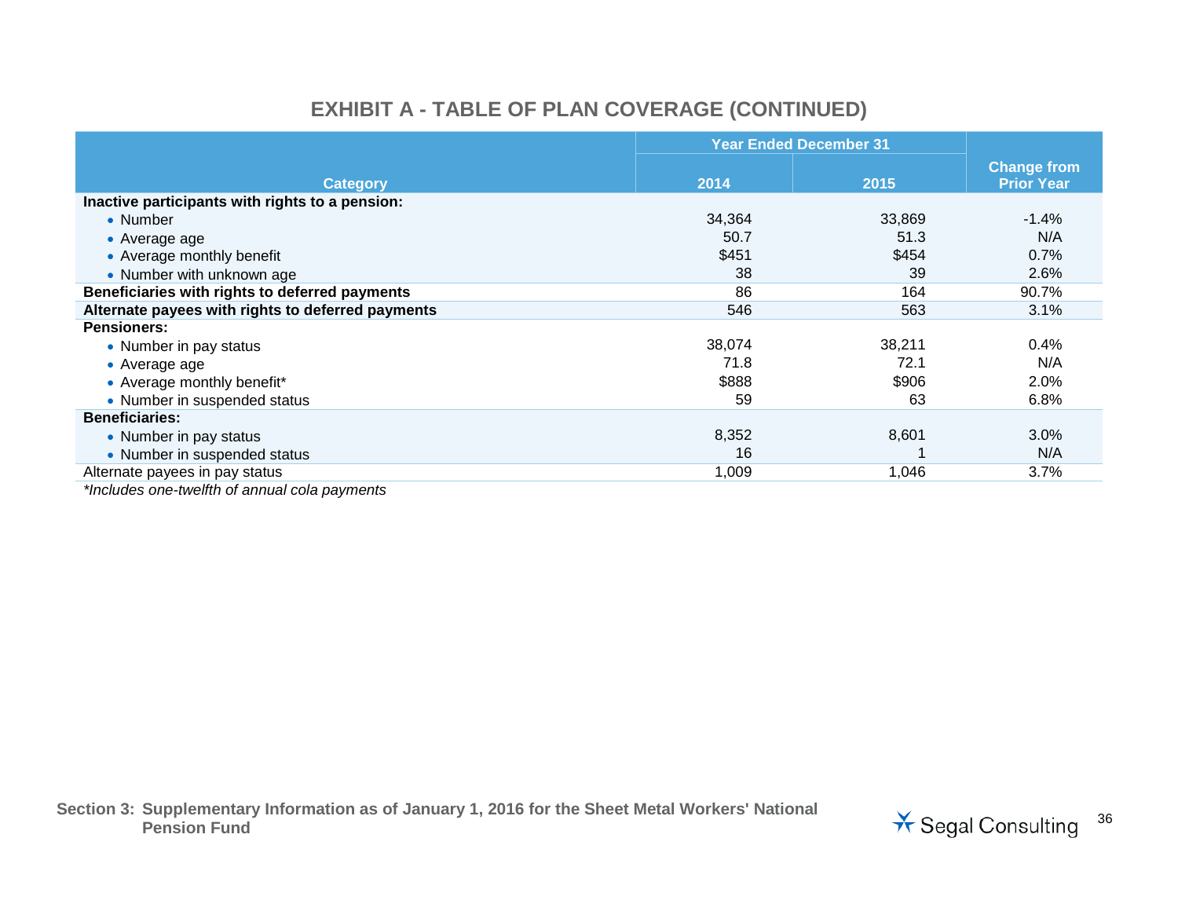## EXHIBIT A - TABLE OF PLAN COVERAGE (CONTINUED)

| Category | Year Ended December 31 | | Change from Prior Year |
|---|---|---|---|
| | 2014 | 2015 | |
| **Inactive participants with rights to a pension:** | | | |
| • Number | 34,364 | 33,869 | -1.4% |
| • Average age | 50.7 | 51.3 | N/A |
| • Average monthly benefit | $451 | $454 | 0.7% |
| • Number with unknown age | 38 | 39 | 2.6% |
| **Beneficiaries with rights to deferred payments** | 86 | 164 | 90.7% |
| **Alternate payees with rights to deferred payments** | 546 | 563 | 3.1% |
| **Pensioners:** | | | |
| • Number in pay status | 38,074 | 38,211 | 0.4% |
| • Average age | 71.8 | 72.1 | N/A |
| • Average monthly benefit* | $888 | $906 | 2.0% |
| • Number in suspended status | 59 | 63 | 6.8% |
| **Beneficiaries:** | | | |
| • Number in pay status | 8,352 | 8,601 | 3.0% |
| • Number in suspended status | 16 | 1 | N/A |
| Alternate payees in pay status | 1,009 | 1,046 | 3.7% |

*\*Includes one-twelfth of annual cola payments*

**Section 3: Supplementary Information as of January 1, 2016 for the Sheet Metal Workers' National Pension Fund**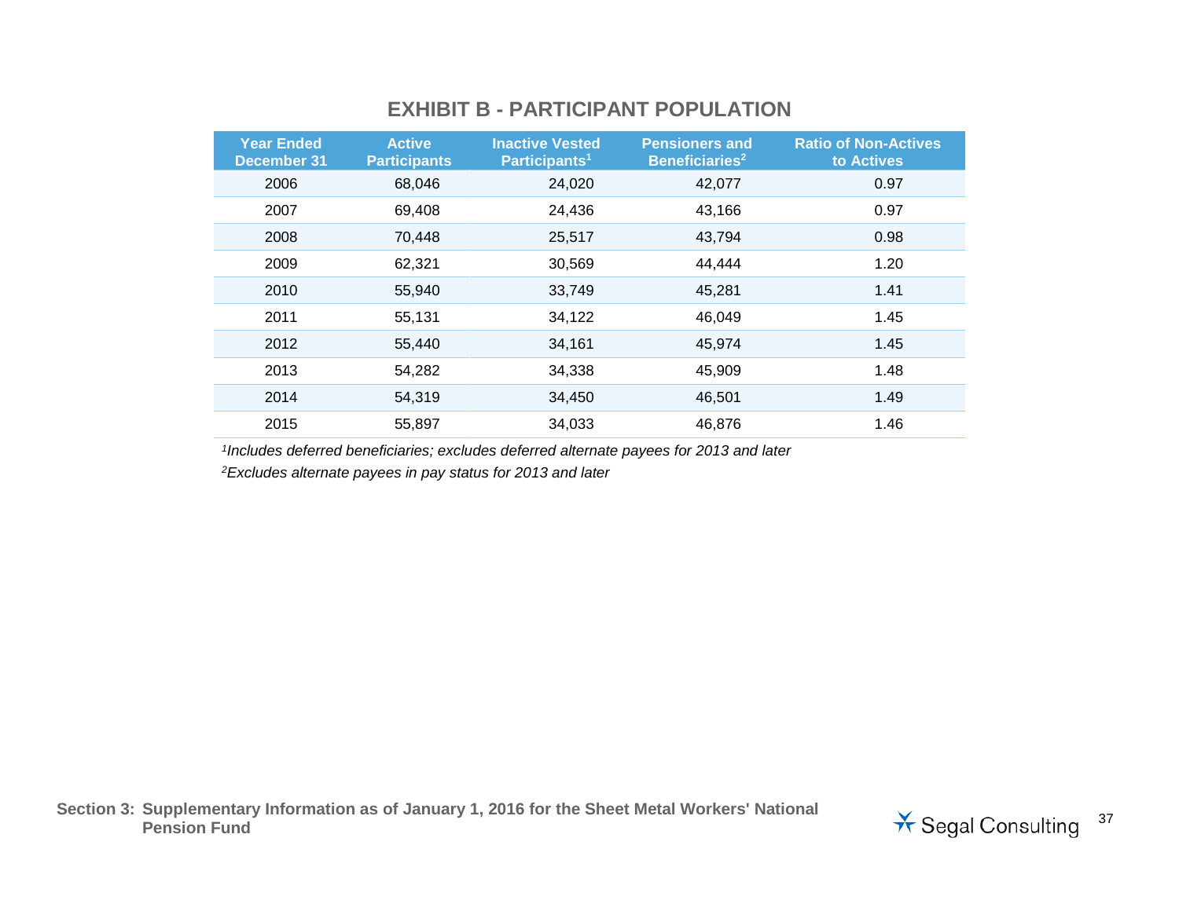## EXHIBIT B - PARTICIPANT POPULATION

| Year Ended December 31 | Active Participants | Inactive Vested Participants[1] | Pensioners and Beneficiaries[2] | Ratio of Non-Actives to Actives |
|---|---|---|---|---|
| 2006 | 68,046 | 24,020 | 42,077 | 0.97 |
| 2007 | 69,408 | 24,436 | 43,166 | 0.97 |
| 2008 | 70,448 | 25,517 | 43,794 | 0.98 |
| 2009 | 62,321 | 30,569 | 44,444 | 1.20 |
| 2010 | 55,940 | 33,749 | 45,281 | 1.41 |
| 2011 | 55,131 | 34,122 | 46,049 | 1.45 |
| 2012 | 55,440 | 34,161 | 45,974 | 1.45 |
| 2013 | 54,282 | 34,338 | 45,909 | 1.48 |
| 2014 | 54,319 | 34,450 | 46,501 | 1.49 |
| 2015 | 55,897 | 34,033 | 46,876 | 1.46 |

*[1]Includes deferred beneficiaries; excludes deferred alternate payees for 2013 and later*

*[2]Excludes alternate payees in pay status for 2013 and later*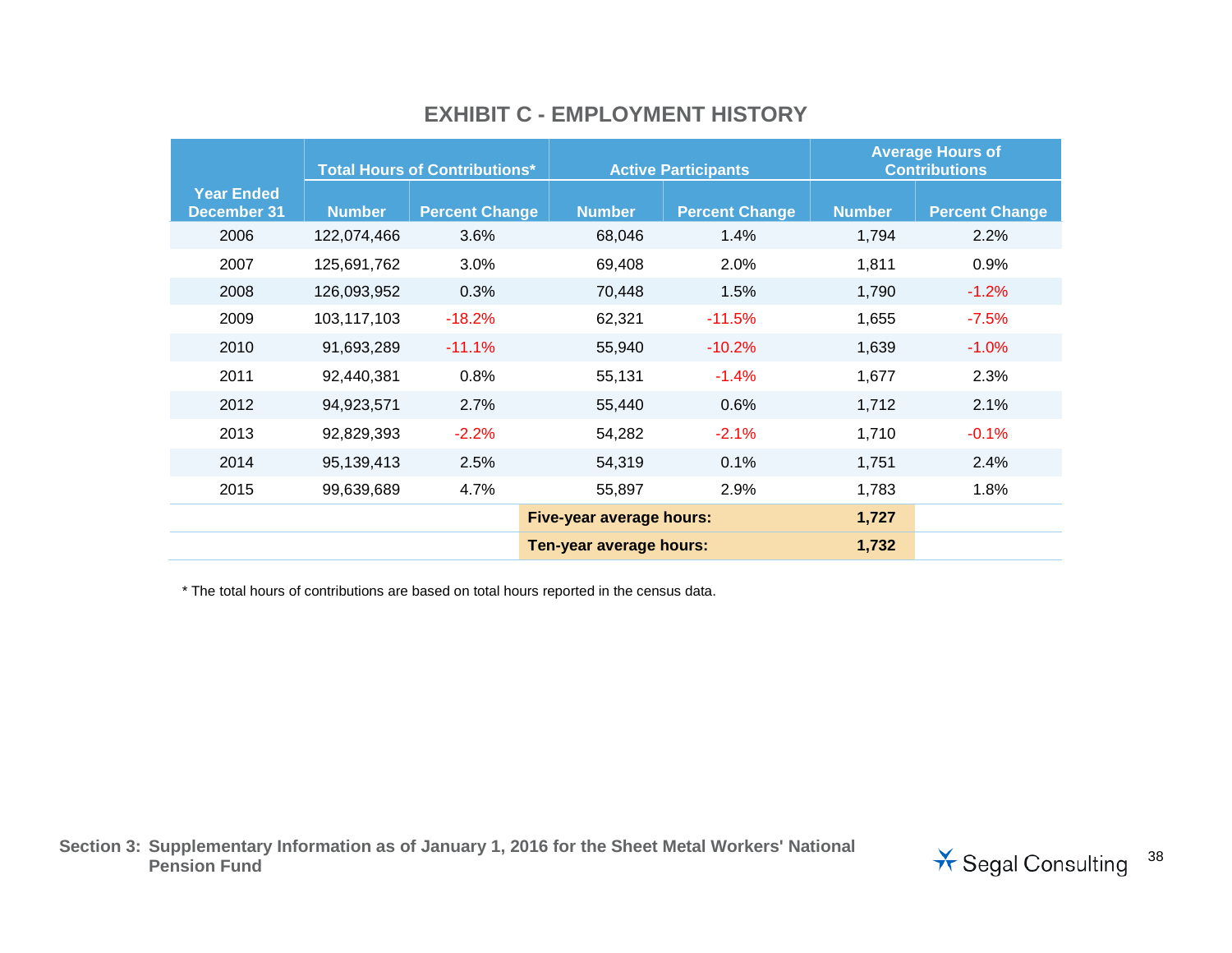# EXHIBIT C - EMPLOYMENT HISTORY

| Year Ended December 31 | Total Hours of Contributions* | | Active Participants | | Average Hours of Contributions | |
|---|---|---|---|---|---|---|
| | Number | Percent Change | Number | Percent Change | Number | Percent Change |
| 2006 | 122,074,466 | 3.6% | 68,046 | 1.4% | 1,794 | 2.2% |
| 2007 | 125,691,762 | 3.0% | 69,408 | 2.0% | 1,811 | 0.9% |
| 2008 | 126,093,952 | 0.3% | 70,448 | 1.5% | 1,790 | -1.2% |
| 2009 | 103,117,103 | -18.2% | 62,321 | -11.5% | 1,655 | -7.5% |
| 2010 | 91,693,289 | -11.1% | 55,940 | -10.2% | 1,639 | -1.0% |
| 2011 | 92,440,381 | 0.8% | 55,131 | -1.4% | 1,677 | 2.3% |
| 2012 | 94,923,571 | 2.7% | 55,440 | 0.6% | 1,712 | 2.1% |
| 2013 | 92,829,393 | -2.2% | 54,282 | -2.1% | 1,710 | -0.1% |
| 2014 | 95,139,413 | 2.5% | 54,319 | 0.1% | 1,751 | 2.4% |
| 2015 | 99,639,689 | 4.7% | 55,897 | 2.9% | 1,783 | 1.8% |
| | | **Five-year average hours:** | | | **1,727** | |
| | | **Ten-year average hours:** | | | **1,732** | |

* The total hours of contributions are based on total hours reported in the census data.

**Section 3: Supplementary Information as of January 1, 2016 for the Sheet Metal Workers' National Pension Fund**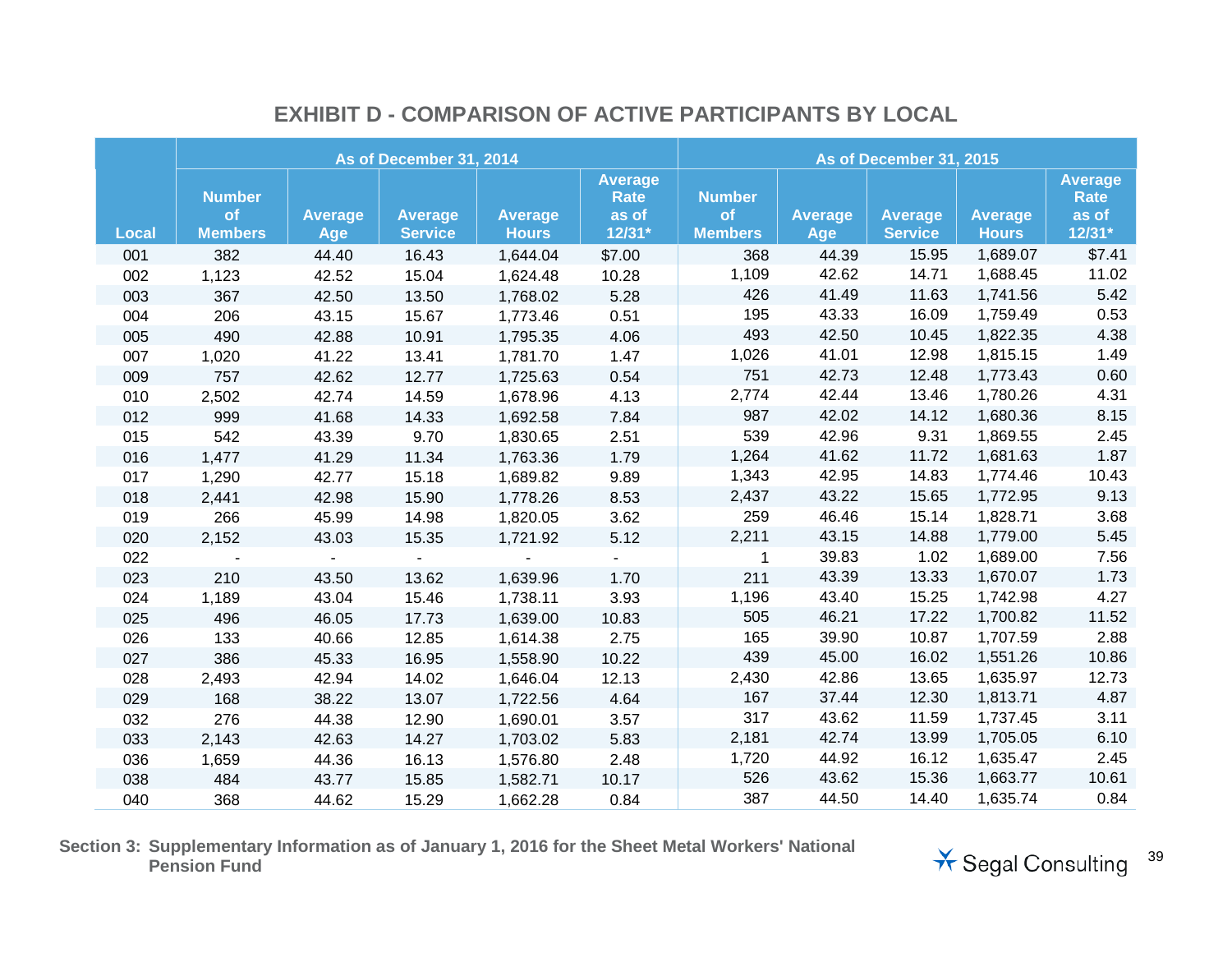# EXHIBIT D - COMPARISON OF ACTIVE PARTICIPANTS BY LOCAL

| | As of December 31, 2014 | | | | | As of December 31, 2015 | | | | |
|---|---|---|---|---|---|---|---|---|---|---|
| Local | Number of Members | Average Age | Average Service | Average Hours | Average Rate as of 12/31* | Number of Members | Average Age | Average Service | Average Hours | Average Rate as of 12/31* |
| 001 | 382 | 44.40 | 16.43 | 1,644.04 | $7.00 | 368 | 44.39 | 15.95 | 1,689.07 | $7.41 |
| 002 | 1,123 | 42.52 | 15.04 | 1,624.48 | 10.28 | 1,109 | 42.62 | 14.71 | 1,688.45 | 11.02 |
| 003 | 367 | 42.50 | 13.50 | 1,768.02 | 5.28 | 426 | 41.49 | 11.63 | 1,741.56 | 5.42 |
| 004 | 206 | 43.15 | 15.67 | 1,773.46 | 0.51 | 195 | 43.33 | 16.09 | 1,759.49 | 0.53 |
| 005 | 490 | 42.88 | 10.91 | 1,795.35 | 4.06 | 493 | 42.50 | 10.45 | 1,822.35 | 4.38 |
| 007 | 1,020 | 41.22 | 13.41 | 1,781.70 | 1.47 | 1,026 | 41.01 | 12.98 | 1,815.15 | 1.49 |
| 009 | 757 | 42.62 | 12.77 | 1,725.63 | 0.54 | 751 | 42.73 | 12.48 | 1,773.43 | 0.60 |
| 010 | 2,502 | 42.74 | 14.59 | 1,678.96 | 4.13 | 2,774 | 42.44 | 13.46 | 1,780.26 | 4.31 |
| 012 | 999 | 41.68 | 14.33 | 1,692.58 | 7.84 | 987 | 42.02 | 14.12 | 1,680.36 | 8.15 |
| 015 | 542 | 43.39 | 9.70 | 1,830.65 | 2.51 | 539 | 42.96 | 9.31 | 1,869.55 | 2.45 |
| 016 | 1,477 | 41.29 | 11.34 | 1,763.36 | 1.79 | 1,264 | 41.62 | 11.72 | 1,681.63 | 1.87 |
| 017 | 1,290 | 42.77 | 15.18 | 1,689.82 | 9.89 | 1,343 | 42.95 | 14.83 | 1,774.46 | 10.43 |
| 018 | 2,441 | 42.98 | 15.90 | 1,778.26 | 8.53 | 2,437 | 43.22 | 15.65 | 1,772.95 | 9.13 |
| 019 | 266 | 45.99 | 14.98 | 1,820.05 | 3.62 | 259 | 46.46 | 15.14 | 1,828.71 | 3.68 |
| 020 | 2,152 | 43.03 | 15.35 | 1,721.92 | 5.12 | 2,211 | 43.15 | 14.88 | 1,779.00 | 5.45 |
| 022 | - | - | - | - | - | 1 | 39.83 | 1.02 | 1,689.00 | 7.56 |
| 023 | 210 | 43.50 | 13.62 | 1,639.96 | 1.70 | 211 | 43.39 | 13.33 | 1,670.07 | 1.73 |
| 024 | 1,189 | 43.04 | 15.46 | 1,738.11 | 3.93 | 1,196 | 43.40 | 15.25 | 1,742.98 | 4.27 |
| 025 | 496 | 46.05 | 17.73 | 1,639.00 | 10.83 | 505 | 46.21 | 17.22 | 1,700.82 | 11.52 |
| 026 | 133 | 40.66 | 12.85 | 1,614.38 | 2.75 | 165 | 39.90 | 10.87 | 1,707.59 | 2.88 |
| 027 | 386 | 45.33 | 16.95 | 1,558.90 | 10.22 | 439 | 45.00 | 16.02 | 1,551.26 | 10.86 |
| 028 | 2,493 | 42.94 | 14.02 | 1,646.04 | 12.13 | 2,430 | 42.86 | 13.65 | 1,635.97 | 12.73 |
| 029 | 168 | 38.22 | 13.07 | 1,722.56 | 4.64 | 167 | 37.44 | 12.30 | 1,813.71 | 4.87 |
| 032 | 276 | 44.38 | 12.90 | 1,690.01 | 3.57 | 317 | 43.62 | 11.59 | 1,737.45 | 3.11 |
| 033 | 2,143 | 42.63 | 14.27 | 1,703.02 | 5.83 | 2,181 | 42.74 | 13.99 | 1,705.05 | 6.10 |
| 036 | 1,659 | 44.36 | 16.13 | 1,576.80 | 2.48 | 1,720 | 44.92 | 16.12 | 1,635.47 | 2.45 |
| 038 | 484 | 43.77 | 15.85 | 1,582.71 | 10.17 | 526 | 43.62 | 15.36 | 1,663.77 | 10.61 |
| 040 | 368 | 44.62 | 15.29 | 1,662.28 | 0.84 | 387 | 44.50 | 14.40 | 1,635.74 | 0.84 |

**Section 3: Supplementary Information as of January 1, 2016 for the Sheet Metal Workers' National Pension Fund**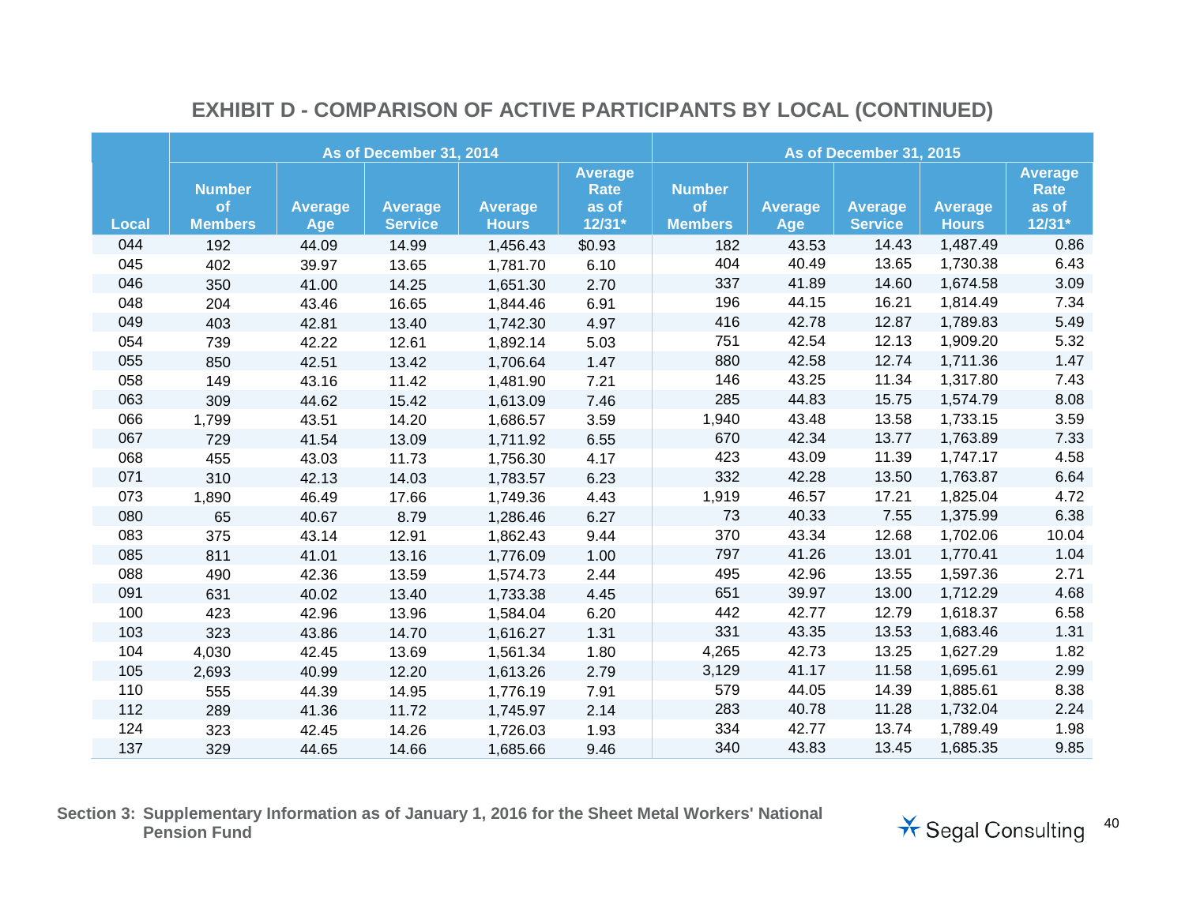## EXHIBIT D - COMPARISON OF ACTIVE PARTICIPANTS BY LOCAL (CONTINUED)

| | As of December 31, 2014 | | | | | As of December 31, 2015 | | | | |
|---|---|---|---|---|---|---|---|---|---|---|
| Local | Number of Members | Average Age | Average Service | Average Hours | Average Rate as of 12/31* | Number of Members | Average Age | Average Service | Average Hours | Average Rate as of 12/31* |
| 044 | 192 | 44.09 | 14.99 | 1,456.43 | $0.93 | 182 | 43.53 | 14.43 | 1,487.49 | 0.86 |
| 045 | 402 | 39.97 | 13.65 | 1,781.70 | 6.10 | 404 | 40.49 | 13.65 | 1,730.38 | 6.43 |
| 046 | 350 | 41.00 | 14.25 | 1,651.30 | 2.70 | 337 | 41.89 | 14.60 | 1,674.58 | 3.09 |
| 048 | 204 | 43.46 | 16.65 | 1,844.46 | 6.91 | 196 | 44.15 | 16.21 | 1,814.49 | 7.34 |
| 049 | 403 | 42.81 | 13.40 | 1,742.30 | 4.97 | 416 | 42.78 | 12.87 | 1,789.83 | 5.49 |
| 054 | 739 | 42.22 | 12.61 | 1,892.14 | 5.03 | 751 | 42.54 | 12.13 | 1,909.20 | 5.32 |
| 055 | 850 | 42.51 | 13.42 | 1,706.64 | 1.47 | 880 | 42.58 | 12.74 | 1,711.36 | 1.47 |
| 058 | 149 | 43.16 | 11.42 | 1,481.90 | 7.21 | 146 | 43.25 | 11.34 | 1,317.80 | 7.43 |
| 063 | 309 | 44.62 | 15.42 | 1,613.09 | 7.46 | 285 | 44.83 | 15.75 | 1,574.79 | 8.08 |
| 066 | 1,799 | 43.51 | 14.20 | 1,686.57 | 3.59 | 1,940 | 43.48 | 13.58 | 1,733.15 | 3.59 |
| 067 | 729 | 41.54 | 13.09 | 1,711.92 | 6.55 | 670 | 42.34 | 13.77 | 1,763.89 | 7.33 |
| 068 | 455 | 43.03 | 11.73 | 1,756.30 | 4.17 | 423 | 43.09 | 11.39 | 1,747.17 | 4.58 |
| 071 | 310 | 42.13 | 14.03 | 1,783.57 | 6.23 | 332 | 42.28 | 13.50 | 1,763.87 | 6.64 |
| 073 | 1,890 | 46.49 | 17.66 | 1,749.36 | 4.43 | 1,919 | 46.57 | 17.21 | 1,825.04 | 4.72 |
| 080 | 65 | 40.67 | 8.79 | 1,286.46 | 6.27 | 73 | 40.33 | 7.55 | 1,375.99 | 6.38 |
| 083 | 375 | 43.14 | 12.91 | 1,862.43 | 9.44 | 370 | 43.34 | 12.68 | 1,702.06 | 10.04 |
| 085 | 811 | 41.01 | 13.16 | 1,776.09 | 1.00 | 797 | 41.26 | 13.01 | 1,770.41 | 1.04 |
| 088 | 490 | 42.36 | 13.59 | 1,574.73 | 2.44 | 495 | 42.96 | 13.55 | 1,597.36 | 2.71 |
| 091 | 631 | 40.02 | 13.40 | 1,733.38 | 4.45 | 651 | 39.97 | 13.00 | 1,712.29 | 4.68 |
| 100 | 423 | 42.96 | 13.96 | 1,584.04 | 6.20 | 442 | 42.77 | 12.79 | 1,618.37 | 6.58 |
| 103 | 323 | 43.86 | 14.70 | 1,616.27 | 1.31 | 331 | 43.35 | 13.53 | 1,683.46 | 1.31 |
| 104 | 4,030 | 42.45 | 13.69 | 1,561.34 | 1.80 | 4,265 | 42.73 | 13.25 | 1,627.29 | 1.82 |
| 105 | 2,693 | 40.99 | 12.20 | 1,613.26 | 2.79 | 3,129 | 41.17 | 11.58 | 1,695.61 | 2.99 |
| 110 | 555 | 44.39 | 14.95 | 1,776.19 | 7.91 | 579 | 44.05 | 14.39 | 1,885.61 | 8.38 |
| 112 | 289 | 41.36 | 11.72 | 1,745.97 | 2.14 | 283 | 40.78 | 11.28 | 1,732.04 | 2.24 |
| 124 | 323 | 42.45 | 14.26 | 1,726.03 | 1.93 | 334 | 42.77 | 13.74 | 1,789.49 | 1.98 |
| 137 | 329 | 44.65 | 14.66 | 1,685.66 | 9.46 | 340 | 43.83 | 13.45 | 1,685.35 | 9.85 |

**Section 3: Supplementary Information as of January 1, 2016 for the Sheet Metal Workers' National Pension Fund**

Segal Consulting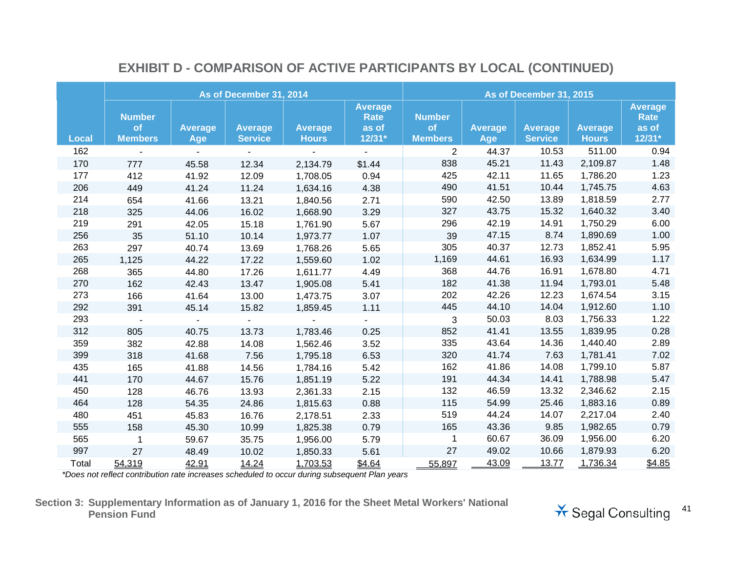## EXHIBIT D - COMPARISON OF ACTIVE PARTICIPANTS BY LOCAL (CONTINUED)

| | As of December 31, 2014 | | | | | As of December 31, 2015 | | | | |
|---|---|---|---|---|---|---|---|---|---|---|
| Local | Number of Members | Average Age | Average Service | Average Hours | Average Rate as of 12/31* | Number of Members | Average Age | Average Service | Average Hours | Average Rate as of 12/31* |
| 162 | - | - | - | - | - | 2 | 44.37 | 10.53 | 511.00 | 0.94 |
| 170 | 777 | 45.58 | 12.34 | 2,134.79 | $1.44 | 838 | 45.21 | 11.43 | 2,109.87 | 1.48 |
| 177 | 412 | 41.92 | 12.09 | 1,708.05 | 0.94 | 425 | 42.11 | 11.65 | 1,786.20 | 1.23 |
| 206 | 449 | 41.24 | 11.24 | 1,634.16 | 4.38 | 490 | 41.51 | 10.44 | 1,745.75 | 4.63 |
| 214 | 654 | 41.66 | 13.21 | 1,840.56 | 2.71 | 590 | 42.50 | 13.89 | 1,818.59 | 2.77 |
| 218 | 325 | 44.06 | 16.02 | 1,668.90 | 3.29 | 327 | 43.75 | 15.32 | 1,640.32 | 3.40 |
| 219 | 291 | 42.05 | 15.18 | 1,761.90 | 5.67 | 296 | 42.19 | 14.91 | 1,750.29 | 6.00 |
| 256 | 35 | 51.10 | 10.14 | 1,973.77 | 1.07 | 39 | 47.15 | 8.74 | 1,890.69 | 1.00 |
| 263 | 297 | 40.74 | 13.69 | 1,768.26 | 5.65 | 305 | 40.37 | 12.73 | 1,852.41 | 5.95 |
| 265 | 1,125 | 44.22 | 17.22 | 1,559.60 | 1.02 | 1,169 | 44.61 | 16.93 | 1,634.99 | 1.17 |
| 268 | 365 | 44.80 | 17.26 | 1,611.77 | 4.49 | 368 | 44.76 | 16.91 | 1,678.80 | 4.71 |
| 270 | 162 | 42.43 | 13.47 | 1,905.08 | 5.41 | 182 | 41.38 | 11.94 | 1,793.01 | 5.48 |
| 273 | 166 | 41.64 | 13.00 | 1,473.75 | 3.07 | 202 | 42.26 | 12.23 | 1,674.54 | 3.15 |
| 292 | 391 | 45.14 | 15.82 | 1,859.45 | 1.11 | 445 | 44.10 | 14.04 | 1,912.60 | 1.10 |
| 293 | - | - | - | - | - | 3 | 50.03 | 8.03 | 1,756.33 | 1.22 |
| 312 | 805 | 40.75 | 13.73 | 1,783.46 | 0.25 | 852 | 41.41 | 13.55 | 1,839.95 | 0.28 |
| 359 | 382 | 42.88 | 14.08 | 1,562.46 | 3.52 | 335 | 43.64 | 14.36 | 1,440.40 | 2.89 |
| 399 | 318 | 41.68 | 7.56 | 1,795.18 | 6.53 | 320 | 41.74 | 7.63 | 1,781.41 | 7.02 |
| 435 | 165 | 41.88 | 14.56 | 1,784.16 | 5.42 | 162 | 41.86 | 14.08 | 1,799.10 | 5.87 |
| 441 | 170 | 44.67 | 15.76 | 1,851.19 | 5.22 | 191 | 44.34 | 14.41 | 1,788.98 | 5.47 |
| 450 | 128 | 46.76 | 13.93 | 2,361.33 | 2.15 | 132 | 46.59 | 13.32 | 2,346.62 | 2.15 |
| 464 | 128 | 54.35 | 24.86 | 1,815.63 | 0.88 | 115 | 54.99 | 25.46 | 1,883.16 | 0.89 |
| 480 | 451 | 45.83 | 16.76 | 2,178.51 | 2.33 | 519 | 44.24 | 14.07 | 2,217.04 | 2.40 |
| 555 | 158 | 45.30 | 10.99 | 1,825.38 | 0.79 | 165 | 43.36 | 9.85 | 1,982.65 | 0.79 |
| 565 | 1 | 59.67 | 35.75 | 1,956.00 | 5.79 | 1 | 60.67 | 36.09 | 1,956.00 | 6.20 |
| 997 | 27 | 48.49 | 10.02 | 1,850.33 | 5.61 | 27 | 49.02 | 10.66 | 1,879.93 | 6.20 |
| Total | 54,319 | 42.91 | 14.24 | 1,703.53 | $4.64 | 55,897 | 43.09 | 13.77 | 1,736.34 | $4.85 |

*\*Does not reflect contribution rate increases scheduled to occur during subsequent Plan years*

**Section 3: Supplementary Information as of January 1, 2016 for the Sheet Metal Workers' National Pension Fund**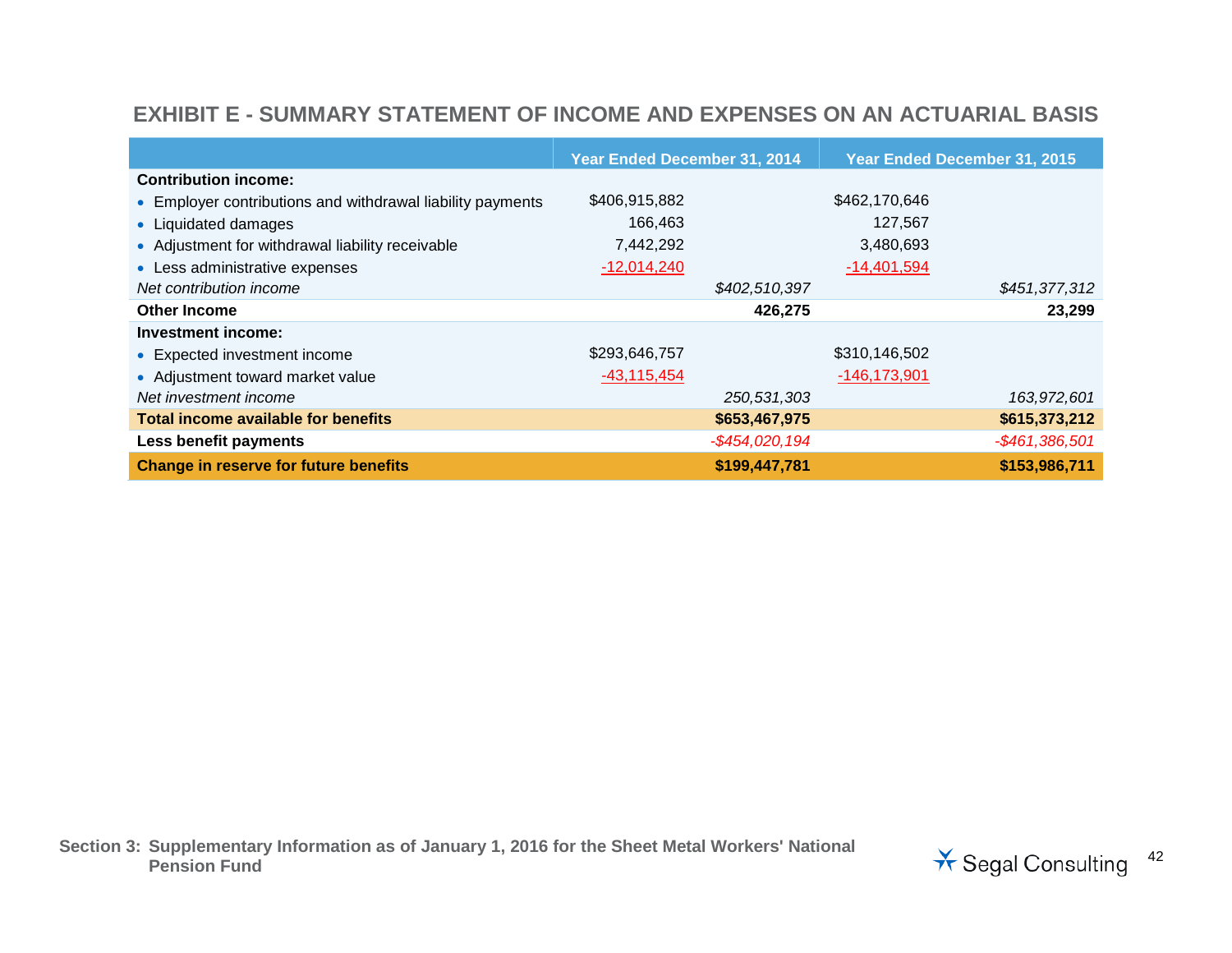## EXHIBIT E - SUMMARY STATEMENT OF INCOME AND EXPENSES ON AN ACTUARIAL BASIS

| | Year Ended December 31, 2014 | | Year Ended December 31, 2015 | |
|---|---|---|---|---|
| **Contribution income:** | | | | |
| • Employer contributions and withdrawal liability payments | $406,915,882 | | $462,170,646 | |
| • Liquidated damages | 166,463 | | 127,567 | |
| • Adjustment for withdrawal liability receivable | 7,442,292 | | 3,480,693 | |
| • Less administrative expenses | -12,014,240 | | -14,401,594 | |
| *Net contribution income* | | *$402,510,397* | | *$451,377,312* |
| **Other Income** | | **426,275** | | **23,299** |
| **Investment income:** | | | | |
| • Expected investment income | $293,646,757 | | $310,146,502 | |
| • Adjustment toward market value | -43,115,454 | | -146,173,901 | |
| *Net investment income* | | *250,531,303* | | *163,972,601* |
| **Total income available for benefits** | | **$653,467,975** | | **$615,373,212** |
| **Less benefit payments** | | *-$454,020,194* | | *-$461,386,501* |
| **Change in reserve for future benefits** | | **$199,447,781** | | **$153,986,711** |

**Section 3: Supplementary Information as of January 1, 2016 for the Sheet Metal Workers' National Pension Fund**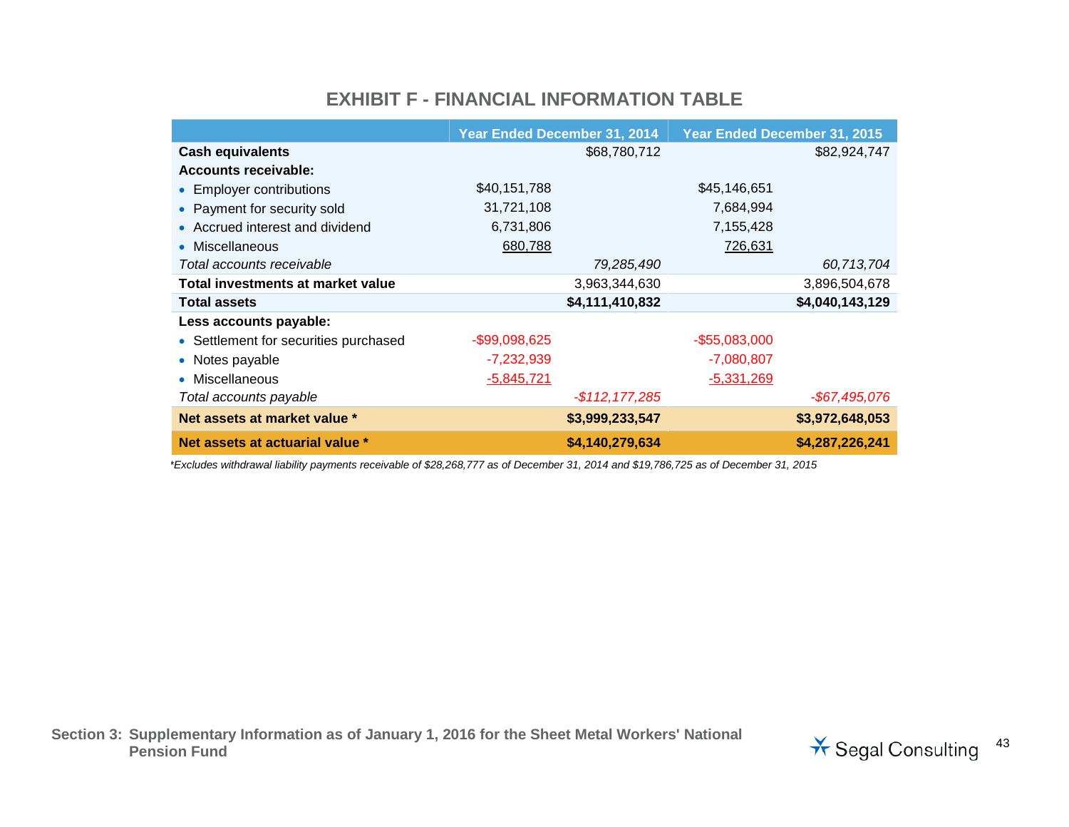## EXHIBIT F - FINANCIAL INFORMATION TABLE

| | Year Ended December 31, 2014 | | Year Ended December 31, 2015 | |
|---|---|---|---|---|
| **Cash equivalents** | | $68,780,712 | | $82,924,747 |
| **Accounts receivable:** | | | | |
| • Employer contributions | $40,151,788 | | $45,146,651 | |
| • Payment for security sold | 31,721,108 | | 7,684,994 | |
| • Accrued interest and dividend | 6,731,806 | | 7,155,428 | |
| • Miscellaneous | 680,788 | | 726,631 | |
| *Total accounts receivable* | | *79,285,490* | | *60,713,704* |
| **Total investments at market value** | | 3,963,344,630 | | 3,896,504,678 |
| **Total assets** | | **$4,111,410,832** | | **$4,040,143,129** |
| **Less accounts payable:** | | | | |
| • Settlement for securities purchased | -$99,098,625 | | -$55,083,000 | |
| • Notes payable | -7,232,939 | | -7,080,807 | |
| • Miscellaneous | -5,845,721 | | -5,331,269 | |
| *Total accounts payable* | | *-$112,177,285* | | *-$67,495,076* |
| **Net assets at market value \*** | | **$3,999,233,547** | | **$3,972,648,053** |
| **Net assets at actuarial value \*** | | **$4,140,279,634** | | **$4,287,226,241** |

*\*Excludes withdrawal liability payments receivable of $28,268,777 as of December 31, 2014 and $19,786,725 as of December 31, 2015*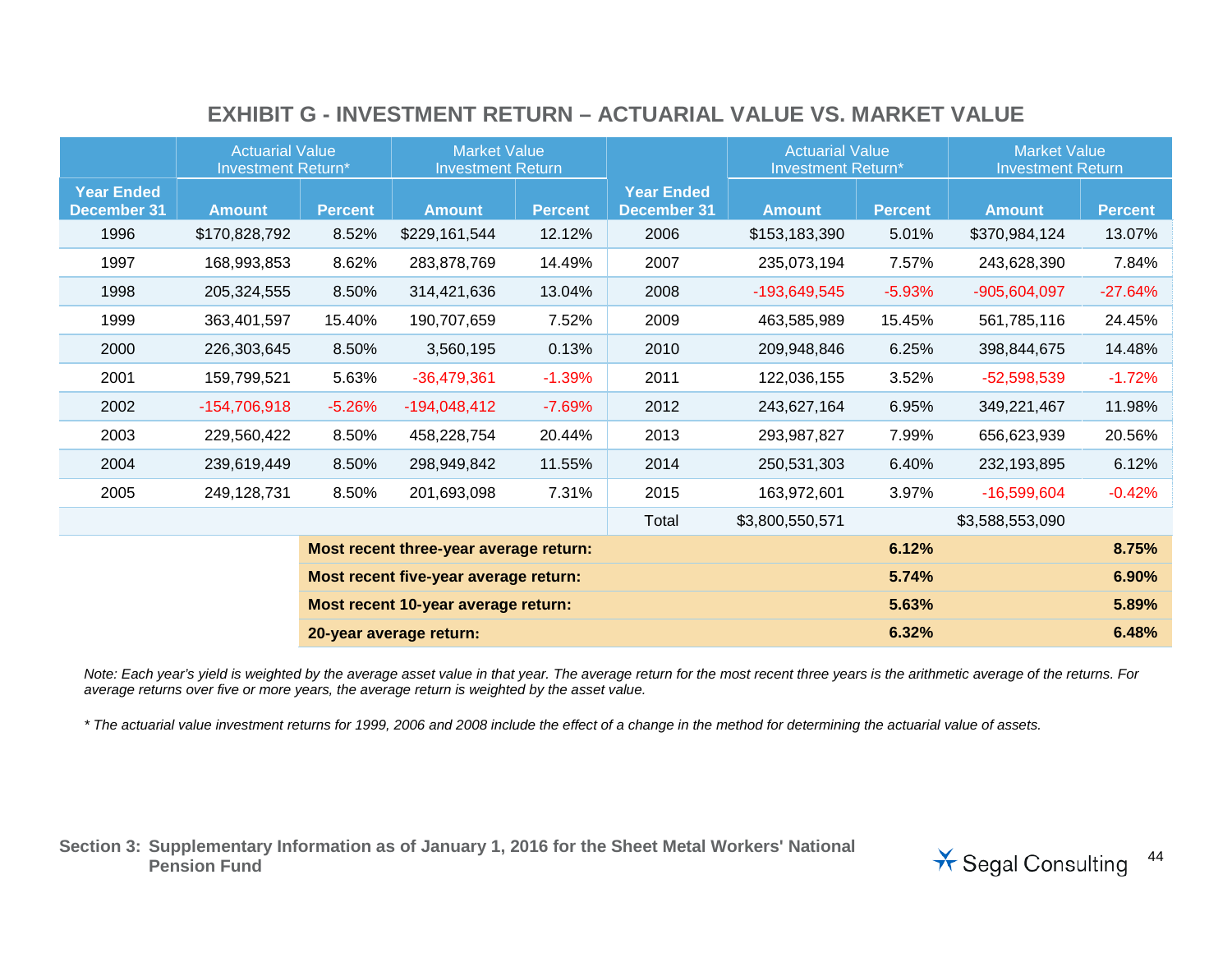## EXHIBIT G - INVESTMENT RETURN – ACTUARIAL VALUE VS. MARKET VALUE

| | Actuarial Value Investment Return* | | Market Value Investment Return | | | Actuarial Value Investment Return* | | Market Value Investment Return | |
|---|---|---|---|---|---|---|---|---|---|
| **Year Ended December 31** | **Amount** | **Percent** | **Amount** | **Percent** | **Year Ended December 31** | **Amount** | **Percent** | **Amount** | **Percent** |
| 1996 | $170,828,792 | 8.52% | $229,161,544 | 12.12% | 2006 | $153,183,390 | 5.01% | $370,984,124 | 13.07% |
| 1997 | 168,993,853 | 8.62% | 283,878,769 | 14.49% | 2007 | 235,073,194 | 7.57% | 243,628,390 | 7.84% |
| 1998 | 205,324,555 | 8.50% | 314,421,636 | 13.04% | 2008 | -193,649,545 | -5.93% | -905,604,097 | -27.64% |
| 1999 | 363,401,597 | 15.40% | 190,707,659 | 7.52% | 2009 | 463,585,989 | 15.45% | 561,785,116 | 24.45% |
| 2000 | 226,303,645 | 8.50% | 3,560,195 | 0.13% | 2010 | 209,948,846 | 6.25% | 398,844,675 | 14.48% |
| 2001 | 159,799,521 | 5.63% | -36,479,361 | -1.39% | 2011 | 122,036,155 | 3.52% | -52,598,539 | -1.72% |
| 2002 | -154,706,918 | -5.26% | -194,048,412 | -7.69% | 2012 | 243,627,164 | 6.95% | 349,221,467 | 11.98% |
| 2003 | 229,560,422 | 8.50% | 458,228,754 | 20.44% | 2013 | 293,987,827 | 7.99% | 656,623,939 | 20.56% |
| 2004 | 239,619,449 | 8.50% | 298,949,842 | 11.55% | 2014 | 250,531,303 | 6.40% | 232,193,895 | 6.12% |
| 2005 | 249,128,731 | 8.50% | 201,693,098 | 7.31% | 2015 | 163,972,601 | 3.97% | -16,599,604 | -0.42% |
| | | | | | Total | $3,800,550,571 | | $3,588,553,090 | |
| | | **Most recent three-year average return:** | | | | | **6.12%** | | **8.75%** |
| | | **Most recent five-year average return:** | | | | | **5.74%** | | **6.90%** |
| | | **Most recent 10-year average return:** | | | | | **5.63%** | | **5.89%** |
| | | **20-year average return:** | | | | | **6.32%** | | **6.48%** |

*Note: Each year's yield is weighted by the average asset value in that year. The average return for the most recent three years is the arithmetic average of the returns. For average returns over five or more years, the average return is weighted by the asset value.*

*\* The actuarial value investment returns for 1999, 2006 and 2008 include the effect of a change in the method for determining the actuarial value of assets.*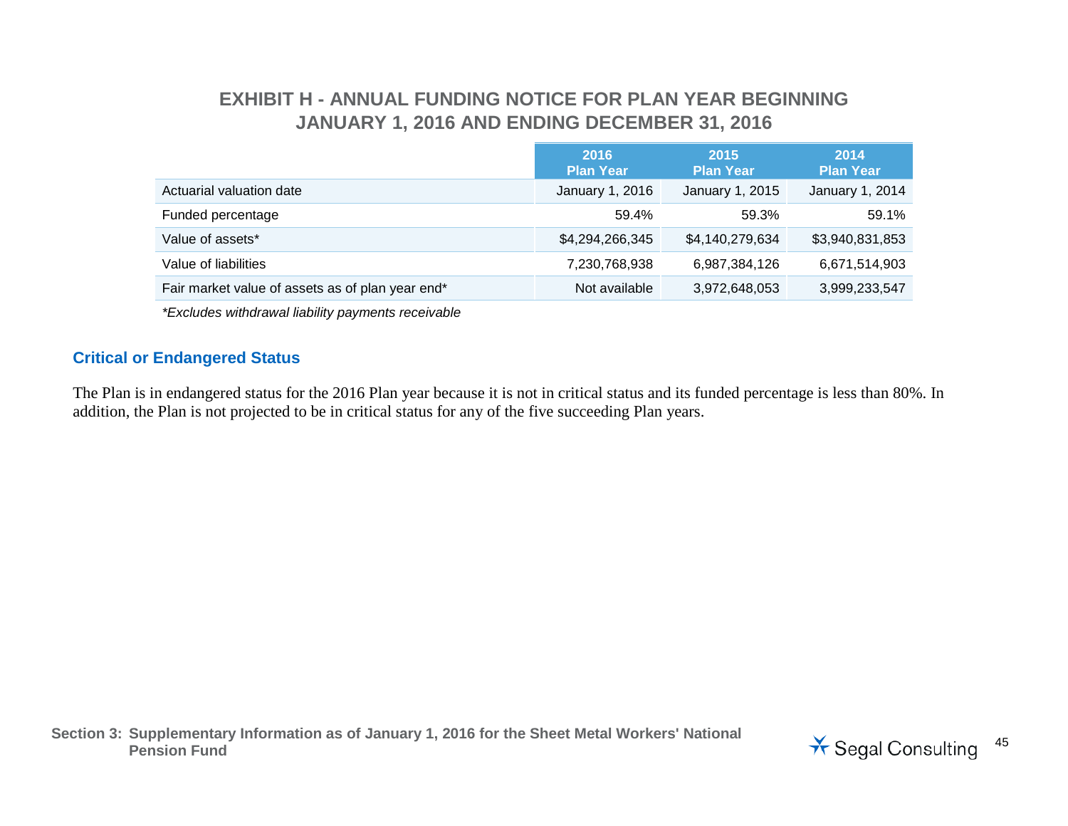## EXHIBIT H - ANNUAL FUNDING NOTICE FOR PLAN YEAR BEGINNING JANUARY 1, 2016 AND ENDING DECEMBER 31, 2016

| | 2016 Plan Year | 2015 Plan Year | 2014 Plan Year |
|---|---|---|---|
| Actuarial valuation date | January 1, 2016 | January 1, 2015 | January 1, 2014 |
| Funded percentage | 59.4% | 59.3% | 59.1% |
| Value of assets* | $4,294,266,345 | $4,140,279,634 | $3,940,831,853 |
| Value of liabilities | 7,230,768,938 | 6,987,384,126 | 6,671,514,903 |
| Fair market value of assets as of plan year end* | Not available | 3,972,648,053 | 3,999,233,547 |

*\*Excludes withdrawal liability payments receivable*

### Critical or Endangered Status

The Plan is in endangered status for the 2016 Plan year because it is not in critical status and its funded percentage is less than 80%. In addition, the Plan is not projected to be in critical status for any of the five succeeding Plan years.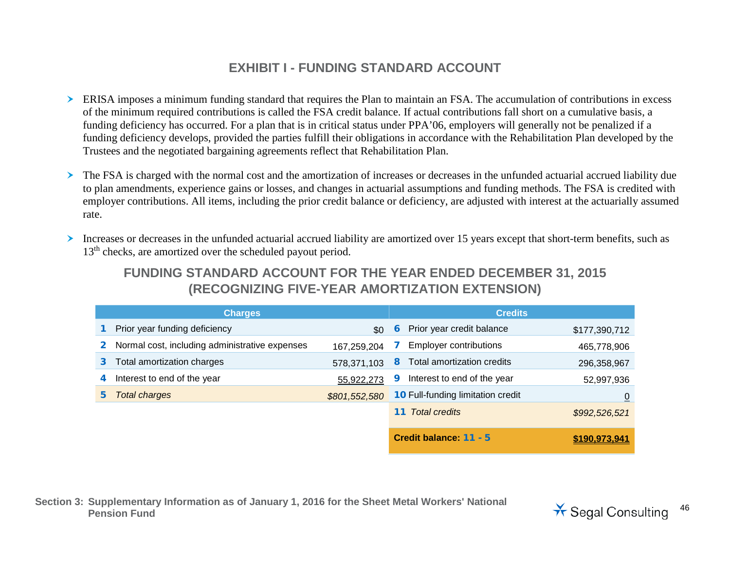# EXHIBIT I - FUNDING STANDARD ACCOUNT

- ERISA imposes a minimum funding standard that requires the Plan to maintain an FSA. The accumulation of contributions in excess of the minimum required contributions is called the FSA credit balance. If actual contributions fall short on a cumulative basis, a funding deficiency has occurred. For a plan that is in critical status under PPA'06, employers will generally not be penalized if a funding deficiency develops, provided the parties fulfill their obligations in accordance with the Rehabilitation Plan developed by the Trustees and the negotiated bargaining agreements reflect that Rehabilitation Plan.
- The FSA is charged with the normal cost and the amortization of increases or decreases in the unfunded actuarial accrued liability due to plan amendments, experience gains or losses, and changes in actuarial assumptions and funding methods. The FSA is credited with employer contributions. All items, including the prior credit balance or deficiency, are adjusted with interest at the actuarially assumed rate.
- Increases or decreases in the unfunded actuarial accrued liability are amortized over 15 years except that short-term benefits, such as 13th checks, are amortized over the scheduled payout period.

## FUNDING STANDARD ACCOUNT FOR THE YEAR ENDED DECEMBER 31, 2015 (RECOGNIZING FIVE-YEAR AMORTIZATION EXTENSION)

| | Charges | | | Credits | |
|---|---|---|---|---|---|
| 1 | Prior year funding deficiency | $0 | 6 | Prior year credit balance | $177,390,712 |
| 2 | Normal cost, including administrative expenses | 167,259,204 | 7 | Employer contributions | 465,778,906 |
| 3 | Total amortization charges | 578,371,103 | 8 | Total amortization credits | 296,358,967 |
| 4 | Interest to end of the year | 55,922,273 | 9 | Interest to end of the year | 52,997,936 |
| 5 | *Total charges* | *$801,552,580* | 10 | Full-funding limitation credit | 0 |
| | | | 11 | *Total credits* | *$992,526,521* |
| | | | | **Credit balance: 11 - 5** | **$190,973,941** |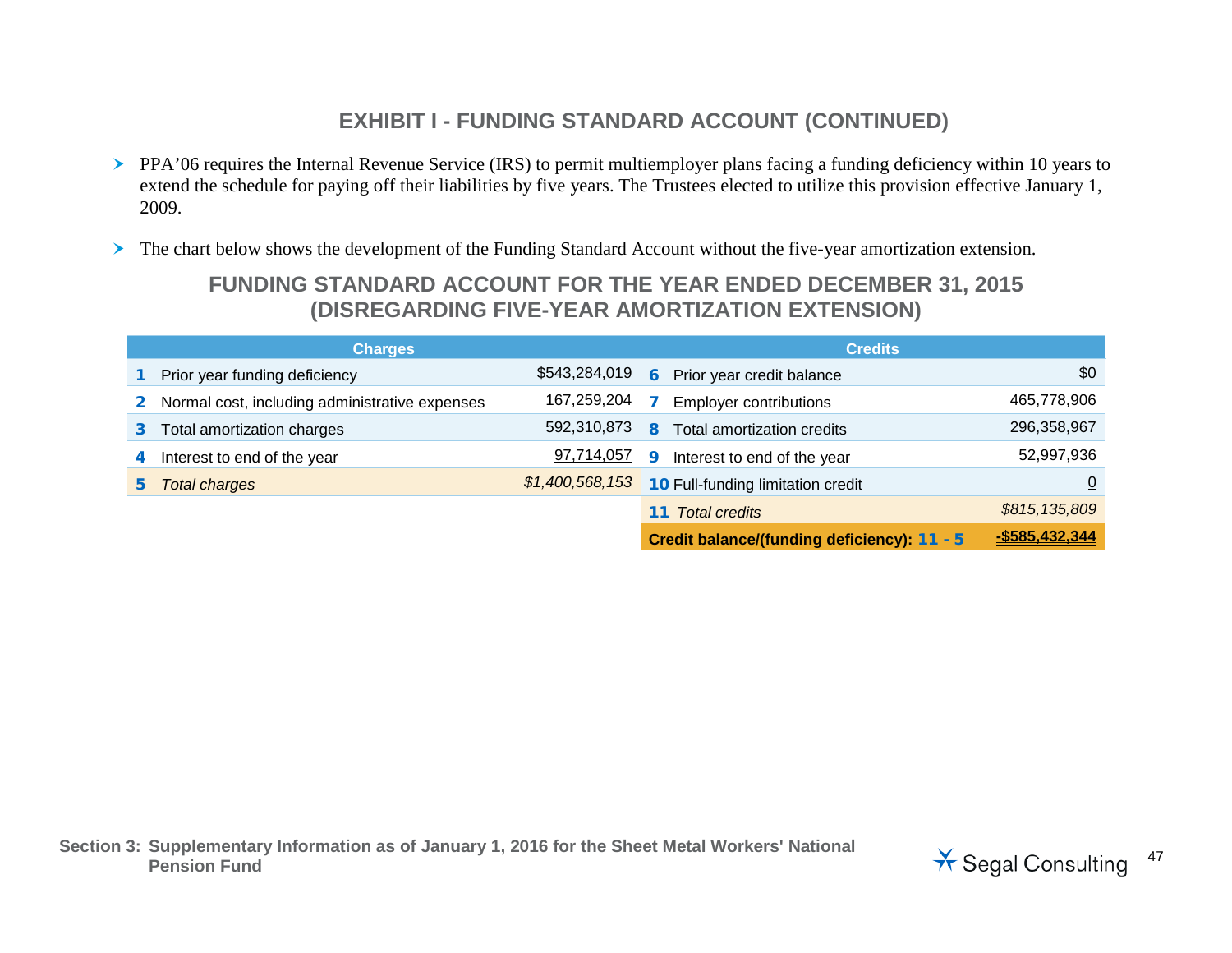## EXHIBIT I - FUNDING STANDARD ACCOUNT (CONTINUED)

- PPA'06 requires the Internal Revenue Service (IRS) to permit multiemployer plans facing a funding deficiency within 10 years to extend the schedule for paying off their liabilities by five years. The Trustees elected to utilize this provision effective January 1, 2009.
- The chart below shows the development of the Funding Standard Account without the five-year amortization extension.

### FUNDING STANDARD ACCOUNT FOR THE YEAR ENDED DECEMBER 31, 2015 (DISREGARDING FIVE-YEAR AMORTIZATION EXTENSION)

| | Charges | | | Credits | |
|---|---|---|---|---|---|
| 1 | Prior year funding deficiency | $543,284,019 | 6 | Prior year credit balance | $0 |
| 2 | Normal cost, including administrative expenses | 167,259,204 | 7 | Employer contributions | 465,778,906 |
| 3 | Total amortization charges | 592,310,873 | 8 | Total amortization credits | 296,358,967 |
| 4 | Interest to end of the year | 97,714,057 | 9 | Interest to end of the year | 52,997,936 |
| 5 | *Total charges* | *$1,400,568,153* | 10 | Full-funding limitation credit | 0 |
| | | | 11 | *Total credits* | *$815,135,809* |
| | | | | **Credit balance/(funding deficiency): 11 - 5** | **-$585,432,344** |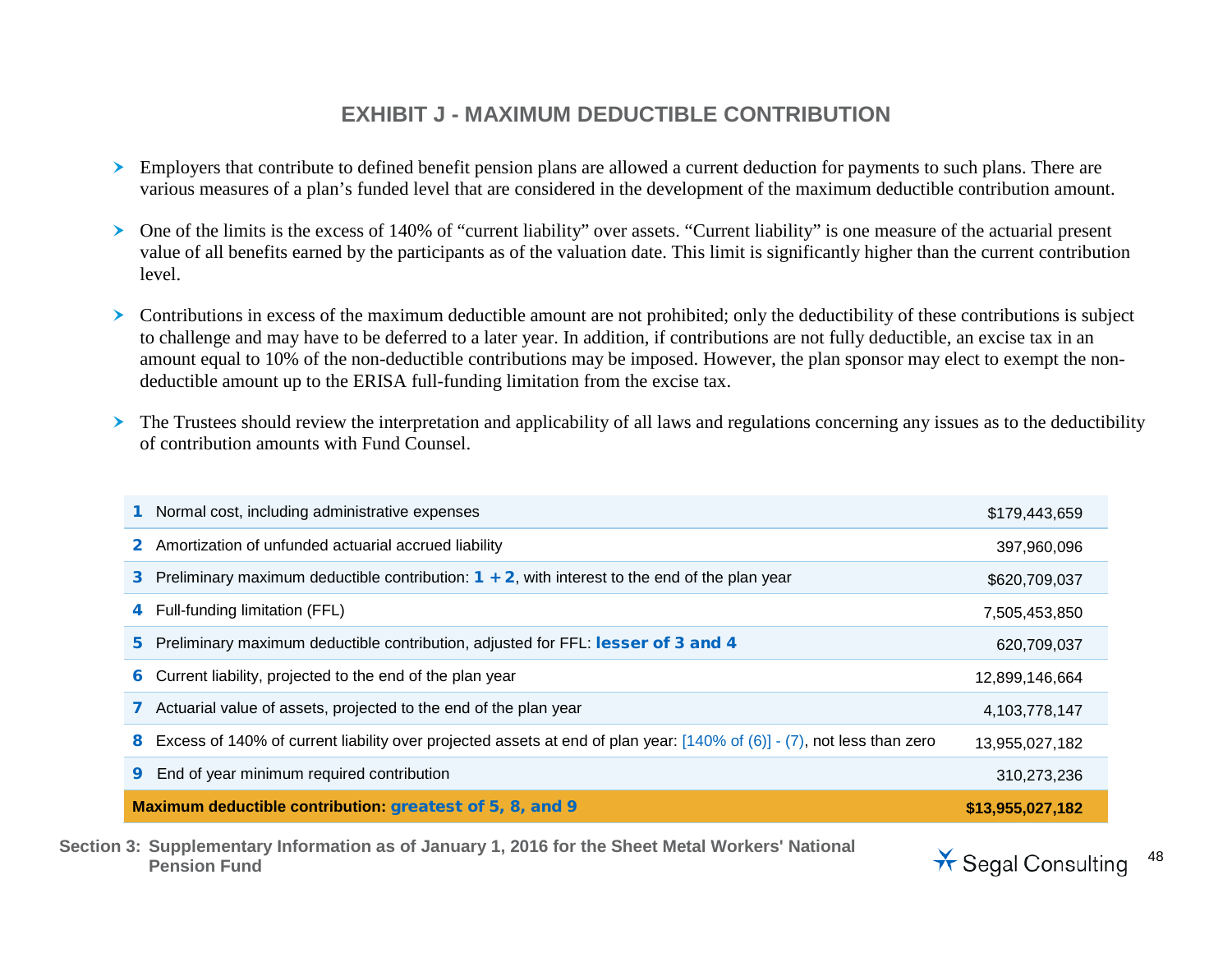## EXHIBIT J - MAXIMUM DEDUCTIBLE CONTRIBUTION

- Employers that contribute to defined benefit pension plans are allowed a current deduction for payments to such plans. There are various measures of a plan's funded level that are considered in the development of the maximum deductible contribution amount.
- One of the limits is the excess of 140% of "current liability" over assets. "Current liability" is one measure of the actuarial present value of all benefits earned by the participants as of the valuation date. This limit is significantly higher than the current contribution level.
- Contributions in excess of the maximum deductible amount are not prohibited; only the deductibility of these contributions is subject to challenge and may have to be deferred to a later year. In addition, if contributions are not fully deductible, an excise tax in an amount equal to 10% of the non-deductible contributions may be imposed. However, the plan sponsor may elect to exempt the non-deductible amount up to the ERISA full-funding limitation from the excise tax.
- The Trustees should review the interpretation and applicability of all laws and regulations concerning any issues as to the deductibility of contribution amounts with Fund Counsel.

| | | |
|---|---|---|
| 1 | Normal cost, including administrative expenses | $179,443,659 |
| 2 | Amortization of unfunded actuarial accrued liability | 397,960,096 |
| 3 | Preliminary maximum deductible contribution: **1 + 2**, with interest to the end of the plan year | $620,709,037 |
| 4 | Full-funding limitation (FFL) | 7,505,453,850 |
| 5 | Preliminary maximum deductible contribution, adjusted for FFL: **lesser of 3 and 4** | 620,709,037 |
| 6 | Current liability, projected to the end of the plan year | 12,899,146,664 |
| 7 | Actuarial value of assets, projected to the end of the plan year | 4,103,778,147 |
| 8 | Excess of 140% of current liability over projected assets at end of plan year: [140% of (6)] - (7), not less than zero | 13,955,027,182 |
| 9 | End of year minimum required contribution | 310,273,236 |
| | **Maximum deductible contribution: greatest of 5, 8, and 9** | **$13,955,027,182** |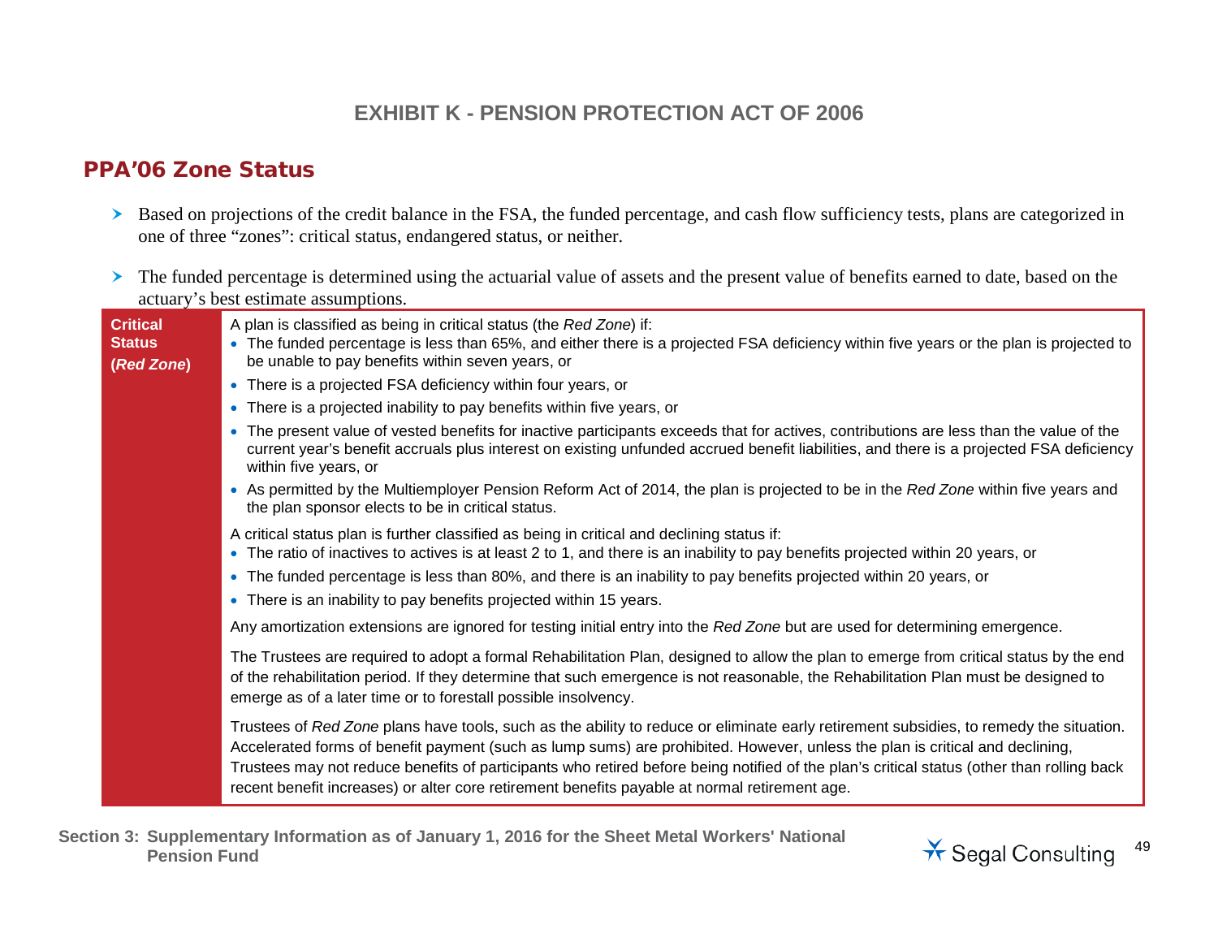# EXHIBIT K - PENSION PROTECTION ACT OF 2006

## PPA'06 Zone Status

- Based on projections of the credit balance in the FSA, the funded percentage, and cash flow sufficiency tests, plans are categorized in one of three "zones": critical status, endangered status, or neither.
- The funded percentage is determined using the actuarial value of assets and the present value of benefits earned to date, based on the actuary's best estimate assumptions.

| | |
|---|---|
| **Critical Status (*Red Zone*)** | A plan is classified as being in critical status (the *Red Zone*) if:<br>• The funded percentage is less than 65%, and either there is a projected FSA deficiency within five years or the plan is projected to be unable to pay benefits within seven years, or<br>• There is a projected FSA deficiency within four years, or<br>• There is a projected inability to pay benefits within five years, or<br>• The present value of vested benefits for inactive participants exceeds that for actives, contributions are less than the value of the current year's benefit accruals plus interest on existing unfunded accrued benefit liabilities, and there is a projected FSA deficiency within five years, or<br>• As permitted by the Multiemployer Pension Reform Act of 2014, the plan is projected to be in the *Red Zone* within five years and the plan sponsor elects to be in critical status.<br><br>A critical status plan is further classified as being in critical and declining status if:<br>• The ratio of inactives to actives is at least 2 to 1, and there is an inability to pay benefits projected within 20 years, or<br>• The funded percentage is less than 80%, and there is an inability to pay benefits projected within 20 years, or<br>• There is an inability to pay benefits projected within 15 years.<br><br>Any amortization extensions are ignored for testing initial entry into the *Red Zone* but are used for determining emergence.<br><br>The Trustees are required to adopt a formal Rehabilitation Plan, designed to allow the plan to emerge from critical status by the end of the rehabilitation period. If they determine that such emergence is not reasonable, the Rehabilitation Plan must be designed to emerge as of a later time or to forestall possible insolvency.<br><br>Trustees of *Red Zone* plans have tools, such as the ability to reduce or eliminate early retirement subsidies, to remedy the situation. Accelerated forms of benefit payment (such as lump sums) are prohibited. However, unless the plan is critical and declining, Trustees may not reduce benefits of participants who retired before being notified of the plan's critical status (other than rolling back recent benefit increases) or alter core retirement benefits payable at normal retirement age. |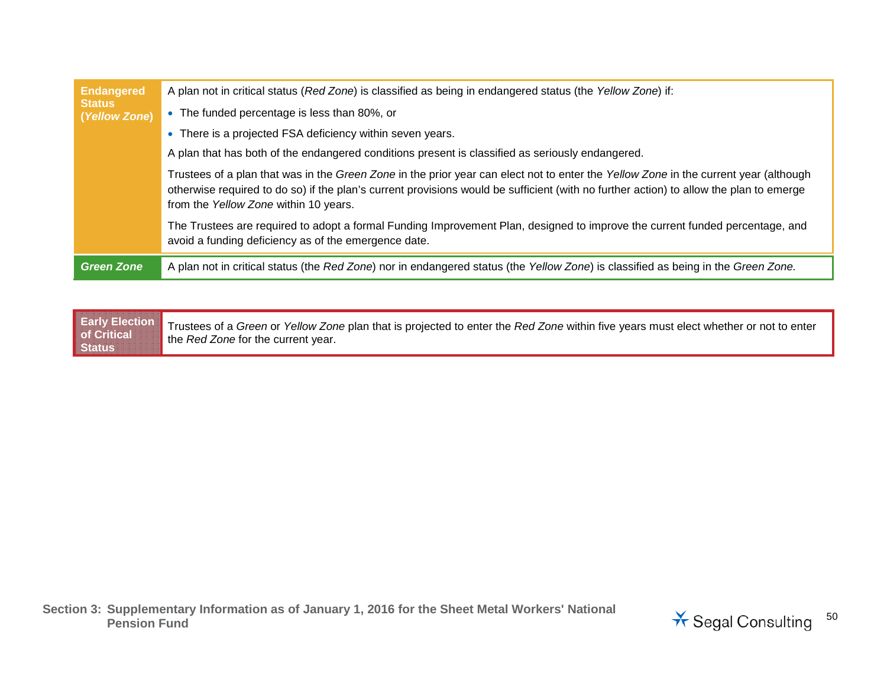| | |
|---|---|
| **Endangered Status (*Yellow Zone*)** | A plan not in critical status (*Red Zone*) is classified as being in endangered status (the *Yellow Zone*) if:<br>• The funded percentage is less than 80%, or<br>• There is a projected FSA deficiency within seven years.<br>A plan that has both of the endangered conditions present is classified as seriously endangered.<br>Trustees of a plan that was in the *Green Zone* in the prior year can elect not to enter the *Yellow Zone* in the current year (although otherwise required to do so) if the plan's current provisions would be sufficient (with no further action) to allow the plan to emerge from the *Yellow Zone* within 10 years.<br>The Trustees are required to adopt a formal Funding Improvement Plan, designed to improve the current funded percentage, and avoid a funding deficiency as of the emergence date. |
| ***Green Zone*** | A plan not in critical status (the *Red Zone*) nor in endangered status (the *Yellow Zone*) is classified as being in the *Green Zone.* |

| | |
|---|---|
| **Early Election of Critical Status** | Trustees of a *Green* or *Yellow Zone* plan that is projected to enter the *Red Zone* within five years must elect whether or not to enter the *Red Zone* for the current year. |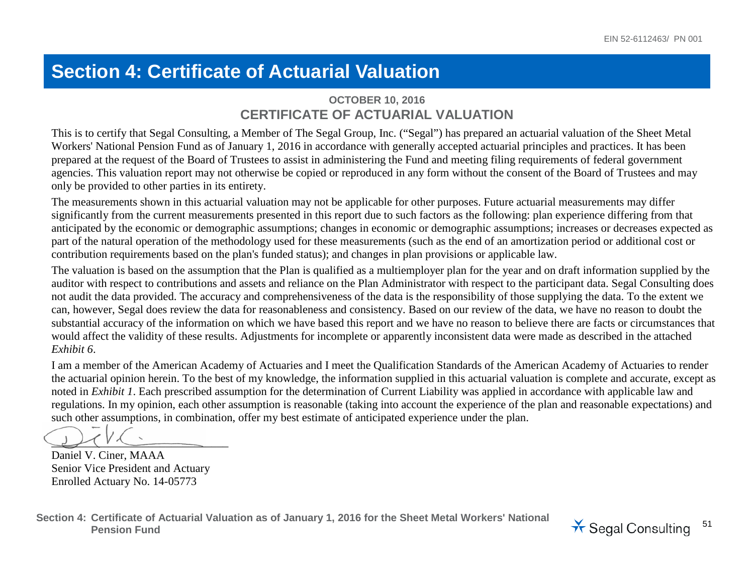# Section 4: Certificate of Actuarial Valuation

**OCTOBER 10, 2016**

## CERTIFICATE OF ACTUARIAL VALUATION

This is to certify that Segal Consulting, a Member of The Segal Group, Inc. ("Segal") has prepared an actuarial valuation of the Sheet Metal Workers' National Pension Fund as of January 1, 2016 in accordance with generally accepted actuarial principles and practices. It has been prepared at the request of the Board of Trustees to assist in administering the Fund and meeting filing requirements of federal government agencies. This valuation report may not otherwise be copied or reproduced in any form without the consent of the Board of Trustees and may only be provided to other parties in its entirety.

The measurements shown in this actuarial valuation may not be applicable for other purposes. Future actuarial measurements may differ significantly from the current measurements presented in this report due to such factors as the following: plan experience differing from that anticipated by the economic or demographic assumptions; changes in economic or demographic assumptions; increases or decreases expected as part of the natural operation of the methodology used for these measurements (such as the end of an amortization period or additional cost or contribution requirements based on the plan's funded status); and changes in plan provisions or applicable law.

The valuation is based on the assumption that the Plan is qualified as a multiemployer plan for the year and on draft information supplied by the auditor with respect to contributions and assets and reliance on the Plan Administrator with respect to the participant data. Segal Consulting does not audit the data provided. The accuracy and comprehensiveness of the data is the responsibility of those supplying the data. To the extent we can, however, Segal does review the data for reasonableness and consistency. Based on our review of the data, we have no reason to doubt the substantial accuracy of the information on which we have based this report and we have no reason to believe there are facts or circumstances that would affect the validity of these results. Adjustments for incomplete or apparently inconsistent data were made as described in the attached *Exhibit 6*.

I am a member of the American Academy of Actuaries and I meet the Qualification Standards of the American Academy of Actuaries to render the actuarial opinion herein. To the best of my knowledge, the information supplied in this actuarial valuation is complete and accurate, except as noted in *Exhibit 1*. Each prescribed assumption for the determination of Current Liability was applied in accordance with applicable law and regulations. In my opinion, each other assumption is reasonable (taking into account the experience of the plan and reasonable expectations) and such other assumptions, in combination, offer my best estimate of anticipated experience under the plan.

Daniel V. Ciner, MAAA
Senior Vice President and Actuary
Enrolled Actuary No. 14-05773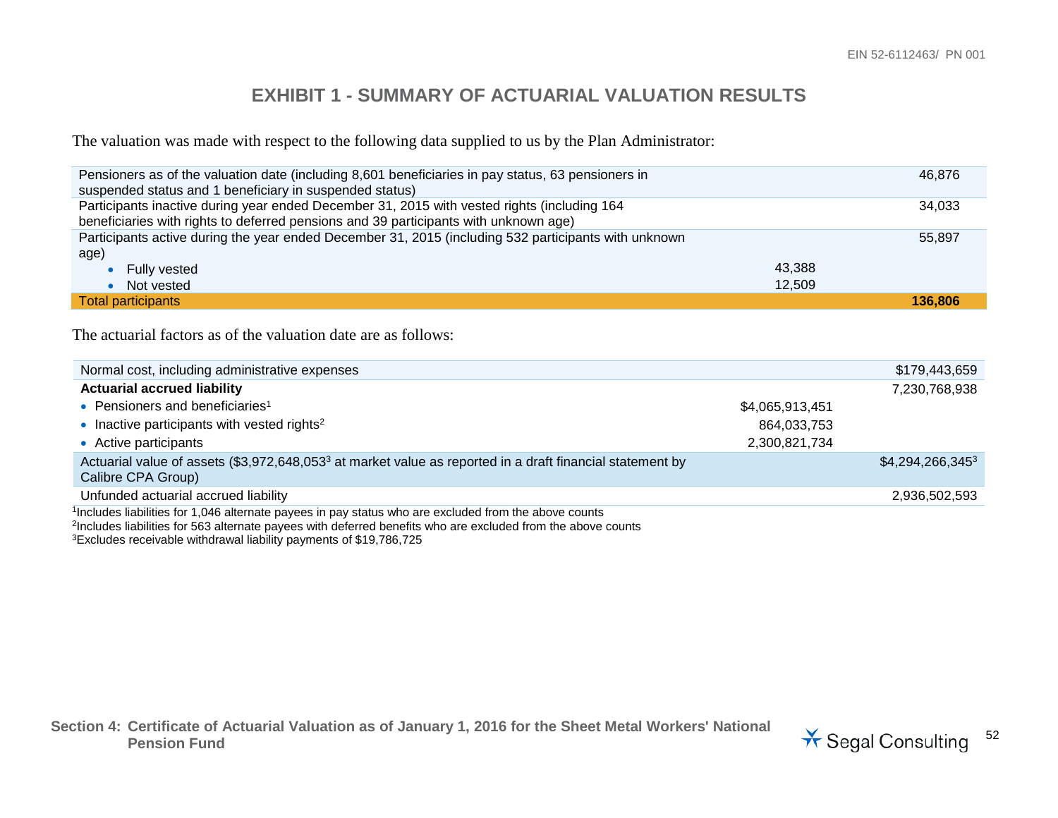# EXHIBIT 1 - SUMMARY OF ACTUARIAL VALUATION RESULTS

The valuation was made with respect to the following data supplied to us by the Plan Administrator:

| | | |
|---|---|---|
| Pensioners as of the valuation date (including 8,601 beneficiaries in pay status, 63 pensioners in suspended status and 1 beneficiary in suspended status) | | 46,876 |
| Participants inactive during year ended December 31, 2015 with vested rights (including 164 beneficiaries with rights to deferred pensions and 39 participants with unknown age) | | 34,033 |
| Participants active during the year ended December 31, 2015 (including 532 participants with unknown age) | | 55,897 |
| • Fully vested | 43,388 | |
| • Not vested | 12,509 | |
| Total participants | | **136,806** |

The actuarial factors as of the valuation date are as follows:

| | | |
|---|---|---|
| Normal cost, including administrative expenses | | $179,443,659 |
| **Actuarial accrued liability** | | 7,230,768,938 |
| • Pensioners and beneficiaries[1] | $4,065,913,451 | |
| • Inactive participants with vested rights[2] | 864,033,753 | |
| • Active participants | 2,300,821,734 | |
| Actuarial value of assets ($3,972,648,053[3] at market value as reported in a draft financial statement by Calibre CPA Group) | | $4,294,266,345[3] |
| Unfunded actuarial accrued liability | | 2,936,502,593 |

[1]Includes liabilities for 1,046 alternate payees in pay status who are excluded from the above counts

[2]Includes liabilities for 563 alternate payees with deferred benefits who are excluded from the above counts

[3]Excludes receivable withdrawal liability payments of $19,786,725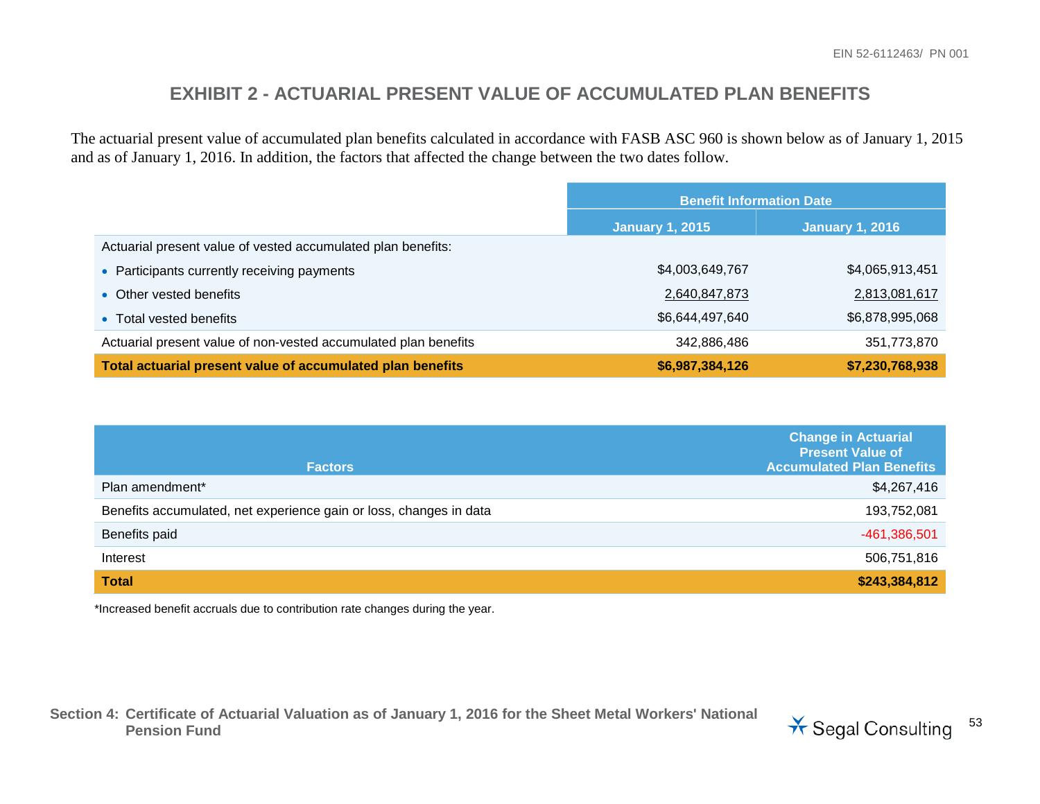# EXHIBIT 2 - ACTUARIAL PRESENT VALUE OF ACCUMULATED PLAN BENEFITS

The actuarial present value of accumulated plan benefits calculated in accordance with FASB ASC 960 is shown below as of January 1, 2015 and as of January 1, 2016. In addition, the factors that affected the change between the two dates follow.

| | Benefit Information Date | |
|---|---|---|
| | January 1, 2015 | January 1, 2016 |
| Actuarial present value of vested accumulated plan benefits: | | |
| • Participants currently receiving payments | $4,003,649,767 | $4,065,913,451 |
| • Other vested benefits | 2,640,847,873 | 2,813,081,617 |
| • Total vested benefits | $6,644,497,640 | $6,878,995,068 |
| Actuarial present value of non-vested accumulated plan benefits | 342,886,486 | 351,773,870 |
| **Total actuarial present value of accumulated plan benefits** | **$6,987,384,126** | **$7,230,768,938** |

| Factors | Change in Actuarial Present Value of Accumulated Plan Benefits |
|---|---|
| Plan amendment* | $4,267,416 |
| Benefits accumulated, net experience gain or loss, changes in data | 193,752,081 |
| Benefits paid | -461,386,501 |
| Interest | 506,751,816 |
| **Total** | **$243,384,812** |

*Increased benefit accruals due to contribution rate changes during the year.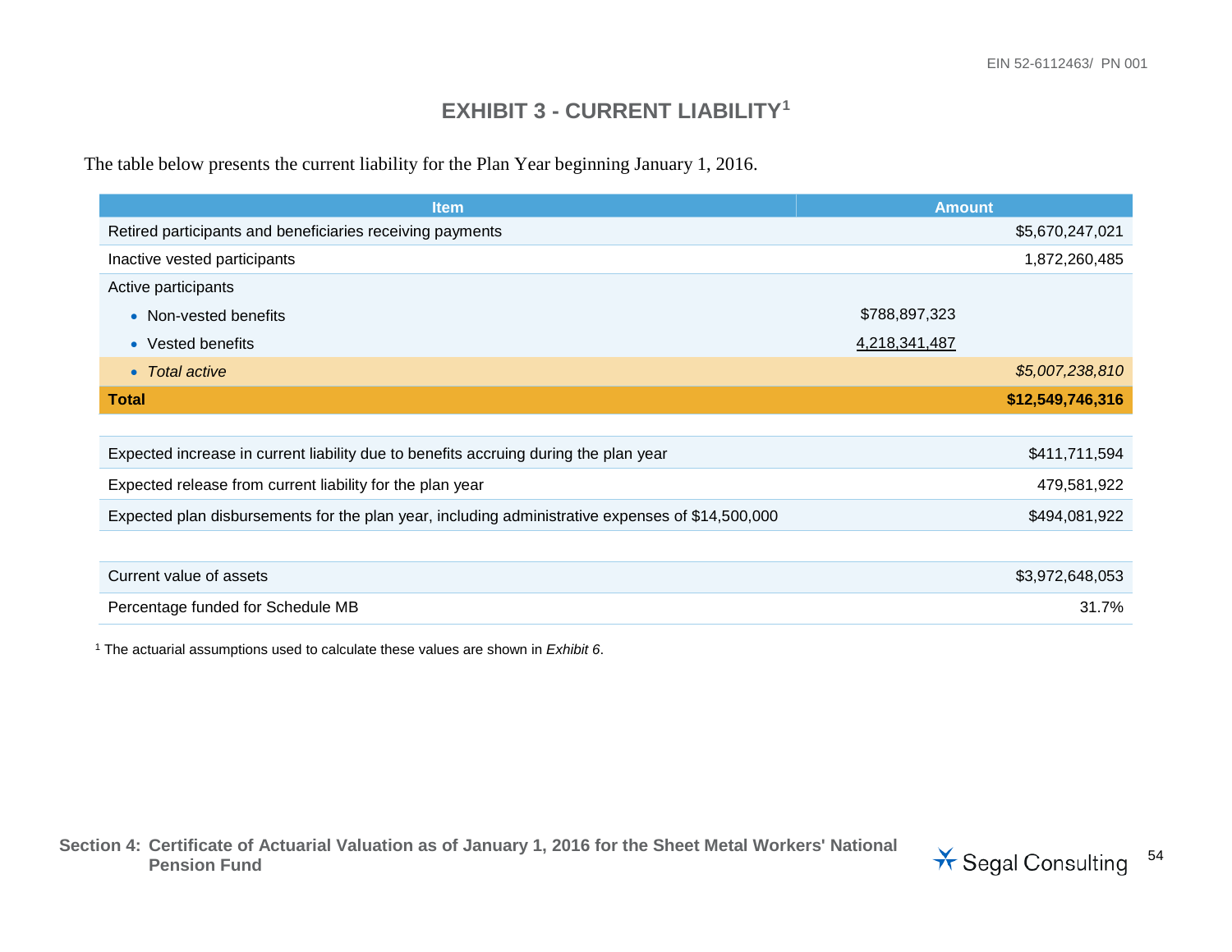# EXHIBIT 3 - CURRENT LIABILITY[1]

The table below presents the current liability for the Plan Year beginning January 1, 2016.

| Item | | Amount |
|---|---|---|
| Retired participants and beneficiaries receiving payments | | $5,670,247,021 |
| Inactive vested participants | | 1,872,260,485 |
| Active participants | | |
| • Non-vested benefits | $788,897,323 | |
| • Vested benefits | 4,218,341,487 | |
| • *Total active* | | *$5,007,238,810* |
| **Total** | | **$12,549,746,316** |

| | |
|---|---|
| Expected increase in current liability due to benefits accruing during the plan year | $411,711,594 |
| Expected release from current liability for the plan year | 479,581,922 |
| Expected plan disbursements for the plan year, including administrative expenses of $14,500,000 | $494,081,922 |

| | |
|---|---|
| Current value of assets | $3,972,648,053 |
| Percentage funded for Schedule MB | 31.7% |

[1] The actuarial assumptions used to calculate these values are shown in *Exhibit 6*.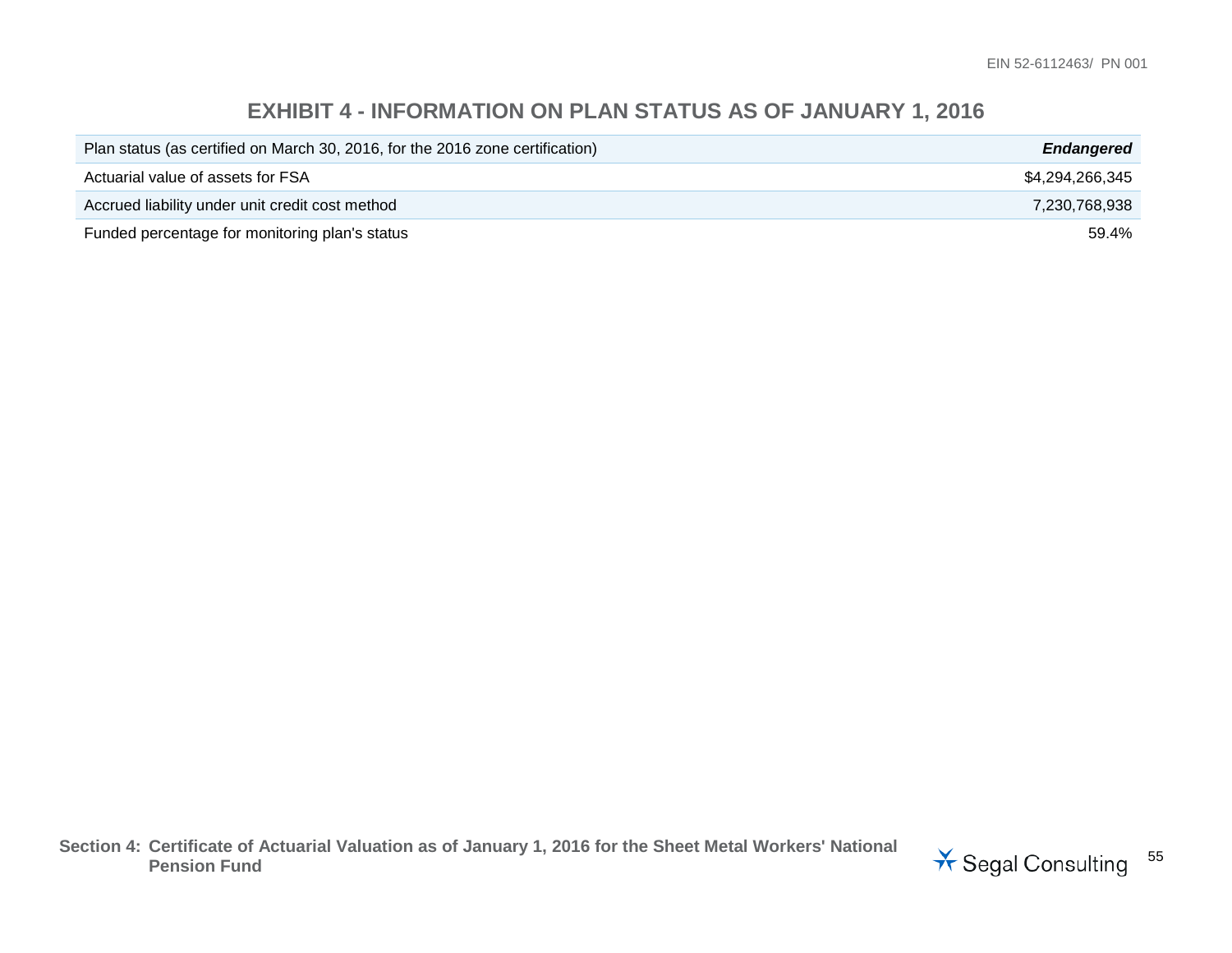# EXHIBIT 4 - INFORMATION ON PLAN STATUS AS OF JANUARY 1, 2016

| | |
|---|---|
| Plan status (as certified on March 30, 2016, for the 2016 zone certification) | ***Endangered*** |
| Actuarial value of assets for FSA | $4,294,266,345 |
| Accrued liability under unit credit cost method | 7,230,768,938 |
| Funded percentage for monitoring plan's status | 59.4% |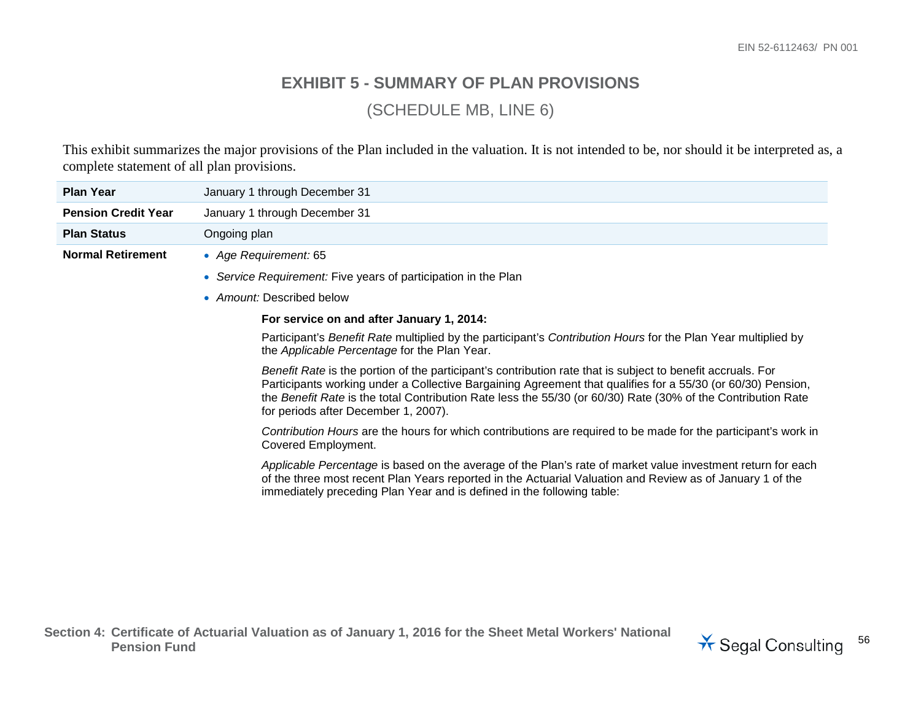# EXHIBIT 5 - SUMMARY OF PLAN PROVISIONS

## (SCHEDULE MB, LINE 6)

This exhibit summarizes the major provisions of the Plan included in the valuation. It is not intended to be, nor should it be interpreted as, a complete statement of all plan provisions.

| | |
|---|---|
| **Plan Year** | January 1 through December 31 |
| **Pension Credit Year** | January 1 through December 31 |
| **Plan Status** | Ongoing plan |

**Normal Retirement**

- *Age Requirement:* 65
- *Service Requirement:* Five years of participation in the Plan
- *Amount:* Described below

**For service on and after January 1, 2014:**

Participant's *Benefit Rate* multiplied by the participant's *Contribution Hours* for the Plan Year multiplied by the *Applicable Percentage* for the Plan Year.

*Benefit Rate* is the portion of the participant's contribution rate that is subject to benefit accruals. For Participants working under a Collective Bargaining Agreement that qualifies for a 55/30 (or 60/30) Pension, the *Benefit Rate* is the total Contribution Rate less the 55/30 (or 60/30) Rate (30% of the Contribution Rate for periods after December 1, 2007).

*Contribution Hours* are the hours for which contributions are required to be made for the participant's work in Covered Employment.

*Applicable Percentage* is based on the average of the Plan's rate of market value investment return for each of the three most recent Plan Years reported in the Actuarial Valuation and Review as of January 1 of the immediately preceding Plan Year and is defined in the following table: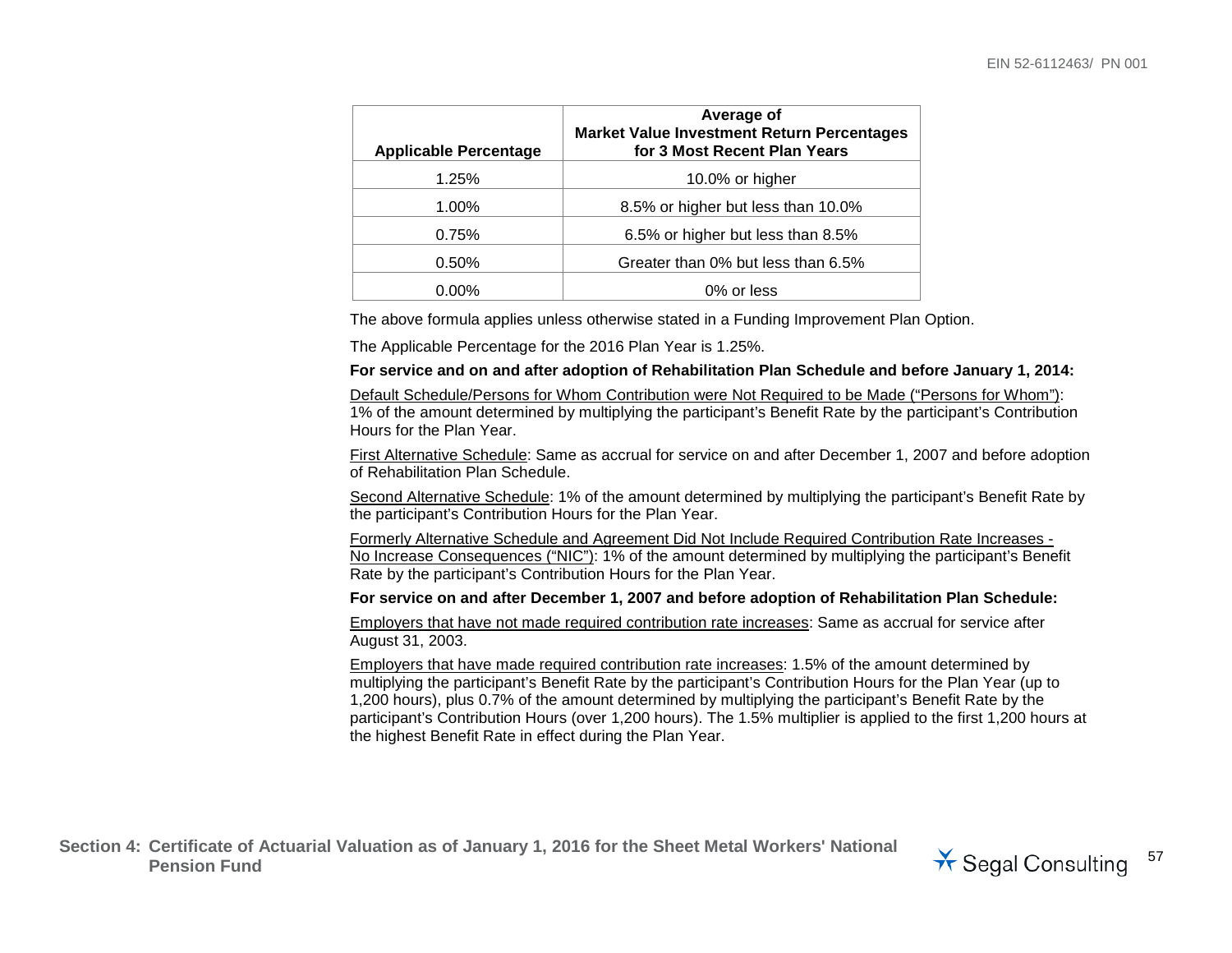| Applicable Percentage | Average of Market Value Investment Return Percentages for 3 Most Recent Plan Years |
|---|---|
| 1.25% | 10.0% or higher |
| 1.00% | 8.5% or higher but less than 10.0% |
| 0.75% | 6.5% or higher but less than 8.5% |
| 0.50% | Greater than 0% but less than 6.5% |
| 0.00% | 0% or less |

The above formula applies unless otherwise stated in a Funding Improvement Plan Option.

The Applicable Percentage for the 2016 Plan Year is 1.25%.

**For service and on and after adoption of Rehabilitation Plan Schedule and before January 1, 2014:**

<u>Default Schedule/Persons for Whom Contribution were Not Required to be Made ("Persons for Whom")</u>: 1% of the amount determined by multiplying the participant's Benefit Rate by the participant's Contribution Hours for the Plan Year.

<u>First Alternative Schedule</u>: Same as accrual for service on and after December 1, 2007 and before adoption of Rehabilitation Plan Schedule.

<u>Second Alternative Schedule</u>: 1% of the amount determined by multiplying the participant's Benefit Rate by the participant's Contribution Hours for the Plan Year.

<u>Formerly Alternative Schedule and Agreement Did Not Include Required Contribution Rate Increases - No Increase Consequences ("NIC")</u>: 1% of the amount determined by multiplying the participant's Benefit Rate by the participant's Contribution Hours for the Plan Year.

**For service on and after December 1, 2007 and before adoption of Rehabilitation Plan Schedule:**

<u>Employers that have not made required contribution rate increases</u>: Same as accrual for service after August 31, 2003.

<u>Employers that have made required contribution rate increases</u>: 1.5% of the amount determined by multiplying the participant's Benefit Rate by the participant's Contribution Hours for the Plan Year (up to 1,200 hours), plus 0.7% of the amount determined by multiplying the participant's Benefit Rate by the participant's Contribution Hours (over 1,200 hours). The 1.5% multiplier is applied to the first 1,200 hours at the highest Benefit Rate in effect during the Plan Year.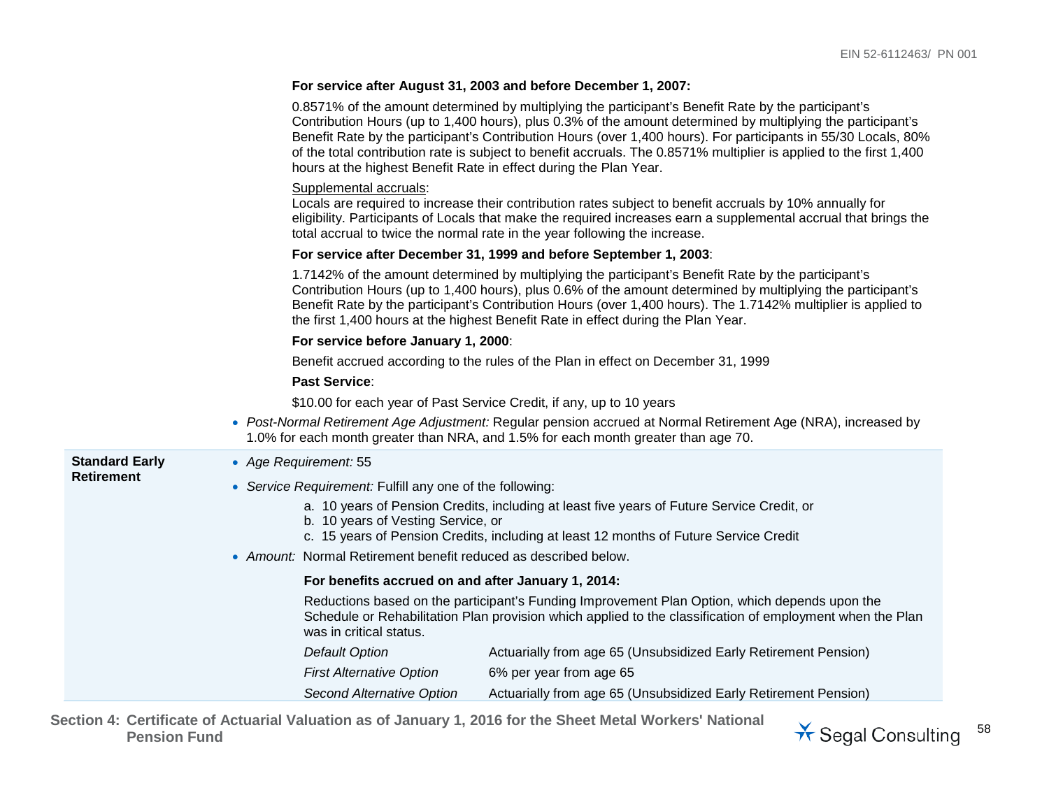**For service after August 31, 2003 and before December 1, 2007:**

0.8571% of the amount determined by multiplying the participant's Benefit Rate by the participant's Contribution Hours (up to 1,400 hours), plus 0.3% of the amount determined by multiplying the participant's Benefit Rate by the participant's Contribution Hours (over 1,400 hours). For participants in 55/30 Locals, 80% of the total contribution rate is subject to benefit accruals. The 0.8571% multiplier is applied to the first 1,400 hours at the highest Benefit Rate in effect during the Plan Year.

Supplemental accruals:
Locals are required to increase their contribution rates subject to benefit accruals by 10% annually for eligibility. Participants of Locals that make the required increases earn a supplemental accrual that brings the total accrual to twice the normal rate in the year following the increase.

**For service after December 31, 1999 and before September 1, 2003**:

1.7142% of the amount determined by multiplying the participant's Benefit Rate by the participant's Contribution Hours (up to 1,400 hours), plus 0.6% of the amount determined by multiplying the participant's Benefit Rate by the participant's Contribution Hours (over 1,400 hours). The 1.7142% multiplier is applied to the first 1,400 hours at the highest Benefit Rate in effect during the Plan Year.

**For service before January 1, 2000**:

Benefit accrued according to the rules of the Plan in effect on December 31, 1999

**Past Service**:

$10.00 for each year of Past Service Credit, if any, up to 10 years

- *Post-Normal Retirement Age Adjustment:* Regular pension accrued at Normal Retirement Age (NRA), increased by 1.0% for each month greater than NRA, and 1.5% for each month greater than age 70.

**Standard Early Retirement**

- *Age Requirement:* 55
- *Service Requirement:* Fulfill any one of the following:
  a. 10 years of Pension Credits, including at least five years of Future Service Credit, or
  b. 10 years of Vesting Service, or
  c. 15 years of Pension Credits, including at least 12 months of Future Service Credit
- *Amount:* Normal Retirement benefit reduced as described below.

**For benefits accrued on and after January 1, 2014:**

Reductions based on the participant's Funding Improvement Plan Option, which depends upon the Schedule or Rehabilitation Plan provision which applied to the classification of employment when the Plan was in critical status.

| | |
|---|---|
| *Default Option* | Actuarially from age 65 (Unsubsidized Early Retirement Pension) |
| *First Alternative Option* | 6% per year from age 65 |
| *Second Alternative Option* | Actuarially from age 65 (Unsubsidized Early Retirement Pension) |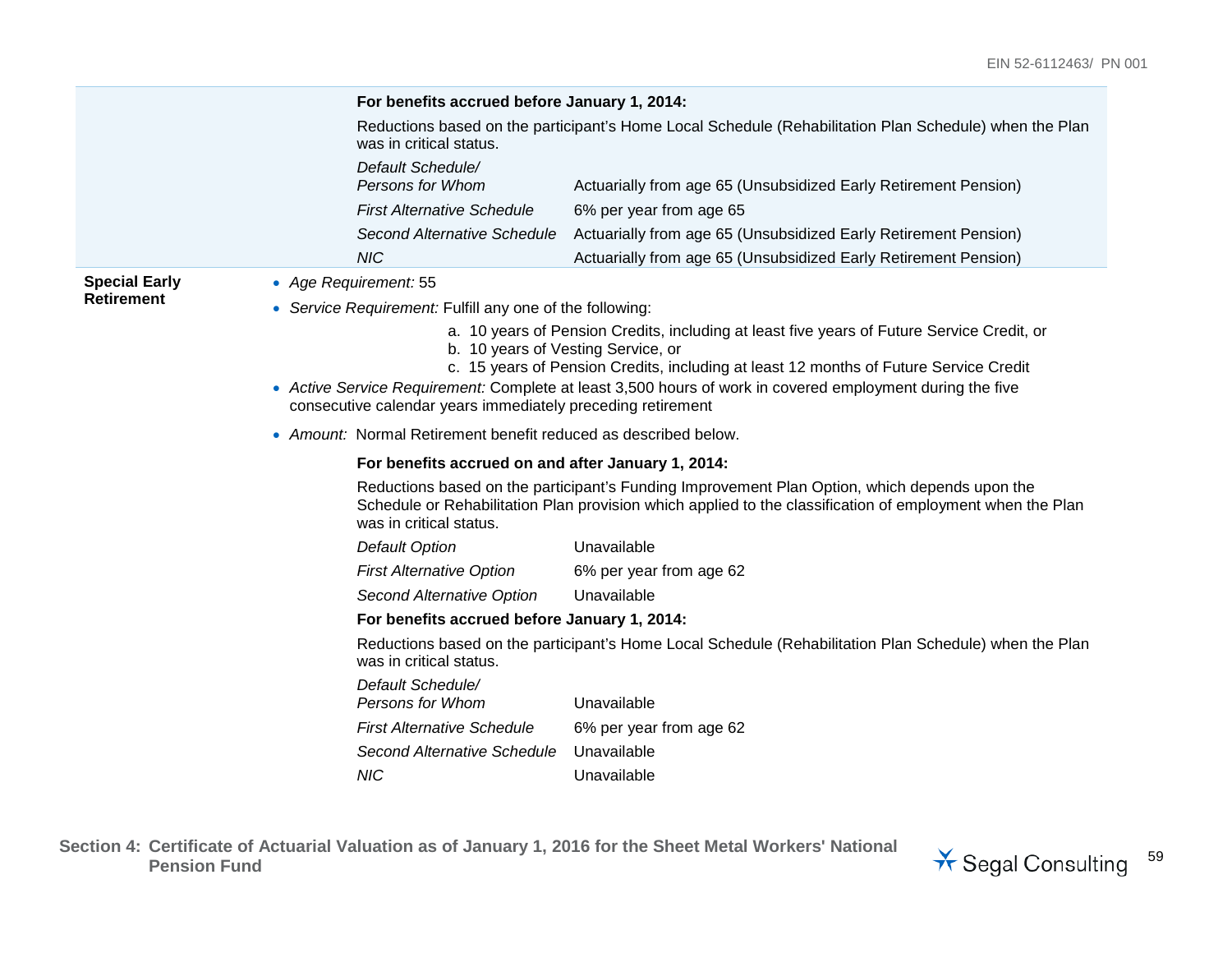**For benefits accrued before January 1, 2014:**

Reductions based on the participant's Home Local Schedule (Rehabilitation Plan Schedule) when the Plan was in critical status.

| | |
|---|---|
| *Default Schedule/ Persons for Whom* | Actuarially from age 65 (Unsubsidized Early Retirement Pension) |
| *First Alternative Schedule* | 6% per year from age 65 |
| *Second Alternative Schedule* | Actuarially from age 65 (Unsubsidized Early Retirement Pension) |
| *NIC* | Actuarially from age 65 (Unsubsidized Early Retirement Pension) |

**Special Early Retirement**

- *Age Requirement:* 55
- *Service Requirement:* Fulfill any one of the following:
  a. 10 years of Pension Credits, including at least five years of Future Service Credit, or
  b. 10 years of Vesting Service, or
  c. 15 years of Pension Credits, including at least 12 months of Future Service Credit
- *Active Service Requirement:* Complete at least 3,500 hours of work in covered employment during the five consecutive calendar years immediately preceding retirement
- *Amount:* Normal Retirement benefit reduced as described below.

**For benefits accrued on and after January 1, 2014:**

Reductions based on the participant's Funding Improvement Plan Option, which depends upon the Schedule or Rehabilitation Plan provision which applied to the classification of employment when the Plan was in critical status.

| | |
|---|---|
| *Default Option* | Unavailable |
| *First Alternative Option* | 6% per year from age 62 |
| *Second Alternative Option* | Unavailable |

**For benefits accrued before January 1, 2014:**

Reductions based on the participant's Home Local Schedule (Rehabilitation Plan Schedule) when the Plan was in critical status.

| | |
|---|---|
| *Default Schedule/ Persons for Whom* | Unavailable |
| *First Alternative Schedule* | 6% per year from age 62 |
| *Second Alternative Schedule* | Unavailable |
| *NIC* | Unavailable |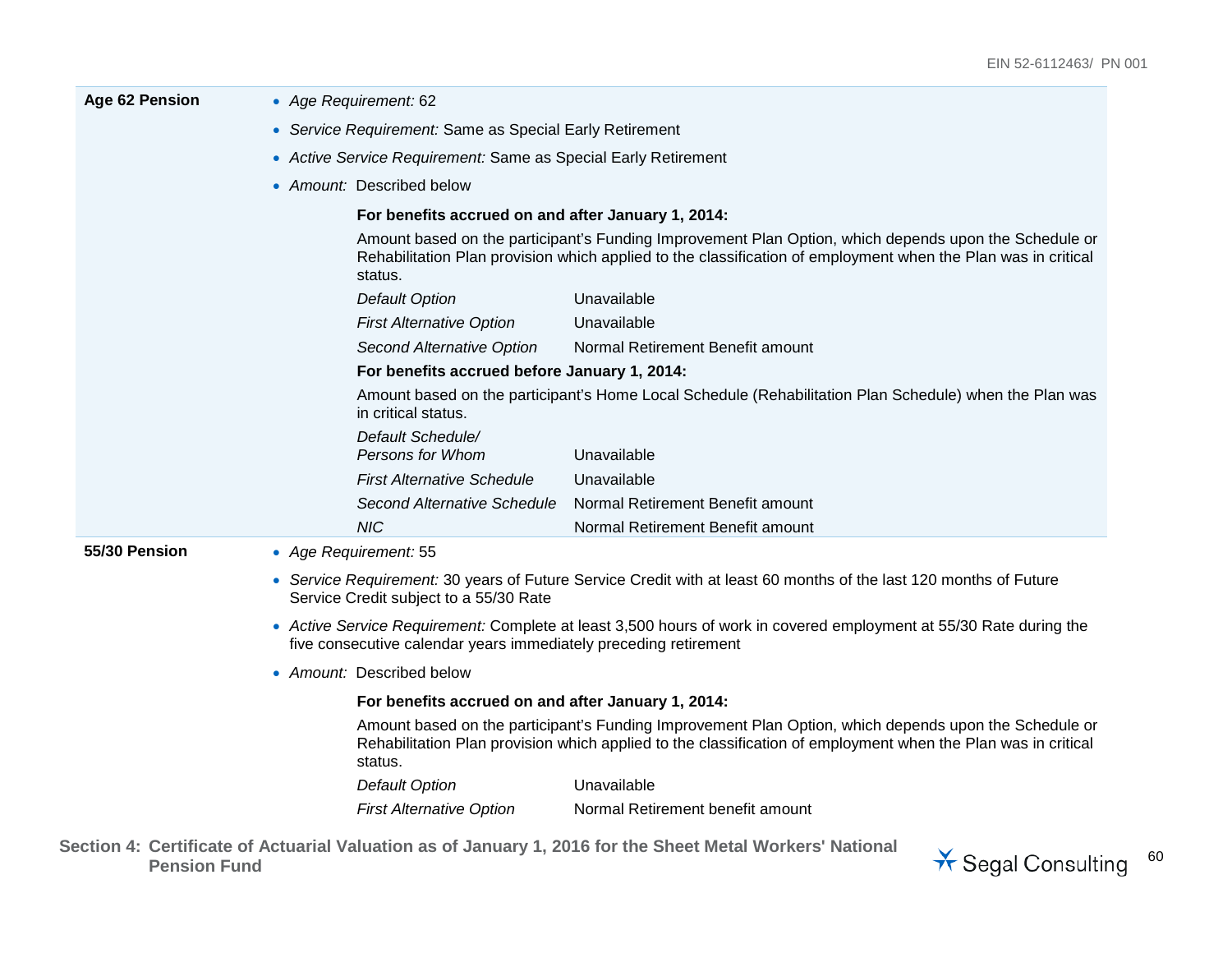**Age 62 Pension**

- *Age Requirement:* 62
- *Service Requirement:* Same as Special Early Retirement
- *Active Service Requirement:* Same as Special Early Retirement
- *Amount:* Described below

**For benefits accrued on and after January 1, 2014:**

Amount based on the participant's Funding Improvement Plan Option, which depends upon the Schedule or Rehabilitation Plan provision which applied to the classification of employment when the Plan was in critical status.

| | |
|---|---|
| *Default Option* | Unavailable |
| *First Alternative Option* | Unavailable |
| *Second Alternative Option* | Normal Retirement Benefit amount |

**For benefits accrued before January 1, 2014:**

Amount based on the participant's Home Local Schedule (Rehabilitation Plan Schedule) when the Plan was in critical status.

| | |
|---|---|
| *Default Schedule/ Persons for Whom* | Unavailable |
| *First Alternative Schedule* | Unavailable |
| *Second Alternative Schedule* | Normal Retirement Benefit amount |
| *NIC* | Normal Retirement Benefit amount |

**55/30 Pension**

- *Age Requirement:* 55
- *Service Requirement:* 30 years of Future Service Credit with at least 60 months of the last 120 months of Future Service Credit subject to a 55/30 Rate
- *Active Service Requirement:* Complete at least 3,500 hours of work in covered employment at 55/30 Rate during the five consecutive calendar years immediately preceding retirement
- *Amount:* Described below

**For benefits accrued on and after January 1, 2014:**

Amount based on the participant's Funding Improvement Plan Option, which depends upon the Schedule or Rehabilitation Plan provision which applied to the classification of employment when the Plan was in critical status.

| | |
|---|---|
| *Default Option* | Unavailable |
| *First Alternative Option* | Normal Retirement benefit amount |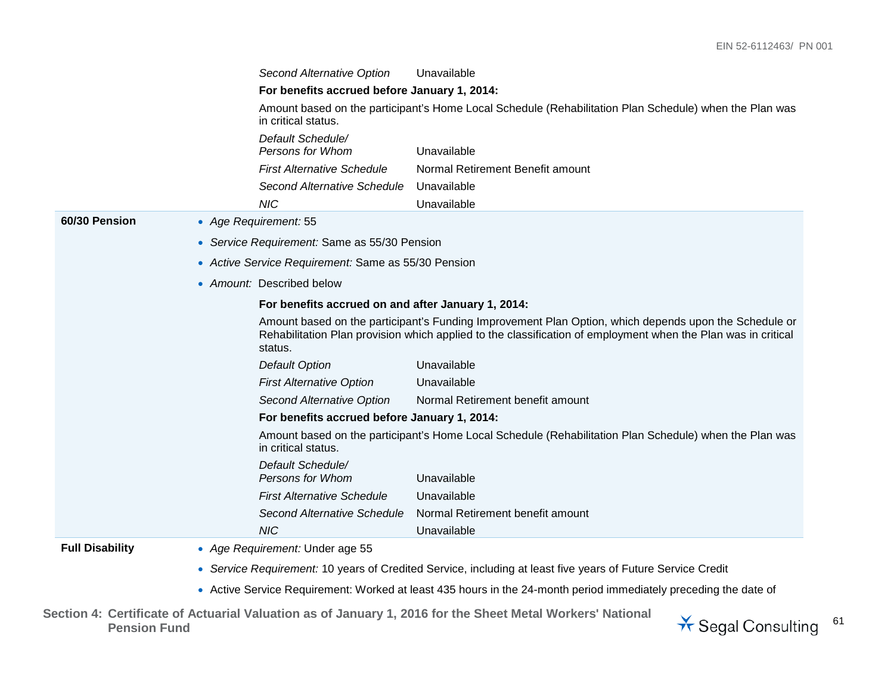*Second Alternative Option* Unavailable

**For benefits accrued before January 1, 2014:**

Amount based on the participant's Home Local Schedule (Rehabilitation Plan Schedule) when the Plan was in critical status.

| | |
|---|---|
| *Default Schedule/ Persons for Whom* | Unavailable |
| *First Alternative Schedule* | Normal Retirement Benefit amount |
| *Second Alternative Schedule* | Unavailable |
| *NIC* | Unavailable |

**60/30 Pension**

- *Age Requirement:* 55
- *Service Requirement:* Same as 55/30 Pension
- *Active Service Requirement:* Same as 55/30 Pension
- *Amount:* Described below

**For benefits accrued on and after January 1, 2014:**

Amount based on the participant's Funding Improvement Plan Option, which depends upon the Schedule or Rehabilitation Plan provision which applied to the classification of employment when the Plan was in critical status.

| | |
|---|---|
| *Default Option* | Unavailable |
| *First Alternative Option* | Unavailable |
| *Second Alternative Option* | Normal Retirement benefit amount |

**For benefits accrued before January 1, 2014:**

Amount based on the participant's Home Local Schedule (Rehabilitation Plan Schedule) when the Plan was in critical status.

| | |
|---|---|
| *Default Schedule/ Persons for Whom* | Unavailable |
| *First Alternative Schedule* | Unavailable |
| *Second Alternative Schedule* | Normal Retirement benefit amount |
| *NIC* | Unavailable |

**Full Disability**

- *Age Requirement:* Under age 55
- *Service Requirement:* 10 years of Credited Service, including at least five years of Future Service Credit
- Active Service Requirement: Worked at least 435 hours in the 24-month period immediately preceding the date of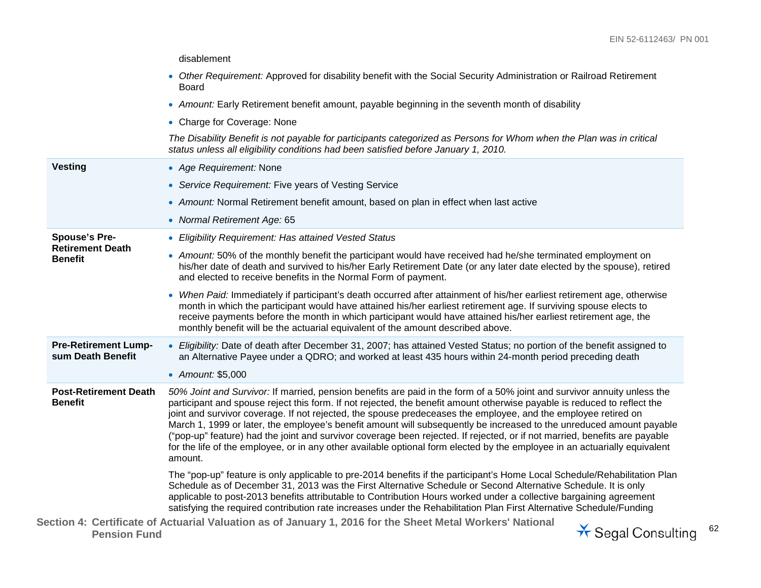| | |
|---|---|
| | disablement<br>• *Other Requirement:* Approved for disability benefit with the Social Security Administration or Railroad Retirement Board<br>• *Amount:* Early Retirement benefit amount, payable beginning in the seventh month of disability<br>• Charge for Coverage: None<br>*The Disability Benefit is not payable for participants categorized as Persons for Whom when the Plan was in critical status unless all eligibility conditions had been satisfied before January 1, 2010.* |
| **Vesting** | • *Age Requirement:* None<br>• *Service Requirement:* Five years of Vesting Service<br>• *Amount:* Normal Retirement benefit amount, based on plan in effect when last active<br>• *Normal Retirement Age:* 65 |
| **Spouse's Pre-Retirement Death Benefit** | • *Eligibility Requirement: Has attained Vested Status*<br>• *Amount:* 50% of the monthly benefit the participant would have received had he/she terminated employment on his/her date of death and survived to his/her Early Retirement Date (or any later date elected by the spouse), retired and elected to receive benefits in the Normal Form of payment.<br>• *When Paid:* Immediately if participant's death occurred after attainment of his/her earliest retirement age, otherwise month in which the participant would have attained his/her earliest retirement age. If surviving spouse elects to receive payments before the month in which participant would have attained his/her earliest retirement age, the monthly benefit will be the actuarial equivalent of the amount described above. |
| **Pre-Retirement Lump-sum Death Benefit** | • *Eligibility:* Date of death after December 31, 2007; has attained Vested Status; no portion of the benefit assigned to an Alternative Payee under a QDRO; and worked at least 435 hours within 24-month period preceding death<br>• *Amount:* $5,000 |
| **Post-Retirement Death Benefit** | *50% Joint and Survivor:* If married, pension benefits are paid in the form of a 50% joint and survivor annuity unless the participant and spouse reject this form. If not rejected, the benefit amount otherwise payable is reduced to reflect the joint and survivor coverage. If not rejected, the spouse predeceases the employee, and the employee retired on March 1, 1999 or later, the employee's benefit amount will subsequently be increased to the unreduced amount payable ("pop-up" feature) had the joint and survivor coverage been rejected. If rejected, or if not married, benefits are payable for the life of the employee, or in any other available optional form elected by the employee in an actuarially equivalent amount.<br>The "pop-up" feature is only applicable to pre-2014 benefits if the participant's Home Local Schedule/Rehabilitation Plan Schedule as of December 31, 2013 was the First Alternative Schedule or Second Alternative Schedule. It is only applicable to post-2013 benefits attributable to Contribution Hours worked under a collective bargaining agreement satisfying the required contribution rate increases under the Rehabilitation Plan First Alternative Schedule/Funding |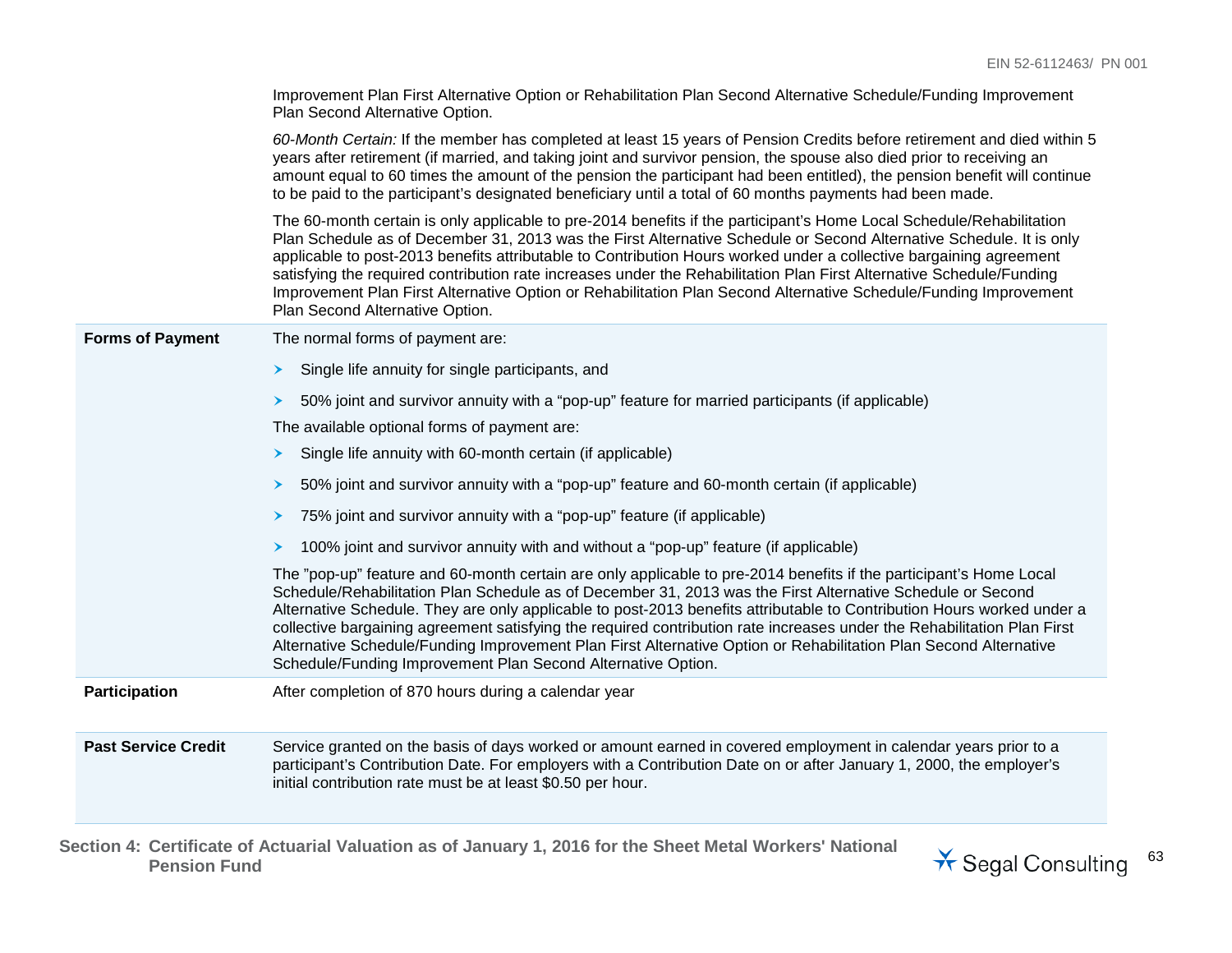| | |
|---|---|
| | Improvement Plan First Alternative Option or Rehabilitation Plan Second Alternative Schedule/Funding Improvement Plan Second Alternative Option.<br><br>*60-Month Certain:* If the member has completed at least 15 years of Pension Credits before retirement and died within 5 years after retirement (if married, and taking joint and survivor pension, the spouse also died prior to receiving an amount equal to 60 times the amount of the pension the participant had been entitled), the pension benefit will continue to be paid to the participant's designated beneficiary until a total of 60 months payments had been made.<br><br>The 60-month certain is only applicable to pre-2014 benefits if the participant's Home Local Schedule/Rehabilitation Plan Schedule as of December 31, 2013 was the First Alternative Schedule or Second Alternative Schedule. It is only applicable to post-2013 benefits attributable to Contribution Hours worked under a collective bargaining agreement satisfying the required contribution rate increases under the Rehabilitation Plan First Alternative Schedule/Funding Improvement Plan First Alternative Option or Rehabilitation Plan Second Alternative Schedule/Funding Improvement Plan Second Alternative Option. |
| **Forms of Payment** | The normal forms of payment are:<br>› Single life annuity for single participants, and<br>› 50% joint and survivor annuity with a "pop-up" feature for married participants (if applicable)<br><br>The available optional forms of payment are:<br>› Single life annuity with 60-month certain (if applicable)<br>› 50% joint and survivor annuity with a "pop-up" feature and 60-month certain (if applicable)<br>› 75% joint and survivor annuity with a "pop-up" feature (if applicable)<br>› 100% joint and survivor annuity with and without a "pop-up" feature (if applicable)<br><br>The "pop-up" feature and 60-month certain are only applicable to pre-2014 benefits if the participant's Home Local Schedule/Rehabilitation Plan Schedule as of December 31, 2013 was the First Alternative Schedule or Second Alternative Schedule. They are only applicable to post-2013 benefits attributable to Contribution Hours worked under a collective bargaining agreement satisfying the required contribution rate increases under the Rehabilitation Plan First Alternative Schedule/Funding Improvement Plan First Alternative Option or Rehabilitation Plan Second Alternative Schedule/Funding Improvement Plan Second Alternative Option. |
| **Participation** | After completion of 870 hours during a calendar year |
| **Past Service Credit** | Service granted on the basis of days worked or amount earned in covered employment in calendar years prior to a participant's Contribution Date. For employers with a Contribution Date on or after January 1, 2000, the employer's initial contribution rate must be at least $0.50 per hour. |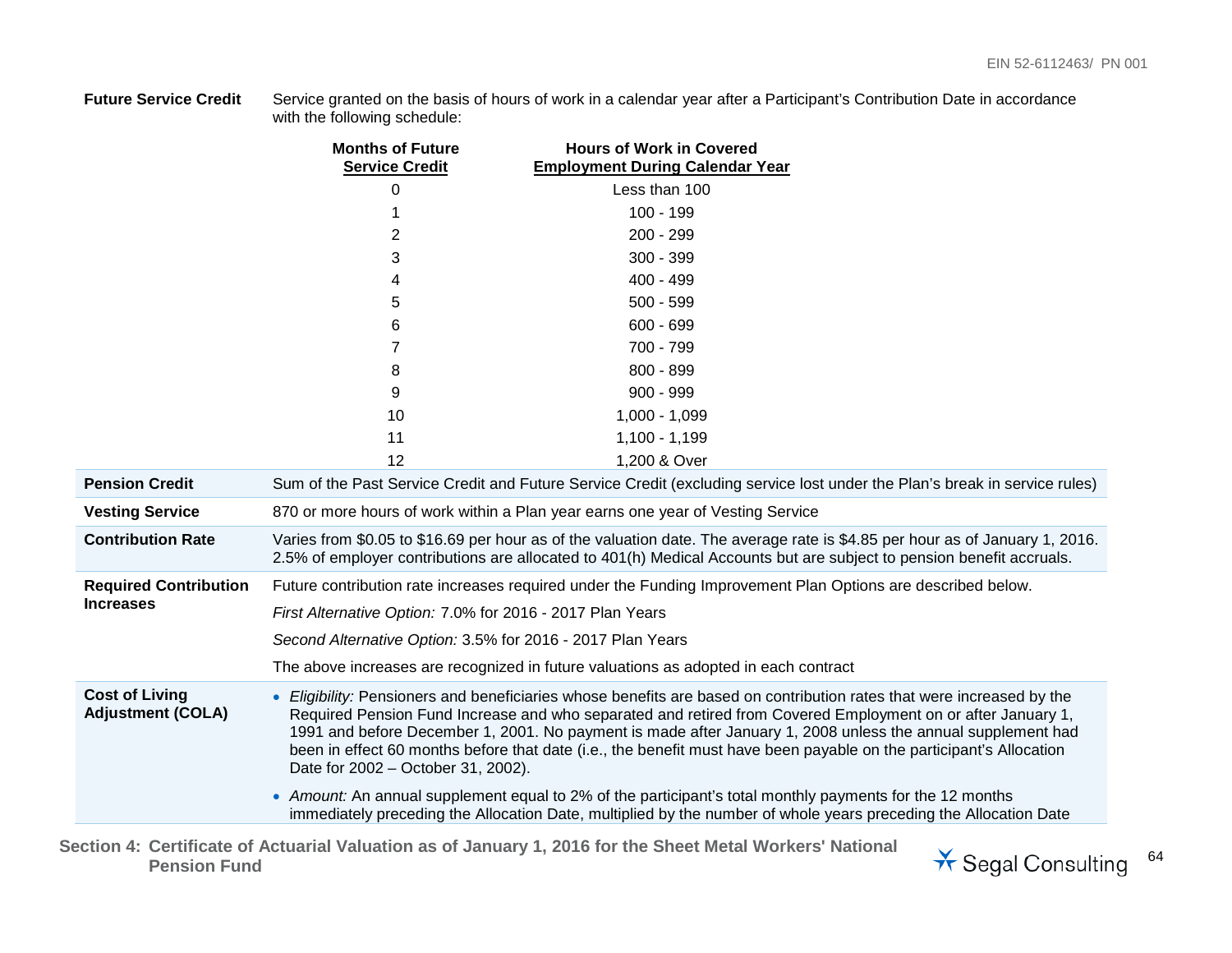**Future Service Credit** — Service granted on the basis of hours of work in a calendar year after a Participant's Contribution Date in accordance with the following schedule:

| Months of Future Service Credit | Hours of Work in Covered Employment During Calendar Year |
|---|---|
| 0 | Less than 100 |
| 1 | 100 - 199 |
| 2 | 200 - 299 |
| 3 | 300 - 399 |
| 4 | 400 - 499 |
| 5 | 500 - 599 |
| 6 | 600 - 699 |
| 7 | 700 - 799 |
| 8 | 800 - 899 |
| 9 | 900 - 999 |
| 10 | 1,000 - 1,099 |
| 11 | 1,100 - 1,199 |
| 12 | 1,200 & Over |

**Pension Credit** — Sum of the Past Service Credit and Future Service Credit (excluding service lost under the Plan's break in service rules)

**Vesting Service** — 870 or more hours of work within a Plan year earns one year of Vesting Service

**Contribution Rate** — Varies from $0.05 to $16.69 per hour as of the valuation date. The average rate is $4.85 per hour as of January 1, 2016. 2.5% of employer contributions are allocated to 401(h) Medical Accounts but are subject to pension benefit accruals.

**Required Contribution Increases** — Future contribution rate increases required under the Funding Improvement Plan Options are described below.

*First Alternative Option:* 7.0% for 2016 - 2017 Plan Years

*Second Alternative Option:* 3.5% for 2016 - 2017 Plan Years

The above increases are recognized in future valuations as adopted in each contract

**Cost of Living Adjustment (COLA)**

- *Eligibility:* Pensioners and beneficiaries whose benefits are based on contribution rates that were increased by the Required Pension Fund Increase and who separated and retired from Covered Employment on or after January 1, 1991 and before December 1, 2001. No payment is made after January 1, 2008 unless the annual supplement had been in effect 60 months before that date (i.e., the benefit must have been payable on the participant's Allocation Date for 2002 – October 31, 2002).
- *Amount:* An annual supplement equal to 2% of the participant's total monthly payments for the 12 months immediately preceding the Allocation Date, multiplied by the number of whole years preceding the Allocation Date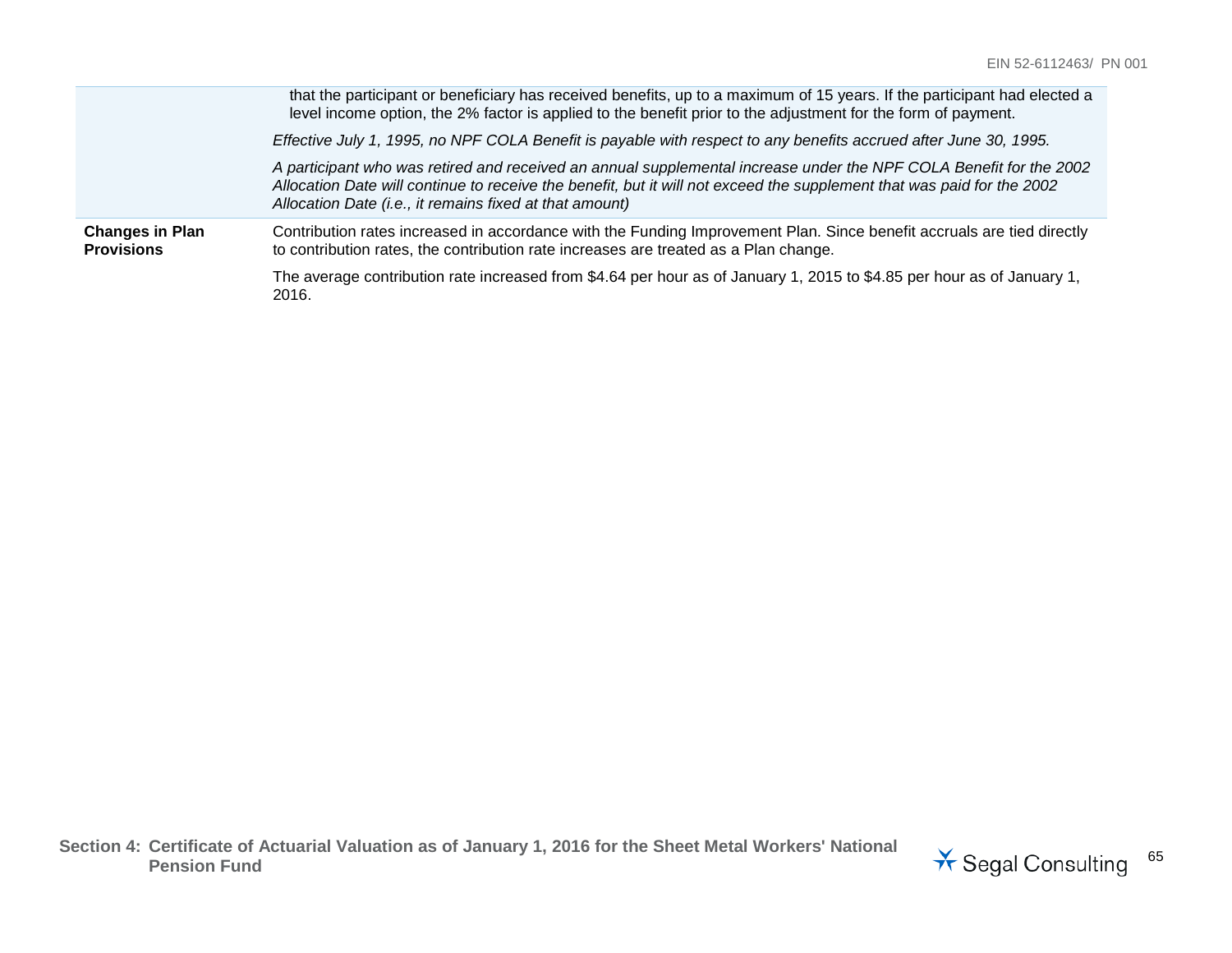| | |
|---|---|
| | that the participant or beneficiary has received benefits, up to a maximum of 15 years. If the participant had elected a level income option, the 2% factor is applied to the benefit prior to the adjustment for the form of payment.<br><br>*Effective July 1, 1995, no NPF COLA Benefit is payable with respect to any benefits accrued after June 30, 1995.*<br><br>*A participant who was retired and received an annual supplemental increase under the NPF COLA Benefit for the 2002 Allocation Date will continue to receive the benefit, but it will not exceed the supplement that was paid for the 2002 Allocation Date (i.e., it remains fixed at that amount)* |
| **Changes in Plan Provisions** | Contribution rates increased in accordance with the Funding Improvement Plan. Since benefit accruals are tied directly to contribution rates, the contribution rate increases are treated as a Plan change.<br><br>The average contribution rate increased from $4.64 per hour as of January 1, 2015 to $4.85 per hour as of January 1, 2016. |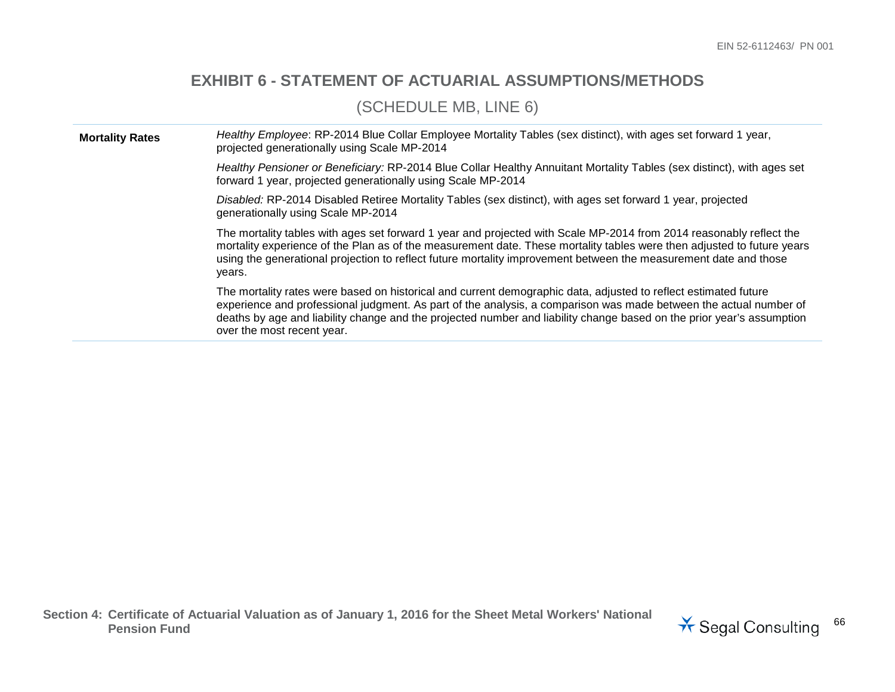## EXHIBIT 6 - STATEMENT OF ACTUARIAL ASSUMPTIONS/METHODS

### (SCHEDULE MB, LINE 6)

| | |
|---|---|
| **Mortality Rates** | *Healthy Employee*: RP-2014 Blue Collar Employee Mortality Tables (sex distinct), with ages set forward 1 year, projected generationally using Scale MP-2014<br><br>*Healthy Pensioner or Beneficiary:* RP-2014 Blue Collar Healthy Annuitant Mortality Tables (sex distinct), with ages set forward 1 year, projected generationally using Scale MP-2014<br><br>*Disabled:* RP-2014 Disabled Retiree Mortality Tables (sex distinct), with ages set forward 1 year, projected generationally using Scale MP-2014<br><br>The mortality tables with ages set forward 1 year and projected with Scale MP-2014 from 2014 reasonably reflect the mortality experience of the Plan as of the measurement date. These mortality tables were then adjusted to future years using the generational projection to reflect future mortality improvement between the measurement date and those years.<br><br>The mortality rates were based on historical and current demographic data, adjusted to reflect estimated future experience and professional judgment. As part of the analysis, a comparison was made between the actual number of deaths by age and liability change and the projected number and liability change based on the prior year's assumption over the most recent year. |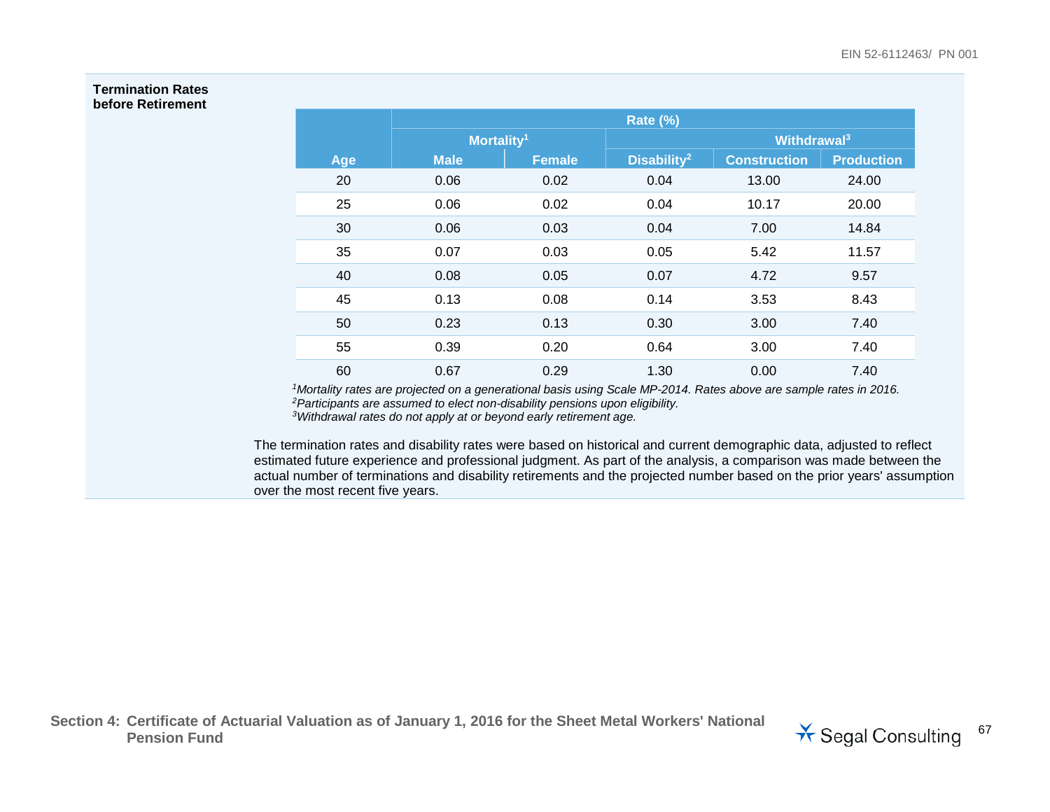**Termination Rates before Retirement**

| Age | Rate (%) | | | | |
|---|---|---|---|---|---|
| | Mortality[1] | | | Withdrawal[3] | |
| | Male | Female | Disability[2] | Construction | Production |
| 20 | 0.06 | 0.02 | 0.04 | 13.00 | 24.00 |
| 25 | 0.06 | 0.02 | 0.04 | 10.17 | 20.00 |
| 30 | 0.06 | 0.03 | 0.04 | 7.00 | 14.84 |
| 35 | 0.07 | 0.03 | 0.05 | 5.42 | 11.57 |
| 40 | 0.08 | 0.05 | 0.07 | 4.72 | 9.57 |
| 45 | 0.13 | 0.08 | 0.14 | 3.53 | 8.43 |
| 50 | 0.23 | 0.13 | 0.30 | 3.00 | 7.40 |
| 55 | 0.39 | 0.20 | 0.64 | 3.00 | 7.40 |
| 60 | 0.67 | 0.29 | 1.30 | 0.00 | 7.40 |

*[1]Mortality rates are projected on a generational basis using Scale MP-2014. Rates above are sample rates in 2016.*
*[2]Participants are assumed to elect non-disability pensions upon eligibility.*
*[3]Withdrawal rates do not apply at or beyond early retirement age.*

The termination rates and disability rates were based on historical and current demographic data, adjusted to reflect estimated future experience and professional judgment. As part of the analysis, a comparison was made between the actual number of terminations and disability retirements and the projected number based on the prior years' assumption over the most recent five years.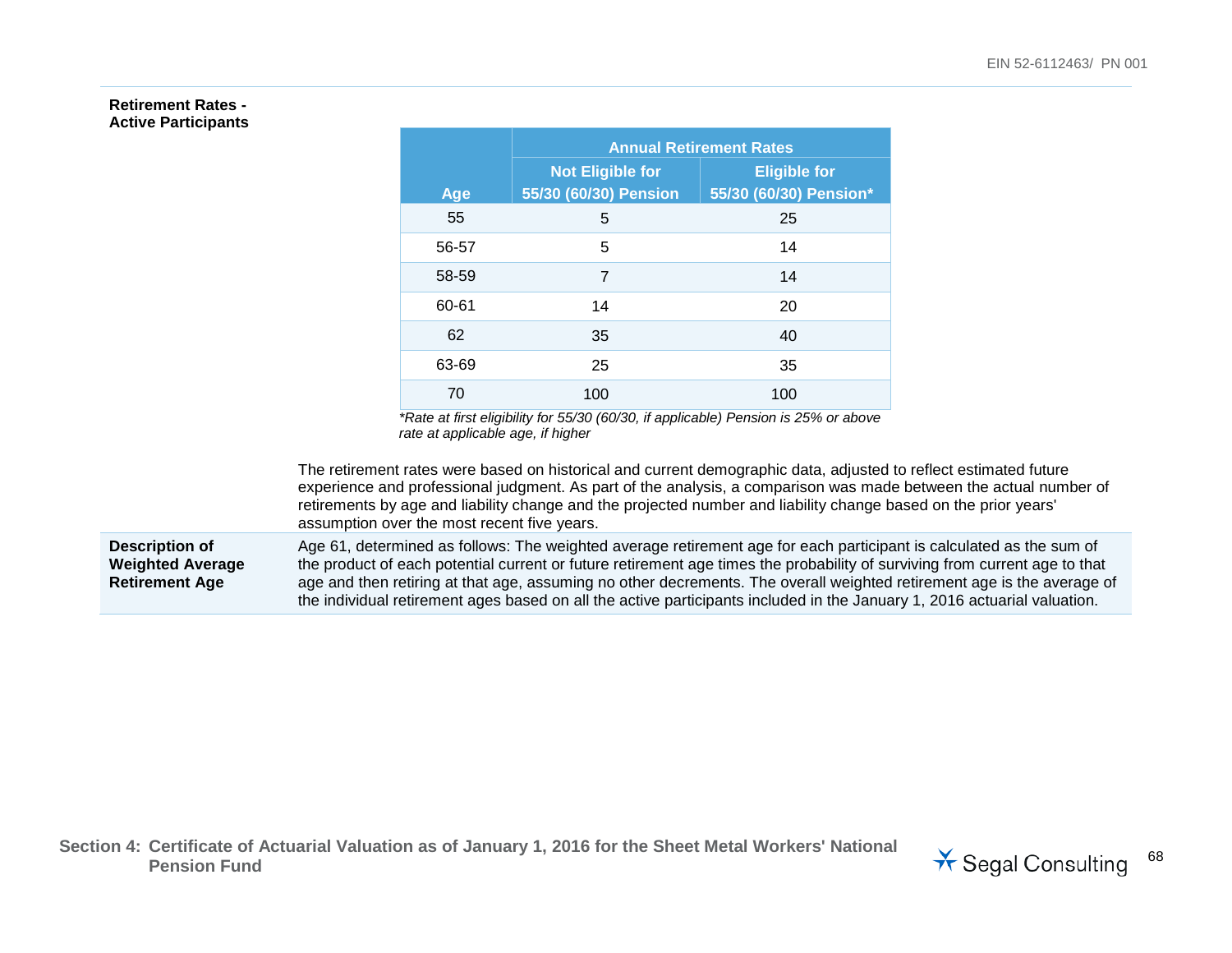**Retirement Rates - Active Participants**

| Age | Annual Retirement Rates | |
|---|---|---|
| | Not Eligible for 55/30 (60/30) Pension | Eligible for 55/30 (60/30) Pension* |
| 55 | 5 | 25 |
| 56-57 | 5 | 14 |
| 58-59 | 7 | 14 |
| 60-61 | 14 | 20 |
| 62 | 35 | 40 |
| 63-69 | 25 | 35 |
| 70 | 100 | 100 |

*\*Rate at first eligibility for 55/30 (60/30, if applicable) Pension is 25% or above rate at applicable age, if higher*

The retirement rates were based on historical and current demographic data, adjusted to reflect estimated future experience and professional judgment. As part of the analysis, a comparison was made between the actual number of retirements by age and liability change and the projected number and liability change based on the prior years' assumption over the most recent five years.

**Description of Weighted Average Retirement Age**

Age 61, determined as follows: The weighted average retirement age for each participant is calculated as the sum of the product of each potential current or future retirement age times the probability of surviving from current age to that age and then retiring at that age, assuming no other decrements. The overall weighted retirement age is the average of the individual retirement ages based on all the active participants included in the January 1, 2016 actuarial valuation.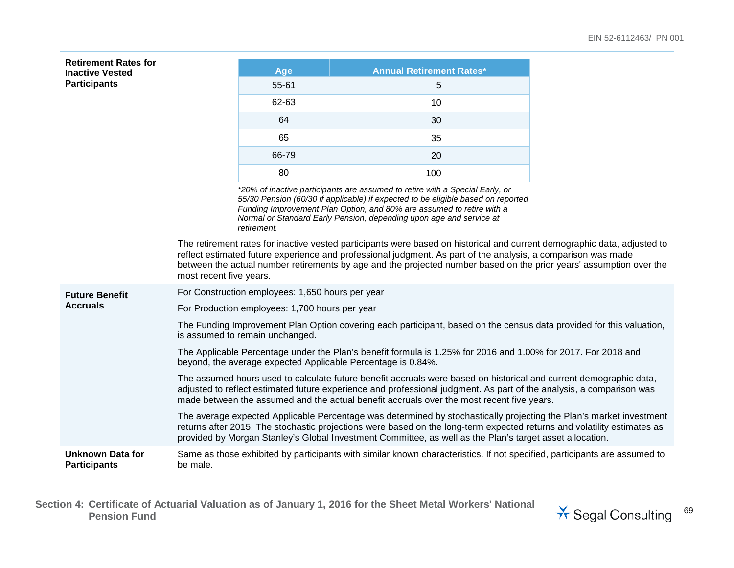**Retirement Rates for Inactive Vested Participants**

| Age | Annual Retirement Rates* |
|---|---|
| 55-61 | 5 |
| 62-63 | 10 |
| 64 | 30 |
| 65 | 35 |
| 66-79 | 20 |
| 80 | 100 |

*\*20% of inactive participants are assumed to retire with a Special Early, or 55/30 Pension (60/30 if applicable) if expected to be eligible based on reported Funding Improvement Plan Option, and 80% are assumed to retire with a Normal or Standard Early Pension, depending upon age and service at retirement.*

The retirement rates for inactive vested participants were based on historical and current demographic data, adjusted to reflect estimated future experience and professional judgment. As part of the analysis, a comparison was made between the actual number retirements by age and the projected number based on the prior years' assumption over the most recent five years.

**Future Benefit Accruals**

For Construction employees: 1,650 hours per year

For Production employees: 1,700 hours per year

The Funding Improvement Plan Option covering each participant, based on the census data provided for this valuation, is assumed to remain unchanged.

The Applicable Percentage under the Plan's benefit formula is 1.25% for 2016 and 1.00% for 2017. For 2018 and beyond, the average expected Applicable Percentage is 0.84%.

The assumed hours used to calculate future benefit accruals were based on historical and current demographic data, adjusted to reflect estimated future experience and professional judgment. As part of the analysis, a comparison was made between the assumed and the actual benefit accruals over the most recent five years.

The average expected Applicable Percentage was determined by stochastically projecting the Plan's market investment returns after 2015. The stochastic projections were based on the long-term expected returns and volatility estimates as provided by Morgan Stanley's Global Investment Committee, as well as the Plan's target asset allocation.

**Unknown Data for Participants**

Same as those exhibited by participants with similar known characteristics. If not specified, participants are assumed to be male.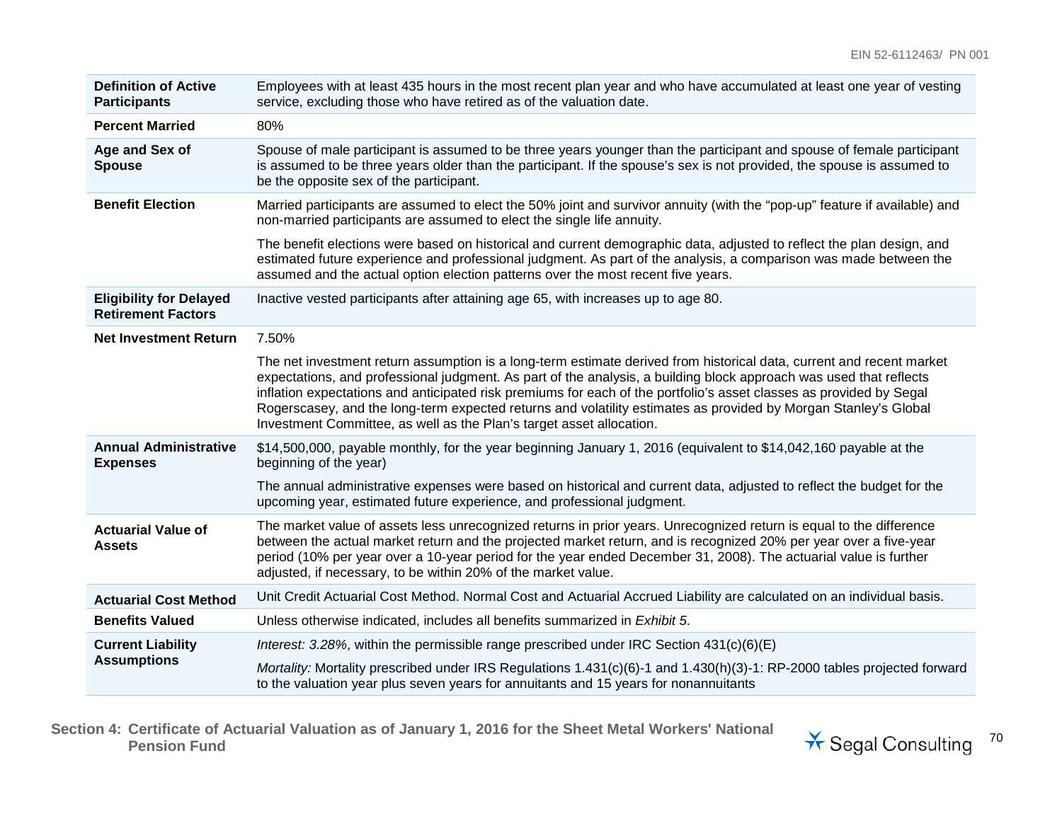| | |
|---|---|
| **Definition of Active Participants** | Employees with at least 435 hours in the most recent plan year and who have accumulated at least one year of vesting service, excluding those who have retired as of the valuation date. |
| **Percent Married** | 80% |
| **Age and Sex of Spouse** | Spouse of male participant is assumed to be three years younger than the participant and spouse of female participant is assumed to be three years older than the participant. If the spouse's sex is not provided, the spouse is assumed to be the opposite sex of the participant. |
| **Benefit Election** | Married participants are assumed to elect the 50% joint and survivor annuity (with the "pop-up" feature if available) and non-married participants are assumed to elect the single life annuity.<br><br>The benefit elections were based on historical and current demographic data, adjusted to reflect the plan design, and estimated future experience and professional judgment. As part of the analysis, a comparison was made between the assumed and the actual option election patterns over the most recent five years. |
| **Eligibility for Delayed Retirement Factors** | Inactive vested participants after attaining age 65, with increases up to age 80. |
| **Net Investment Return** | 7.50%<br><br>The net investment return assumption is a long-term estimate derived from historical data, current and recent market expectations, and professional judgment. As part of the analysis, a building block approach was used that reflects inflation expectations and anticipated risk premiums for each of the portfolio's asset classes as provided by Segal Rogerscasey, and the long-term expected returns and volatility estimates as provided by Morgan Stanley's Global Investment Committee, as well as the Plan's target asset allocation. |
| **Annual Administrative Expenses** | $14,500,000, payable monthly, for the year beginning January 1, 2016 (equivalent to $14,042,160 payable at the beginning of the year)<br><br>The annual administrative expenses were based on historical and current data, adjusted to reflect the budget for the upcoming year, estimated future experience, and professional judgment. |
| **Actuarial Value of Assets** | The market value of assets less unrecognized returns in prior years. Unrecognized return is equal to the difference between the actual market return and the projected market return, and is recognized 20% per year over a five-year period (10% per year over a 10-year period for the year ended December 31, 2008). The actuarial value is further adjusted, if necessary, to be within 20% of the market value. |
| **Actuarial Cost Method** | Unit Credit Actuarial Cost Method. Normal Cost and Actuarial Accrued Liability are calculated on an individual basis. |
| **Benefits Valued** | Unless otherwise indicated, includes all benefits summarized in *Exhibit 5*. |
| **Current Liability Assumptions** | *Interest: 3.28%*, within the permissible range prescribed under IRC Section 431(c)(6)(E)<br><br>*Mortality:* Mortality prescribed under IRS Regulations 1.431(c)(6)-1 and 1.430(h)(3)-1: RP-2000 tables projected forward to the valuation year plus seven years for annuitants and 15 years for nonannuitants |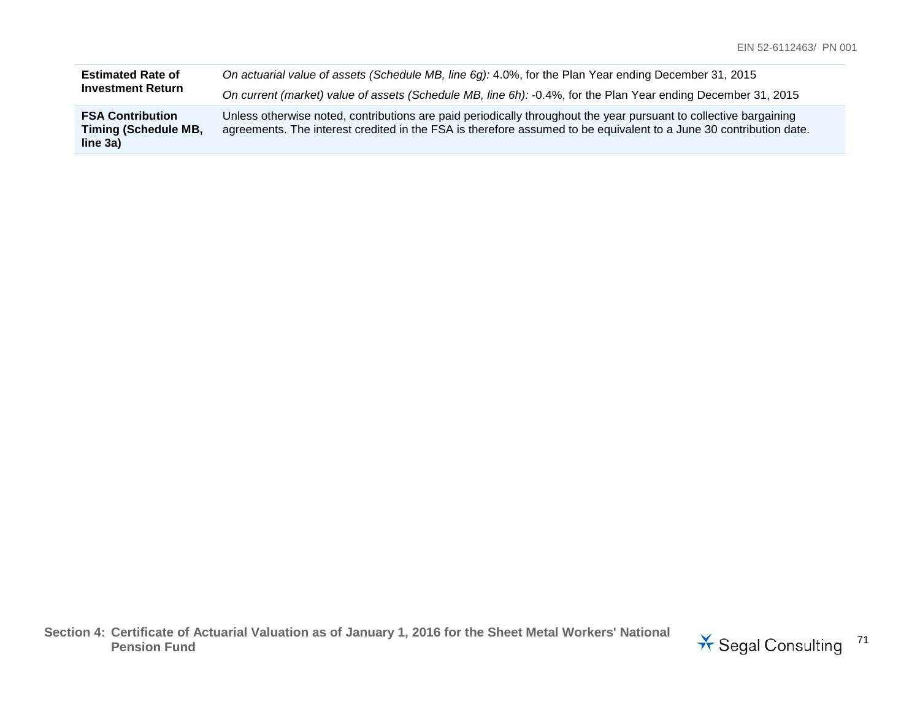| | |
|---|---|
| **Estimated Rate of Investment Return** | *On actuarial value of assets (Schedule MB, line 6g):* 4.0%, for the Plan Year ending December 31, 2015<br>*On current (market) value of assets (Schedule MB, line 6h):* -0.4%, for the Plan Year ending December 31, 2015 |
| **FSA Contribution Timing (Schedule MB, line 3a)** | Unless otherwise noted, contributions are paid periodically throughout the year pursuant to collective bargaining agreements. The interest credited in the FSA is therefore assumed to be equivalent to a June 30 contribution date. |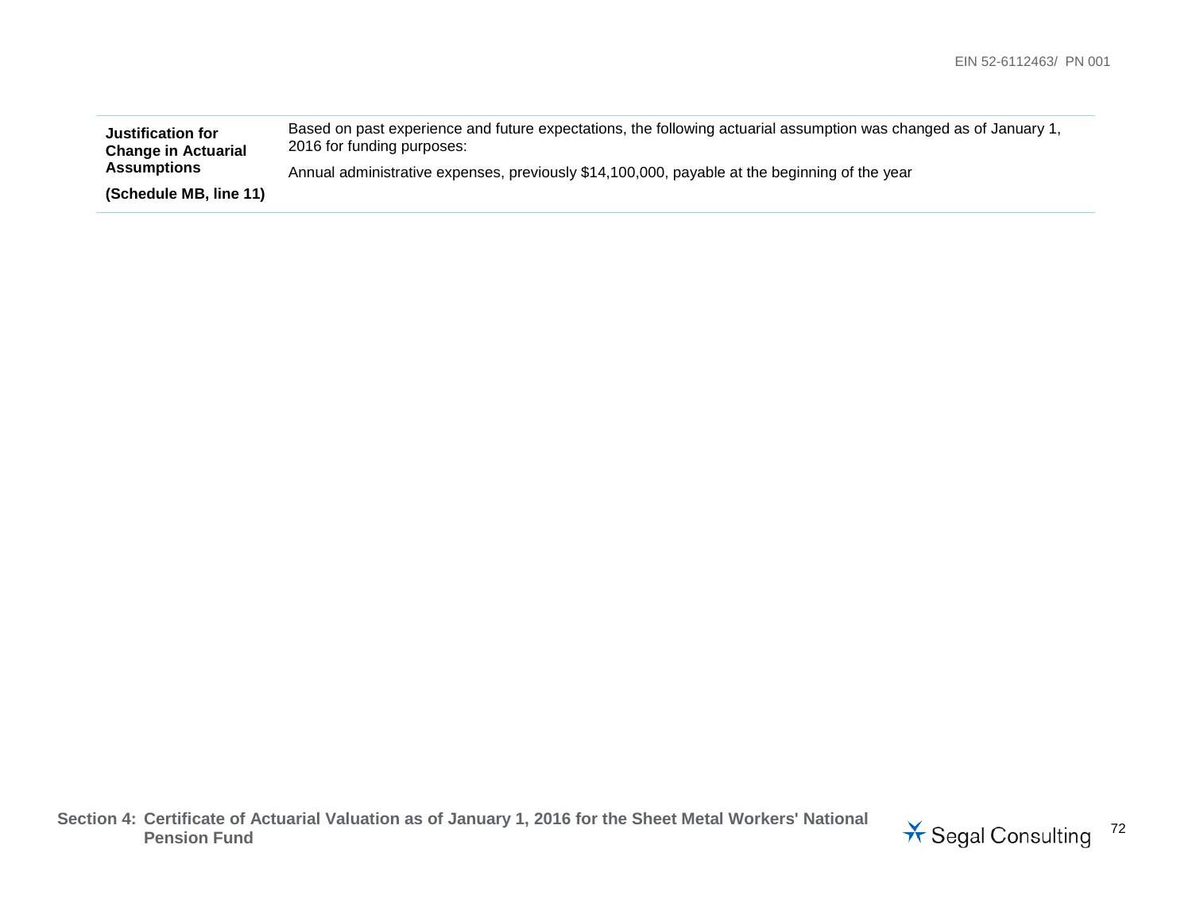| **Justification for Change in Actuarial Assumptions** **(Schedule MB, line 11)** | Based on past experience and future expectations, the following actuarial assumption was changed as of January 1, 2016 for funding purposes: Annual administrative expenses, previously $14,100,000, payable at the beginning of the year |
|---|---|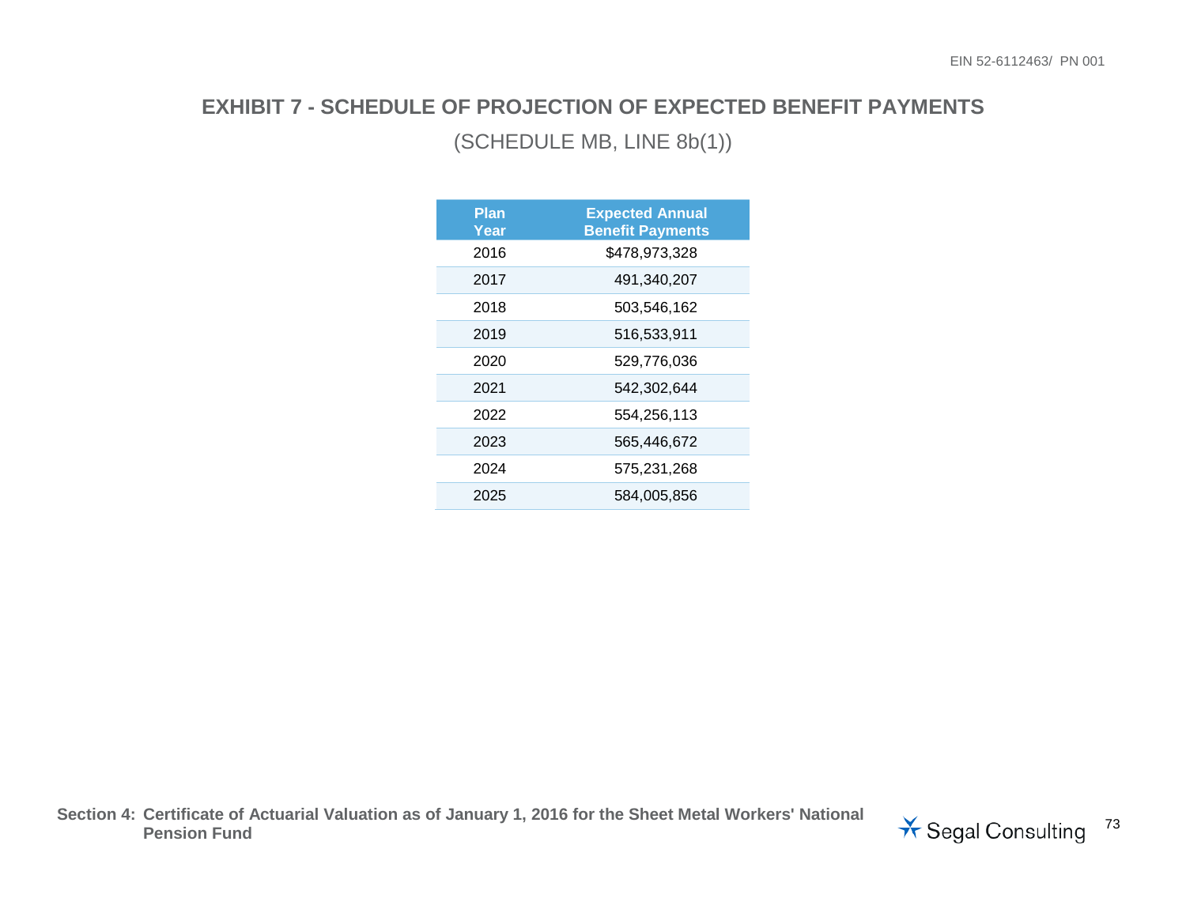## EXHIBIT 7 - SCHEDULE OF PROJECTION OF EXPECTED BENEFIT PAYMENTS

(SCHEDULE MB, LINE 8b(1))

| Plan Year | Expected Annual Benefit Payments |
|---|---|
| 2016 | $478,973,328 |
| 2017 | 491,340,207 |
| 2018 | 503,546,162 |
| 2019 | 516,533,911 |
| 2020 | 529,776,036 |
| 2021 | 542,302,644 |
| 2022 | 554,256,113 |
| 2023 | 565,446,672 |
| 2024 | 575,231,268 |
| 2025 | 584,005,856 |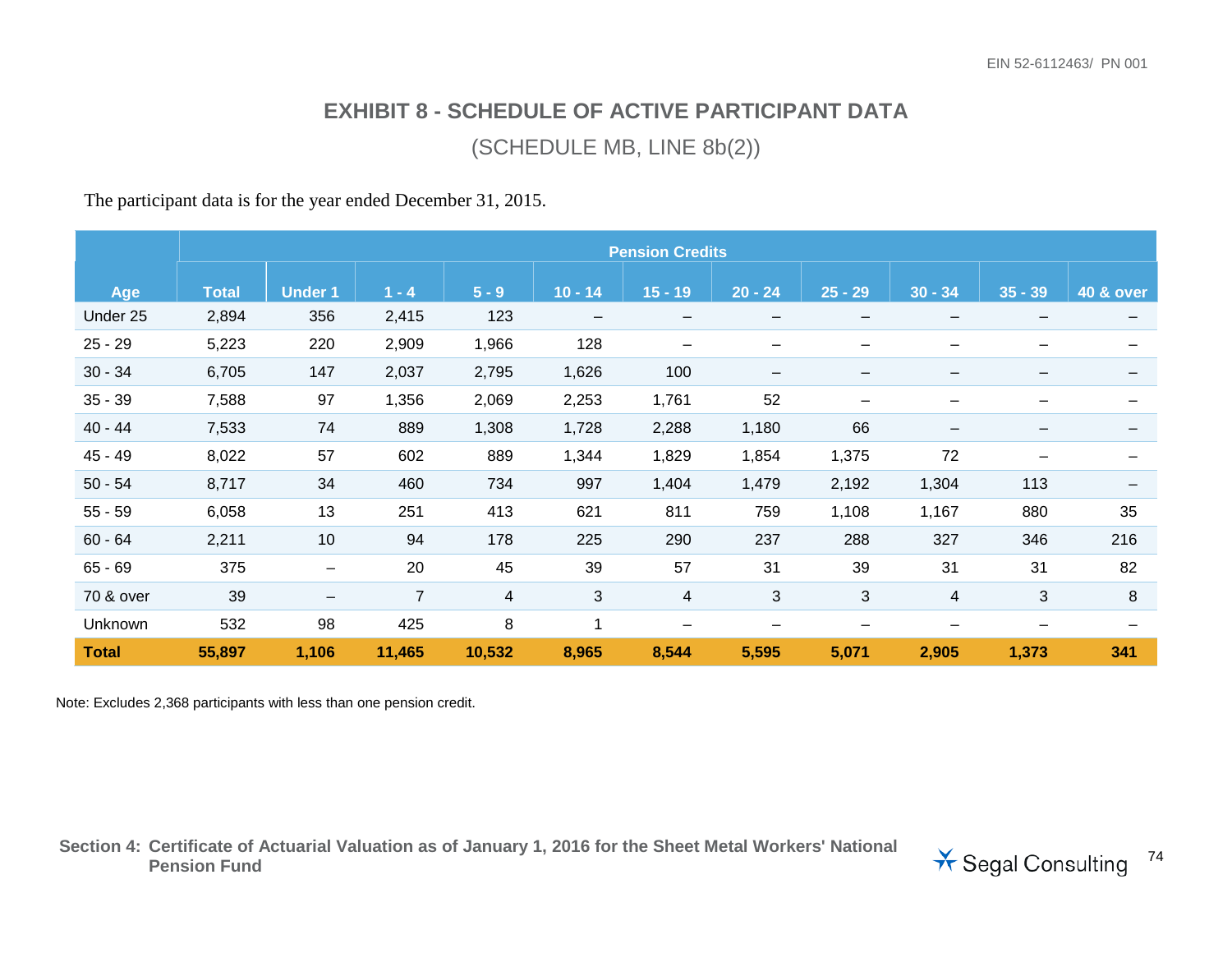# EXHIBIT 8 - SCHEDULE OF ACTIVE PARTICIPANT DATA

(SCHEDULE MB, LINE 8b(2))

The participant data is for the year ended December 31, 2015.

| | | Pension Credits | | | | | | | | | |
|---|---|---|---|---|---|---|---|---|---|---|---|
| **Age** | **Total** | **Under 1** | **1 - 4** | **5 - 9** | **10 - 14** | **15 - 19** | **20 - 24** | **25 - 29** | **30 - 34** | **35 - 39** | **40 & over** |
| Under 25 | 2,894 | 356 | 2,415 | 123 | – | – | – | – | – | – | – |
| 25 - 29 | 5,223 | 220 | 2,909 | 1,966 | 128 | – | – | – | – | – | – |
| 30 - 34 | 6,705 | 147 | 2,037 | 2,795 | 1,626 | 100 | – | – | – | – | – |
| 35 - 39 | 7,588 | 97 | 1,356 | 2,069 | 2,253 | 1,761 | 52 | – | – | – | – |
| 40 - 44 | 7,533 | 74 | 889 | 1,308 | 1,728 | 2,288 | 1,180 | 66 | – | – | – |
| 45 - 49 | 8,022 | 57 | 602 | 889 | 1,344 | 1,829 | 1,854 | 1,375 | 72 | – | – |
| 50 - 54 | 8,717 | 34 | 460 | 734 | 997 | 1,404 | 1,479 | 2,192 | 1,304 | 113 | – |
| 55 - 59 | 6,058 | 13 | 251 | 413 | 621 | 811 | 759 | 1,108 | 1,167 | 880 | 35 |
| 60 - 64 | 2,211 | 10 | 94 | 178 | 225 | 290 | 237 | 288 | 327 | 346 | 216 |
| 65 - 69 | 375 | – | 20 | 45 | 39 | 57 | 31 | 39 | 31 | 31 | 82 |
| 70 & over | 39 | – | 7 | 4 | 3 | 4 | 3 | 3 | 4 | 3 | 8 |
| Unknown | 532 | 98 | 425 | 8 | 1 | – | – | – | – | – | – |
| **Total** | **55,897** | **1,106** | **11,465** | **10,532** | **8,965** | **8,544** | **5,595** | **5,071** | **2,905** | **1,373** | **341** |

Note: Excludes 2,368 participants with less than one pension credit.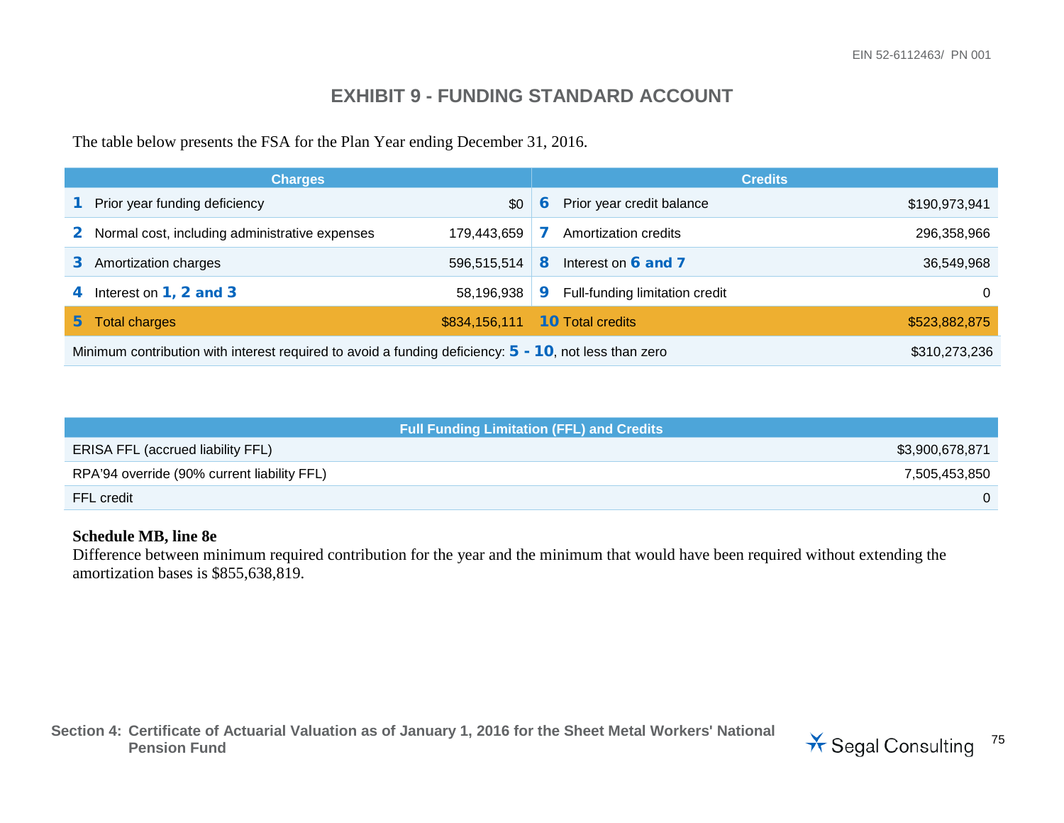# EXHIBIT 9 - FUNDING STANDARD ACCOUNT

The table below presents the FSA for the Plan Year ending December 31, 2016.

| Charges | | | Credits | | |
|---|---|---|---|---|---|
| 1 | Prior year funding deficiency | $0 | 6 | Prior year credit balance | $190,973,941 |
| 2 | Normal cost, including administrative expenses | 179,443,659 | 7 | Amortization credits | 296,358,966 |
| 3 | Amortization charges | 596,515,514 | 8 | Interest on 6 and 7 | 36,549,968 |
| 4 | Interest on 1, 2 and 3 | 58,196,938 | 9 | Full-funding limitation credit | 0 |
| 5 | Total charges | $834,156,111 | 10 | Total credits | $523,882,875 |
| Minimum contribution with interest required to avoid a funding deficiency: 5 - 10, not less than zero | | | | | $310,273,236 |

| Full Funding Limitation (FFL) and Credits | |
|---|---|
| ERISA FFL (accrued liability FFL) | $3,900,678,871 |
| RPA'94 override (90% current liability FFL) | 7,505,453,850 |
| FFL credit | 0 |

**Schedule MB, line 8e**

Difference between minimum required contribution for the year and the minimum that would have been required without extending the amortization bases is $855,638,819.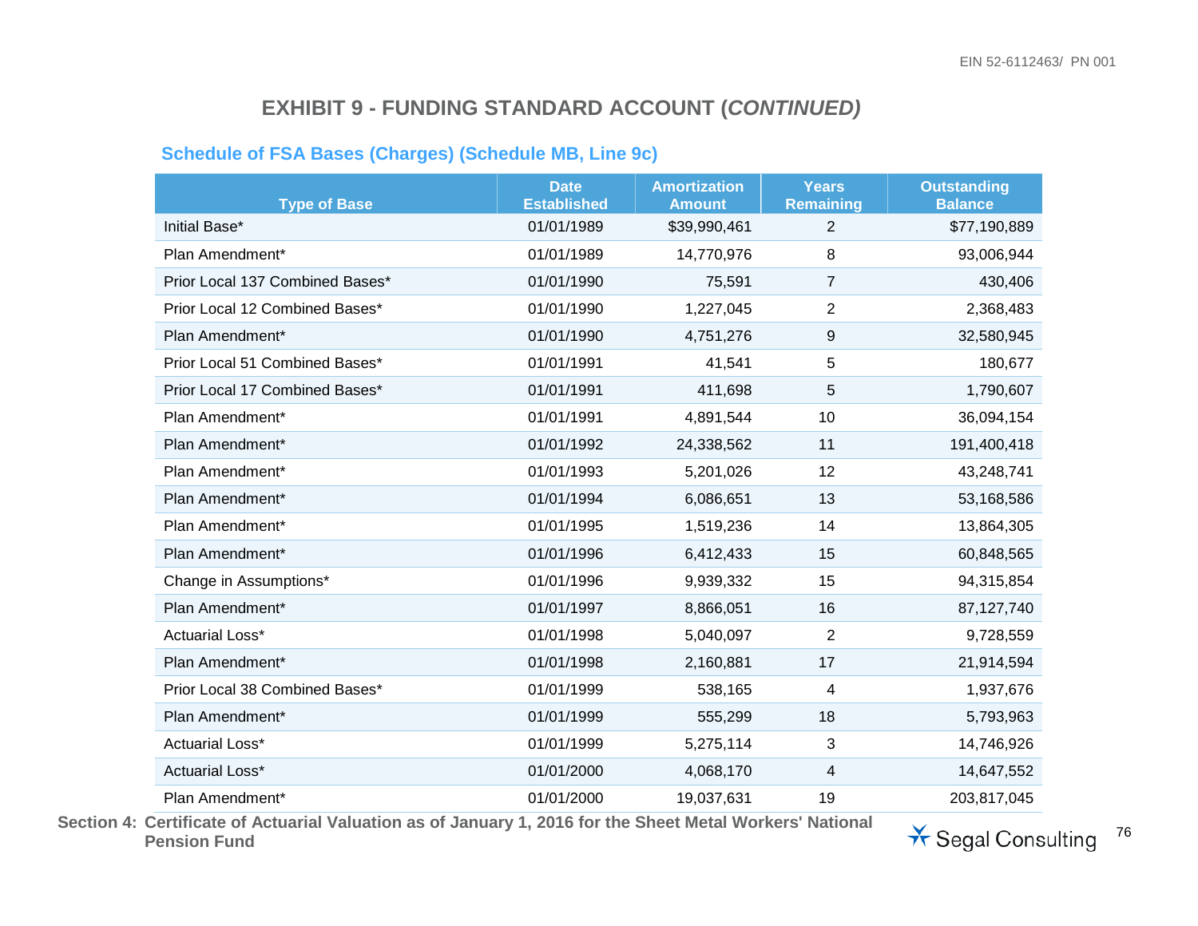## EXHIBIT 9 - FUNDING STANDARD ACCOUNT (*CONTINUED)*

### Schedule of FSA Bases (Charges) (Schedule MB, Line 9c)

| Type of Base | Date Established | Amortization Amount | Years Remaining | Outstanding Balance |
|---|---|---|---|---|
| Initial Base* | 01/01/1989 | $39,990,461 | 2 | $77,190,889 |
| Plan Amendment* | 01/01/1989 | 14,770,976 | 8 | 93,006,944 |
| Prior Local 137 Combined Bases* | 01/01/1990 | 75,591 | 7 | 430,406 |
| Prior Local 12 Combined Bases* | 01/01/1990 | 1,227,045 | 2 | 2,368,483 |
| Plan Amendment* | 01/01/1990 | 4,751,276 | 9 | 32,580,945 |
| Prior Local 51 Combined Bases* | 01/01/1991 | 41,541 | 5 | 180,677 |
| Prior Local 17 Combined Bases* | 01/01/1991 | 411,698 | 5 | 1,790,607 |
| Plan Amendment* | 01/01/1991 | 4,891,544 | 10 | 36,094,154 |
| Plan Amendment* | 01/01/1992 | 24,338,562 | 11 | 191,400,418 |
| Plan Amendment* | 01/01/1993 | 5,201,026 | 12 | 43,248,741 |
| Plan Amendment* | 01/01/1994 | 6,086,651 | 13 | 53,168,586 |
| Plan Amendment* | 01/01/1995 | 1,519,236 | 14 | 13,864,305 |
| Plan Amendment* | 01/01/1996 | 6,412,433 | 15 | 60,848,565 |
| Change in Assumptions* | 01/01/1996 | 9,939,332 | 15 | 94,315,854 |
| Plan Amendment* | 01/01/1997 | 8,866,051 | 16 | 87,127,740 |
| Actuarial Loss* | 01/01/1998 | 5,040,097 | 2 | 9,728,559 |
| Plan Amendment* | 01/01/1998 | 2,160,881 | 17 | 21,914,594 |
| Prior Local 38 Combined Bases* | 01/01/1999 | 538,165 | 4 | 1,937,676 |
| Plan Amendment* | 01/01/1999 | 555,299 | 18 | 5,793,963 |
| Actuarial Loss* | 01/01/1999 | 5,275,114 | 3 | 14,746,926 |
| Actuarial Loss* | 01/01/2000 | 4,068,170 | 4 | 14,647,552 |
| Plan Amendment* | 01/01/2000 | 19,037,631 | 19 | 203,817,045 |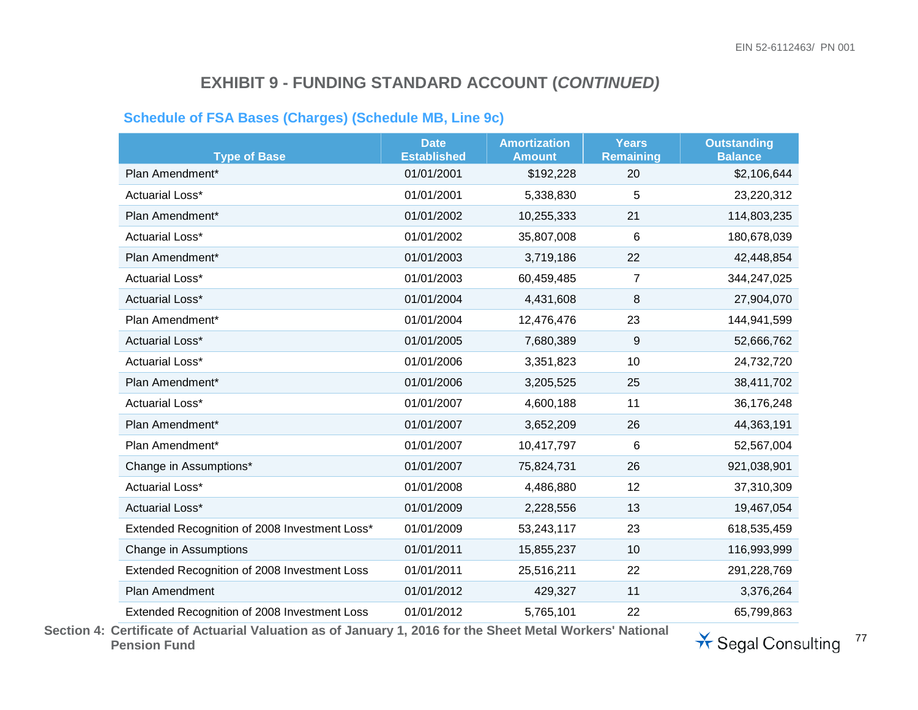## EXHIBIT 9 - FUNDING STANDARD ACCOUNT (*CONTINUED)*

### Schedule of FSA Bases (Charges) (Schedule MB, Line 9c)

| Type of Base | Date Established | Amortization Amount | Years Remaining | Outstanding Balance |
|---|---|---|---|---|
| Plan Amendment* | 01/01/2001 | $192,228 | 20 | $2,106,644 |
| Actuarial Loss* | 01/01/2001 | 5,338,830 | 5 | 23,220,312 |
| Plan Amendment* | 01/01/2002 | 10,255,333 | 21 | 114,803,235 |
| Actuarial Loss* | 01/01/2002 | 35,807,008 | 6 | 180,678,039 |
| Plan Amendment* | 01/01/2003 | 3,719,186 | 22 | 42,448,854 |
| Actuarial Loss* | 01/01/2003 | 60,459,485 | 7 | 344,247,025 |
| Actuarial Loss* | 01/01/2004 | 4,431,608 | 8 | 27,904,070 |
| Plan Amendment* | 01/01/2004 | 12,476,476 | 23 | 144,941,599 |
| Actuarial Loss* | 01/01/2005 | 7,680,389 | 9 | 52,666,762 |
| Actuarial Loss* | 01/01/2006 | 3,351,823 | 10 | 24,732,720 |
| Plan Amendment* | 01/01/2006 | 3,205,525 | 25 | 38,411,702 |
| Actuarial Loss* | 01/01/2007 | 4,600,188 | 11 | 36,176,248 |
| Plan Amendment* | 01/01/2007 | 3,652,209 | 26 | 44,363,191 |
| Plan Amendment* | 01/01/2007 | 10,417,797 | 6 | 52,567,004 |
| Change in Assumptions* | 01/01/2007 | 75,824,731 | 26 | 921,038,901 |
| Actuarial Loss* | 01/01/2008 | 4,486,880 | 12 | 37,310,309 |
| Actuarial Loss* | 01/01/2009 | 2,228,556 | 13 | 19,467,054 |
| Extended Recognition of 2008 Investment Loss* | 01/01/2009 | 53,243,117 | 23 | 618,535,459 |
| Change in Assumptions | 01/01/2011 | 15,855,237 | 10 | 116,993,999 |
| Extended Recognition of 2008 Investment Loss | 01/01/2011 | 25,516,211 | 22 | 291,228,769 |
| Plan Amendment | 01/01/2012 | 429,327 | 11 | 3,376,264 |
| Extended Recognition of 2008 Investment Loss | 01/01/2012 | 5,765,101 | 22 | 65,799,863 |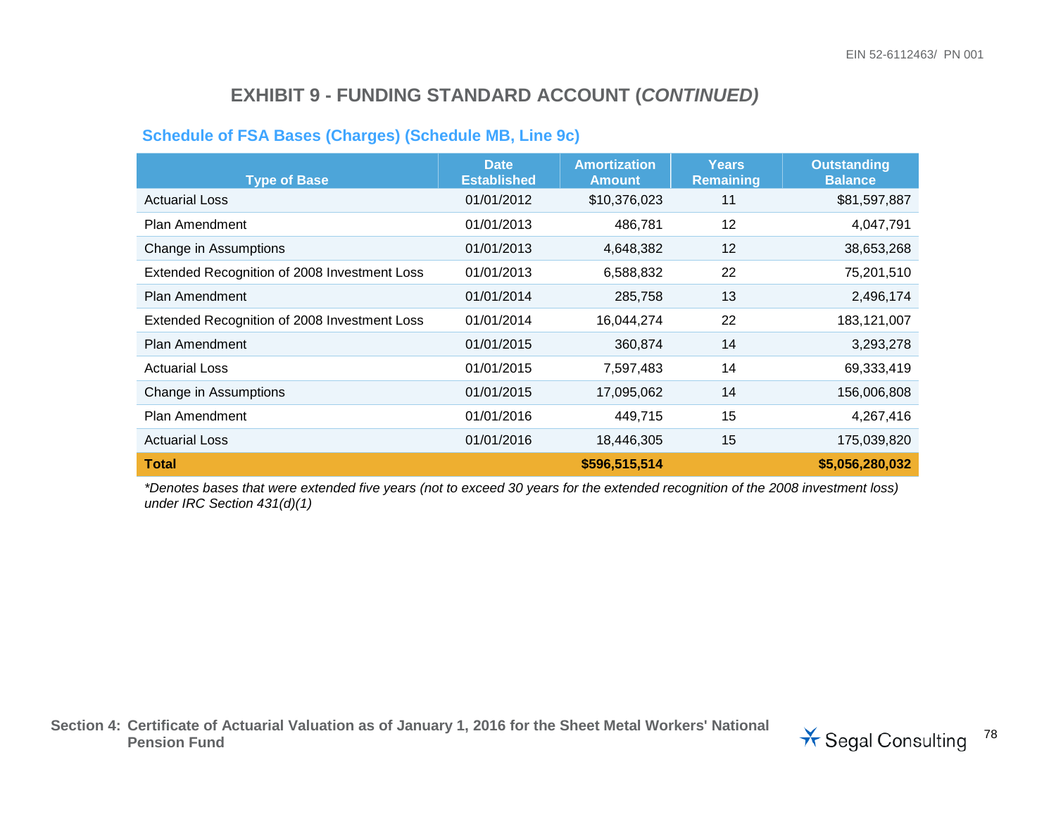# EXHIBIT 9 - FUNDING STANDARD ACCOUNT (*CONTINUED)*

## Schedule of FSA Bases (Charges) (Schedule MB, Line 9c)

| Type of Base | Date Established | Amortization Amount | Years Remaining | Outstanding Balance |
|---|---|---|---|---|
| Actuarial Loss | 01/01/2012 | $10,376,023 | 11 | $81,597,887 |
| Plan Amendment | 01/01/2013 | 486,781 | 12 | 4,047,791 |
| Change in Assumptions | 01/01/2013 | 4,648,382 | 12 | 38,653,268 |
| Extended Recognition of 2008 Investment Loss | 01/01/2013 | 6,588,832 | 22 | 75,201,510 |
| Plan Amendment | 01/01/2014 | 285,758 | 13 | 2,496,174 |
| Extended Recognition of 2008 Investment Loss | 01/01/2014 | 16,044,274 | 22 | 183,121,007 |
| Plan Amendment | 01/01/2015 | 360,874 | 14 | 3,293,278 |
| Actuarial Loss | 01/01/2015 | 7,597,483 | 14 | 69,333,419 |
| Change in Assumptions | 01/01/2015 | 17,095,062 | 14 | 156,006,808 |
| Plan Amendment | 01/01/2016 | 449,715 | 15 | 4,267,416 |
| Actuarial Loss | 01/01/2016 | 18,446,305 | 15 | 175,039,820 |
| **Total** | | **$596,515,514** | | **$5,056,280,032** |

*\*Denotes bases that were extended five years (not to exceed 30 years for the extended recognition of the 2008 investment loss) under IRC Section 431(d)(1)*

**Section 4: Certificate of Actuarial Valuation as of January 1, 2016 for the Sheet Metal Workers' National Pension Fund**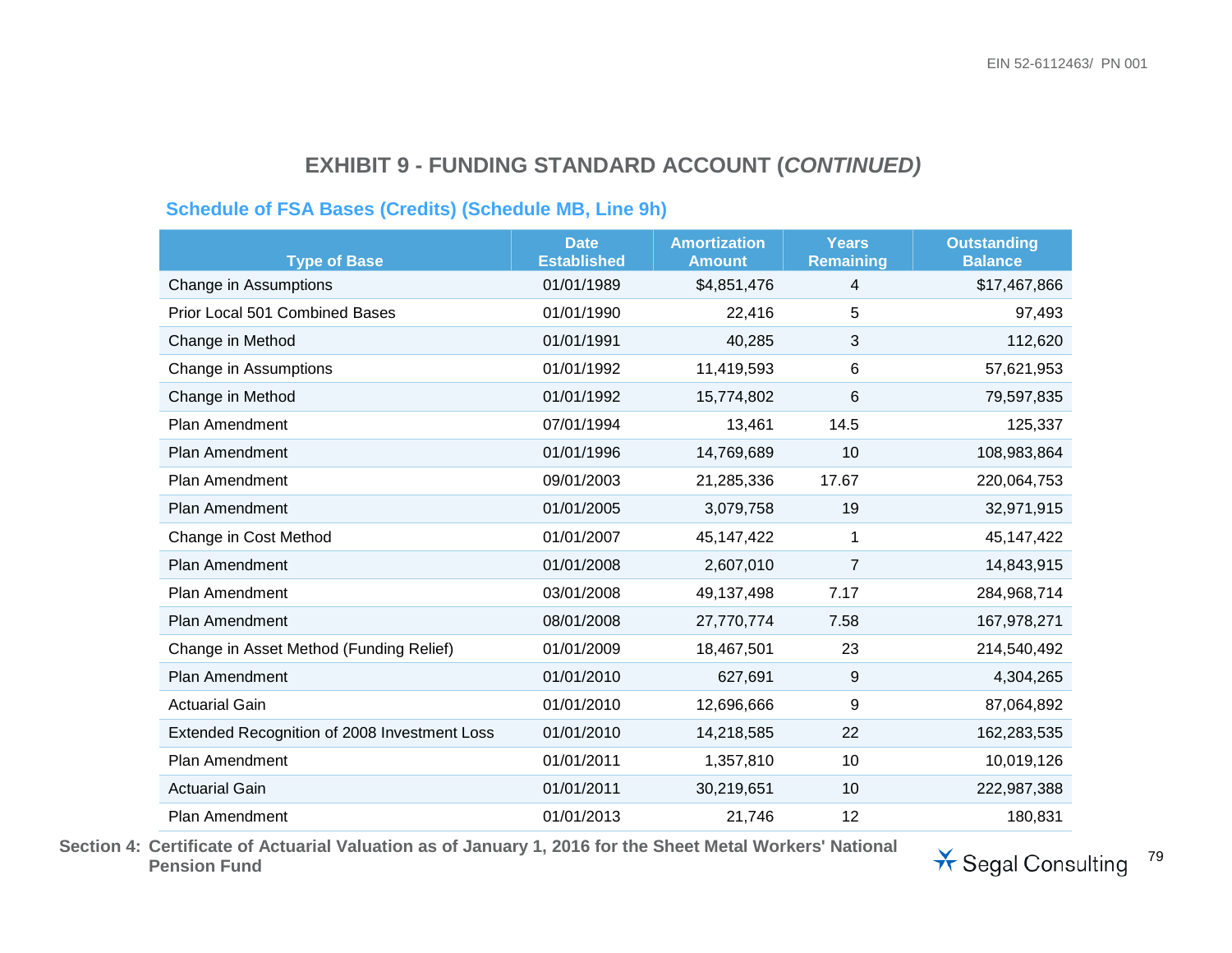# EXHIBIT 9 - FUNDING STANDARD ACCOUNT (*CONTINUED)*

## Schedule of FSA Bases (Credits) (Schedule MB, Line 9h)

| Type of Base | Date Established | Amortization Amount | Years Remaining | Outstanding Balance |
|---|---|---|---|---|
| Change in Assumptions | 01/01/1989 | $4,851,476 | 4 | $17,467,866 |
| Prior Local 501 Combined Bases | 01/01/1990 | 22,416 | 5 | 97,493 |
| Change in Method | 01/01/1991 | 40,285 | 3 | 112,620 |
| Change in Assumptions | 01/01/1992 | 11,419,593 | 6 | 57,621,953 |
| Change in Method | 01/01/1992 | 15,774,802 | 6 | 79,597,835 |
| Plan Amendment | 07/01/1994 | 13,461 | 14.5 | 125,337 |
| Plan Amendment | 01/01/1996 | 14,769,689 | 10 | 108,983,864 |
| Plan Amendment | 09/01/2003 | 21,285,336 | 17.67 | 220,064,753 |
| Plan Amendment | 01/01/2005 | 3,079,758 | 19 | 32,971,915 |
| Change in Cost Method | 01/01/2007 | 45,147,422 | 1 | 45,147,422 |
| Plan Amendment | 01/01/2008 | 2,607,010 | 7 | 14,843,915 |
| Plan Amendment | 03/01/2008 | 49,137,498 | 7.17 | 284,968,714 |
| Plan Amendment | 08/01/2008 | 27,770,774 | 7.58 | 167,978,271 |
| Change in Asset Method (Funding Relief) | 01/01/2009 | 18,467,501 | 23 | 214,540,492 |
| Plan Amendment | 01/01/2010 | 627,691 | 9 | 4,304,265 |
| Actuarial Gain | 01/01/2010 | 12,696,666 | 9 | 87,064,892 |
| Extended Recognition of 2008 Investment Loss | 01/01/2010 | 14,218,585 | 22 | 162,283,535 |
| Plan Amendment | 01/01/2011 | 1,357,810 | 10 | 10,019,126 |
| Actuarial Gain | 01/01/2011 | 30,219,651 | 10 | 222,987,388 |
| Plan Amendment | 01/01/2013 | 21,746 | 12 | 180,831 |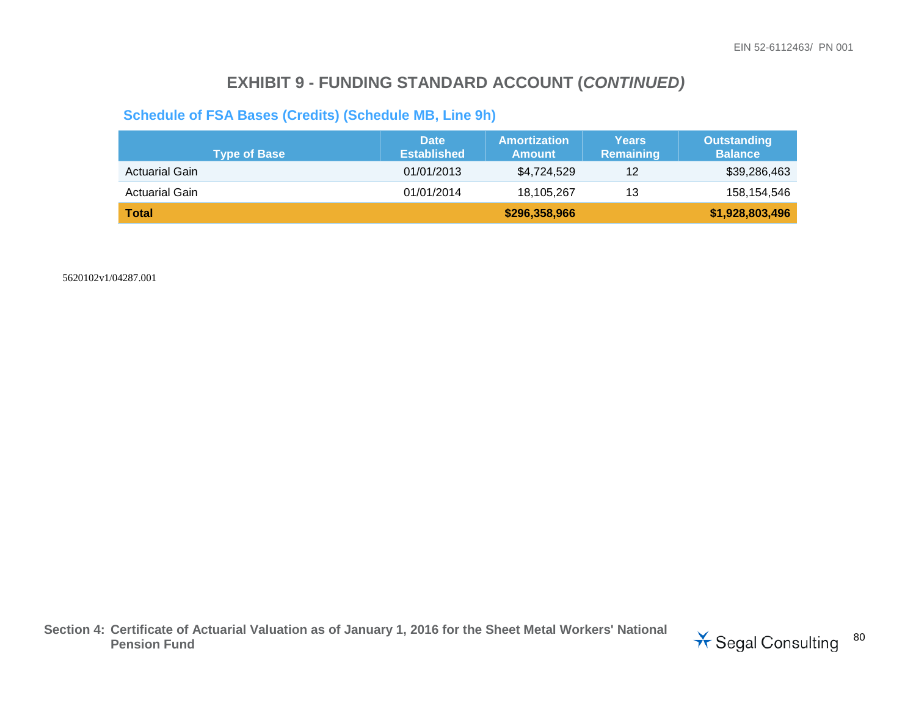# EXHIBIT 9 - FUNDING STANDARD ACCOUNT (*CONTINUED)*

### Schedule of FSA Bases (Credits) (Schedule MB, Line 9h)

| Type of Base | Date Established | Amortization Amount | Years Remaining | Outstanding Balance |
|---|---|---|---|---|
| Actuarial Gain | 01/01/2013 | $4,724,529 | 12 | $39,286,463 |
| Actuarial Gain | 01/01/2014 | 18,105,267 | 13 | 158,154,546 |
| **Total** | | **$296,358,966** | | **$1,928,803,496** |

5620102v1/04287.001